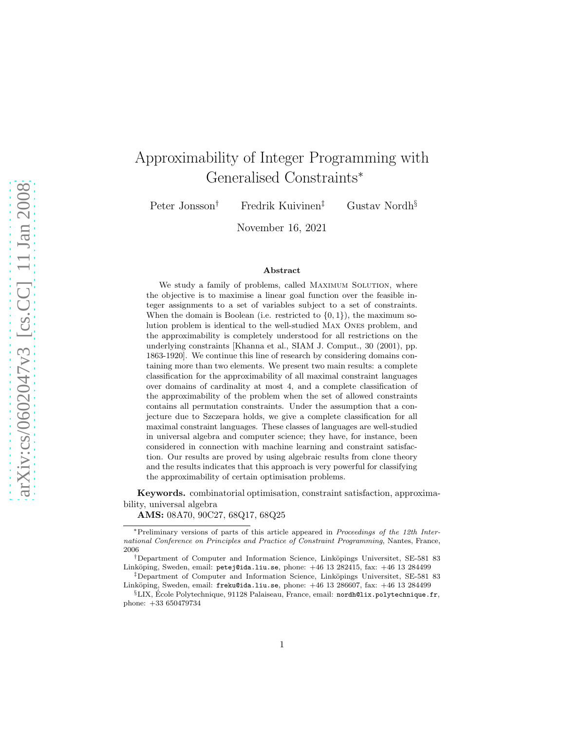# Approximability of Integer Programming with Generalised Constraints*

Peter Jonsson[†] Fredrik Kuivinen[‡] Gustav Nordh[§]

November 16, 2021

### Abstract

We study a family of problems, called Maximum Solution, where the objective is to maximise a linear goal function over the feasible integer assignments to a set of variables subject to a set of constraints. When the domain is Boolean (i.e. restricted to $\{0, 1\}$), the maximum solution problem is identical to the well-studied Max Ones problem, and the approximability is completely understood for all restrictions on the underlying constraints [Khanna et al., SIAM J. Comput., 30 (2001), pp. 1863-1920]. We continue this line of research by considering domains containing more than two elements. We present two main results: a complete classification for the approximability of all maximal constraint languages over domains of cardinality at most 4, and a complete classification of the approximability of the problem when the set of allowed constraints contains all permutation constraints. Under the assumption that a conjecture due to Szczepara holds, we give a complete classification for all maximal constraint languages. These classes of languages are well-studied in universal algebra and computer science; they have, for instance, been considered in connection with machine learning and constraint satisfaction. Our results are proved by using algebraic results from clone theory and the results indicates that this approach is very powerful for classifying the approximability of certain optimisation problems.

**Keywords.** combinatorial optimisation, constraint satisfaction, approximability, universal algebra

**AMS:** 08A70, 90C27, 68Q17, 68Q25

---

*Preliminary versions of parts of this article appeared in *Proceedings of the 12th International Conference on Principles and Practice of Constraint Programming*, Nantes, France, 2006

[†]Department of Computer and Information Science, Linköpings Universitet, SE-581 83 Linköping, Sweden, email: petej@ida.liu.se, phone: +46 13 282415, fax: +46 13 284499

[‡]Department of Computer and Information Science, Linköpings Universitet, SE-581 83 Linköping, Sweden, email: freku@ida.liu.se, phone: +46 13 286607, fax: +46 13 284499

[§]LIX, École Polytechnique, 91128 Palaiseau, France, email: nordh@lix.polytechnique.fr, phone: +33 650479734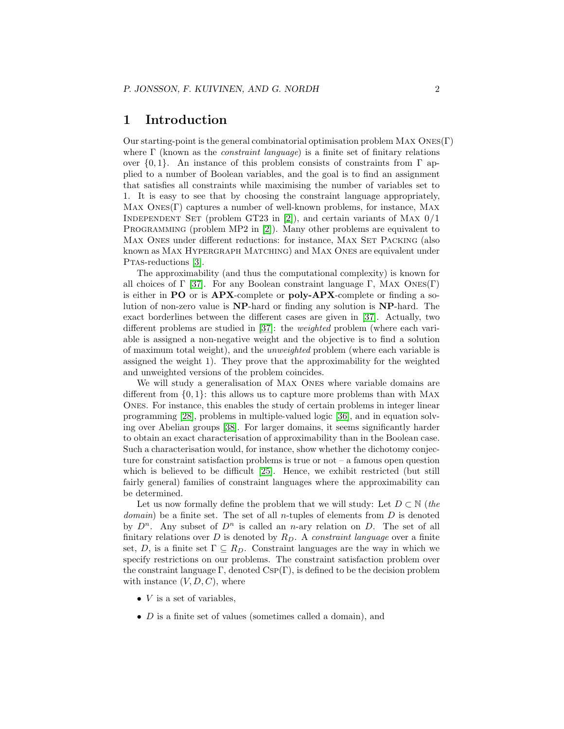# 1 Introduction

Our starting-point is the general combinatorial optimisation problem Max Ones($\Gamma$) where $\Gamma$ (known as the *constraint language*) is a finite set of finitary relations over $\{0, 1\}$. An instance of this problem consists of constraints from $\Gamma$ applied to a number of Boolean variables, and the goal is to find an assignment that satisfies all constraints while maximising the number of variables set to 1. It is easy to see that by choosing the constraint language appropriately, Max Ones($\Gamma$) captures a number of well-known problems, for instance, Max Independent Set (problem GT23 in [2]), and certain variants of Max 0/1 Programming (problem MP2 in [2]). Many other problems are equivalent to Max Ones under different reductions: for instance, Max Set Packing (also known as Max Hypergraph Matching) and Max Ones are equivalent under Ptas-reductions [3].

The approximability (and thus the computational complexity) is known for all choices of $\Gamma$ [37]. For any Boolean constraint language $\Gamma$, Max Ones($\Gamma$) is either in **PO** or is **APX**-complete or **poly-APX**-complete or finding a solution of non-zero value is **NP**-hard or finding any solution is **NP**-hard. The exact borderlines between the different cases are given in [37]. Actually, two different problems are studied in [37]: the *weighted* problem (where each variable is assigned a non-negative weight and the objective is to find a solution of maximum total weight), and the *unweighted* problem (where each variable is assigned the weight 1). They prove that the approximability for the weighted and unweighted versions of the problem coincides.

We will study a generalisation of Max Ones where variable domains are different from $\{0, 1\}$: this allows us to capture more problems than with Max Ones. For instance, this enables the study of certain problems in integer linear programming [28], problems in multiple-valued logic [36], and in equation solving over Abelian groups [38]. For larger domains, it seems significantly harder to obtain an exact characterisation of approximability than in the Boolean case. Such a characterisation would, for instance, show whether the dichotomy conjecture for constraint satisfaction problems is true or not – a famous open question which is believed to be difficult [25]. Hence, we exhibit restricted (but still fairly general) families of constraint languages where the approximability can be determined.

Let us now formally define the problem that we will study: Let $D \subset \mathbb{N}$ (*the domain*) be a finite set. The set of all $n$-tuples of elements from $D$ is denoted by $D^n$. Any subset of $D^n$ is called an $n$-ary relation on $D$. The set of all finitary relations over $D$ is denoted by $R_D$. A *constraint language* over a finite set, $D$, is a finite set $\Gamma \subseteq R_D$. Constraint languages are the way in which we specify restrictions on our problems. The constraint satisfaction problem over the constraint language $\Gamma$, denoted Csp($\Gamma$), is defined to be the decision problem with instance $(V, D, C)$, where

- $V$ is a set of variables,
- $D$ is a finite set of values (sometimes called a domain), and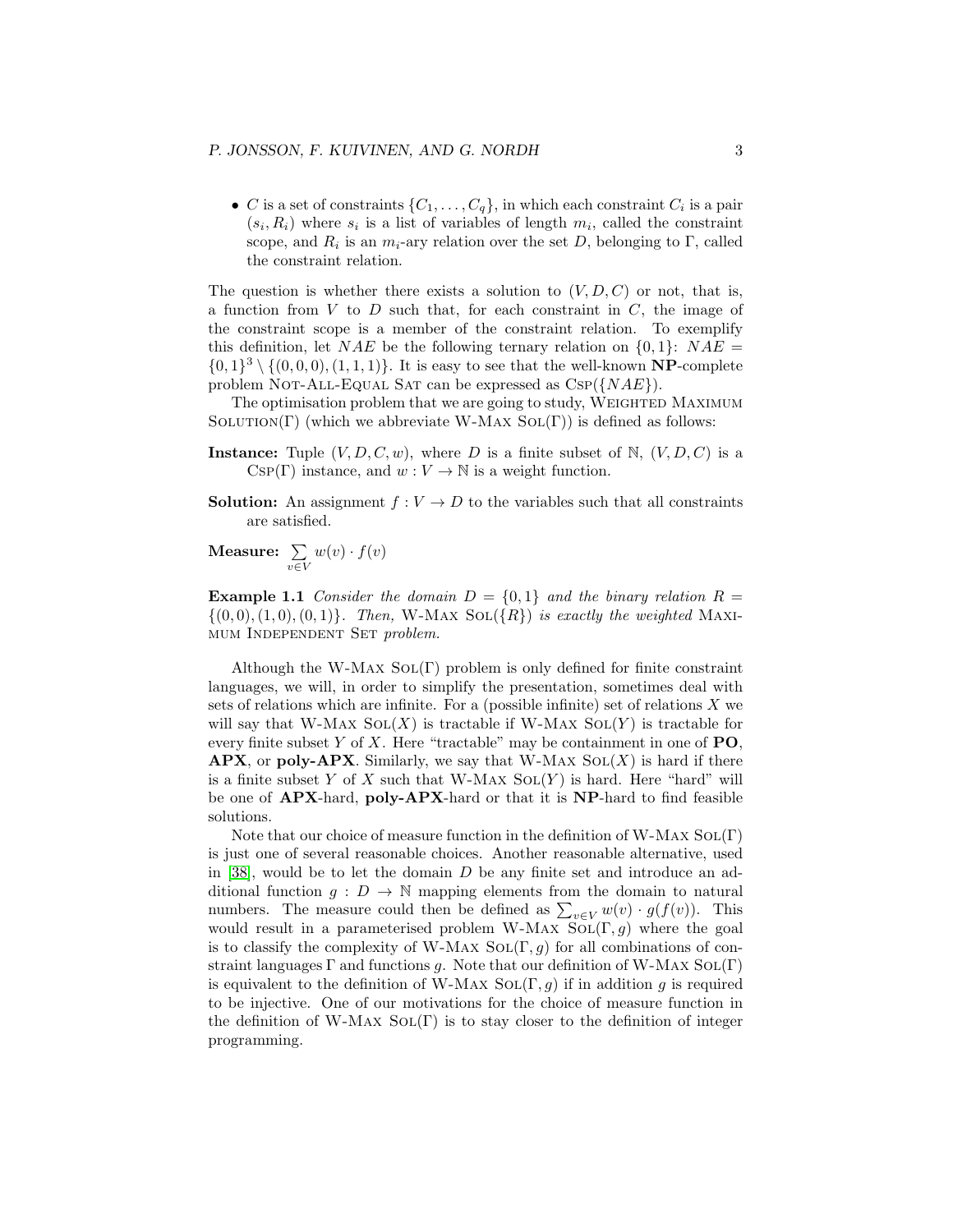- $C$ is a set of constraints $\{C_1, \ldots, C_q\}$, in which each constraint $C_i$ is a pair $(s_i, R_i)$ where $s_i$ is a list of variables of length $m_i$, called the constraint scope, and $R_i$ is an $m_i$-ary relation over the set $D$, belonging to $\Gamma$, called the constraint relation.

The question is whether there exists a solution to $(V, D, C)$ or not, that is, a function from $V$ to $D$ such that, for each constraint in $C$, the image of the constraint scope is a member of the constraint relation. To exemplify this definition, let $NAE$ be the following ternary relation on $\{0, 1\}$: $NAE = \{0, 1\}^3 \setminus \{(0, 0, 0), (1, 1, 1)\}$. It is easy to see that the well-known **NP**-complete problem Not-All-Equal Sat can be expressed as Csp($\{NAE\}$).

The optimisation problem that we are going to study, Weighted Maximum Solution($\Gamma$) (which we abbreviate W-Max Sol($\Gamma$)) is defined as follows:

**Instance:** Tuple $(V, D, C, w)$, where $D$ is a finite subset of $\mathbb{N}$, $(V, D, C)$ is a Csp($\Gamma$) instance, and $w : V \to \mathbb{N}$ is a weight function.

**Solution:** An assignment $f : V \to D$ to the variables such that all constraints are satisfied.

**Measure:** $\sum_{v \in V} w(v) \cdot f(v)$

**Example 1.1** *Consider the domain $D = \{0, 1\}$ and the binary relation $R = \{(0, 0), (1, 0), (0, 1)\}$. Then,* W-Max Sol($\{R\}$) *is exactly the weighted* Maximum Independent Set *problem.*

Although the W-Max Sol($\Gamma$) problem is only defined for finite constraint languages, we will, in order to simplify the presentation, sometimes deal with sets of relations which are infinite. For a (possible infinite) set of relations $X$ we will say that W-Max Sol($X$) is tractable if W-Max Sol($Y$) is tractable for every finite subset $Y$ of $X$. Here "tractable" may be containment in one of **PO**, **APX**, or **poly-APX**. Similarly, we say that W-Max Sol($X$) is hard if there is a finite subset $Y$ of $X$ such that W-Max Sol($Y$) is hard. Here "hard" will be one of **APX**-hard, **poly-APX**-hard or that it is **NP**-hard to find feasible solutions.

Note that our choice of measure function in the definition of W-Max Sol($\Gamma$) is just one of several reasonable choices. Another reasonable alternative, used in [38], would be to let the domain $D$ be any finite set and introduce an additional function $g : D \to \mathbb{N}$ mapping elements from the domain to natural numbers. The measure could then be defined as $\sum_{v \in V} w(v) \cdot g(f(v))$. This would result in a parameterised problem W-Max Sol($\Gamma, g$) where the goal is to classify the complexity of W-Max Sol($\Gamma, g$) for all combinations of constraint languages $\Gamma$ and functions $g$. Note that our definition of W-Max Sol($\Gamma$) is equivalent to the definition of W-Max Sol($\Gamma, g$) if in addition $g$ is required to be injective. One of our motivations for the choice of measure function in the definition of W-Max Sol($\Gamma$) is to stay closer to the definition of integer programming.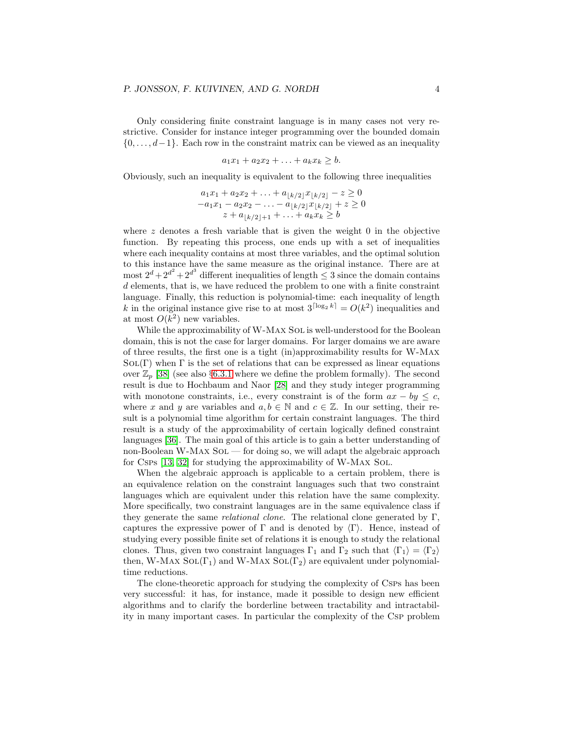Only considering finite constraint language is in many cases not very restrictive. Consider for instance integer programming over the bounded domain $\{0, \ldots, d-1\}$. Each row in the constraint matrix can be viewed as an inequality

$$a_1x_1 + a_2x_2 + \ldots + a_kx_k \geq b.$$

Obviously, such an inequality is equivalent to the following three inequalities

$$\begin{array}{c} a_1x_1 + a_2x_2 + \ldots + a_{\lfloor k/2 \rfloor}x_{\lfloor k/2 \rfloor} - z \geq 0 \\ -a_1x_1 - a_2x_2 - \ldots - a_{\lfloor k/2 \rfloor}x_{\lfloor k/2 \rfloor} + z \geq 0 \\ z + a_{\lfloor k/2 \rfloor + 1} + \ldots + a_kx_k \geq b \end{array}$$

where $z$ denotes a fresh variable that is given the weight 0 in the objective function. By repeating this process, one ends up with a set of inequalities where each inequality contains at most three variables, and the optimal solution to this instance have the same measure as the original instance. There are at most $2^d + 2^{d^2} + 2^{d^3}$ different inequalities of length $\leq 3$ since the domain contains $d$ elements, that is, we have reduced the problem to one with a finite constraint language. Finally, this reduction is polynomial-time: each inequality of length $k$ in the original instance give rise to at most $3^{\lceil \log_2 k \rceil} = O(k^2)$ inequalities and at most $O(k^2)$ new variables.

While the approximability of W-Max Sol is well-understood for the Boolean domain, this is not the case for larger domains. For larger domains we are aware of three results, the first one is a tight (in)approximability results for W-Max Sol($\Gamma$) when $\Gamma$ is the set of relations that can be expressed as linear equations over $\mathbb{Z}_p$ [38] (see also §6.3.1 where we define the problem formally). The second result is due to Hochbaum and Naor [28] and they study integer programming with monotone constraints, i.e., every constraint is of the form $ax - by \leq c$, where $x$ and $y$ are variables and $a, b \in \mathbb{N}$ and $c \in \mathbb{Z}$. In our setting, their result is a polynomial time algorithm for certain constraint languages. The third result is a study of the approximability of certain logically defined constraint languages [36]. The main goal of this article is to gain a better understanding of non-Boolean W-Max Sol — for doing so, we will adapt the algebraic approach for Csps [13, 32] for studying the approximability of W-Max Sol.

When the algebraic approach is applicable to a certain problem, there is an equivalence relation on the constraint languages such that two constraint languages which are equivalent under this relation have the same complexity. More specifically, two constraint languages are in the same equivalence class if they generate the same *relational clone*. The relational clone generated by $\Gamma$, captures the expressive power of $\Gamma$ and is denoted by $\langle \Gamma \rangle$. Hence, instead of studying every possible finite set of relations it is enough to study the relational clones. Thus, given two constraint languages $\Gamma_1$ and $\Gamma_2$ such that $\langle \Gamma_1 \rangle = \langle \Gamma_2 \rangle$ then, W-Max Sol($\Gamma_1$) and W-Max Sol($\Gamma_2$) are equivalent under polynomial-time reductions.

The clone-theoretic approach for studying the complexity of Csps has been very successful: it has, for instance, made it possible to design new efficient algorithms and to clarify the borderline between tractability and intractability in many important cases. In particular the complexity of the Csp problem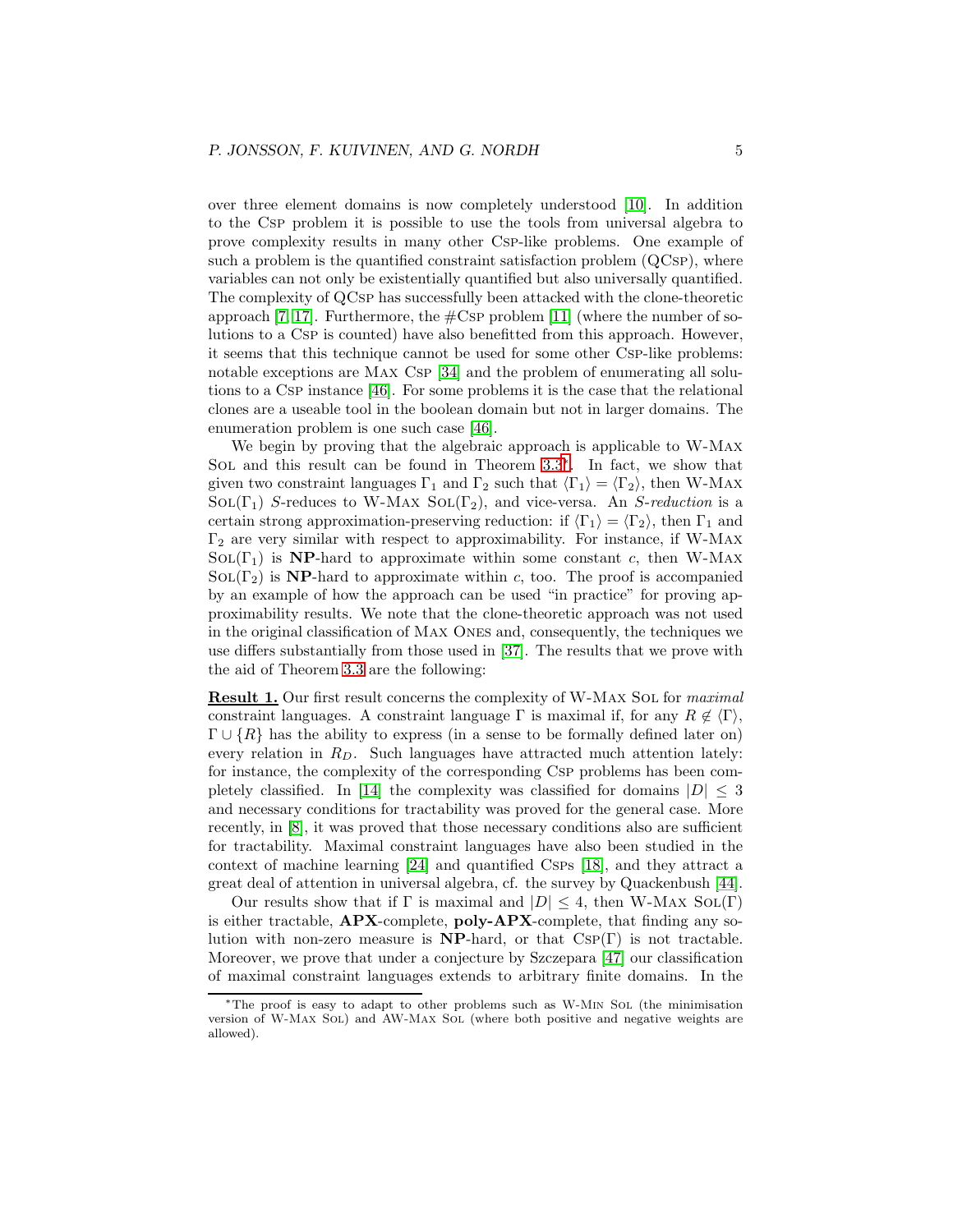over three element domains is now completely understood [10]. In addition to the CSP problem it is possible to use the tools from universal algebra to prove complexity results in many other CSP-like problems. One example of such a problem is the quantified constraint satisfaction problem (QCSP), where variables can not only be existentially quantified but also universally quantified. The complexity of QCSP has successfully been attacked with the clone-theoretic approach [7, 17]. Furthermore, the #CSP problem [11] (where the number of solutions to a CSP is counted) have also benefitted from this approach. However, it seems that this technique cannot be used for some other CSP-like problems: notable exceptions are MAX CSP [34] and the problem of enumerating all solutions to a CSP instance [46]. For some problems it is the case that the relational clones are a useable tool in the boolean domain but not in larger domains. The enumeration problem is one such case [46].

We begin by proving that the algebraic approach is applicable to W-MAX SOL and this result can be found in Theorem 3.3*. In fact, we show that given two constraint languages $\Gamma_1$ and $\Gamma_2$ such that $\langle \Gamma_1 \rangle = \langle \Gamma_2 \rangle$, then W-MAX SOL($\Gamma_1$) *S*-reduces to W-MAX SOL($\Gamma_2$), and vice-versa. An *S-reduction* is a certain strong approximation-preserving reduction: if $\langle \Gamma_1 \rangle = \langle \Gamma_2 \rangle$, then $\Gamma_1$ and $\Gamma_2$ are very similar with respect to approximability. For instance, if W-MAX SOL($\Gamma_1$) is **NP**-hard to approximate within some constant $c$, then W-MAX SOL($\Gamma_2$) is **NP**-hard to approximate within $c$, too. The proof is accompanied by an example of how the approach can be used "in practice" for proving approximability results. We note that the clone-theoretic approach was not used in the original classification of MAX ONES and, consequently, the techniques we use differs substantially from those used in [37]. The results that we prove with the aid of Theorem 3.3 are the following:

**Result 1.** Our first result concerns the complexity of W-MAX SOL for *maximal* constraint languages. A constraint language $\Gamma$ is maximal if, for any $R \notin \langle \Gamma \rangle$, $\Gamma \cup \{R\}$ has the ability to express (in a sense to be formally defined later on) every relation in $R_D$. Such languages have attracted much attention lately: for instance, the complexity of the corresponding CSP problems has been completely classified. In [14] the complexity was classified for domains $|D| \leq 3$ and necessary conditions for tractability was proved for the general case. More recently, in [8], it was proved that those necessary conditions also are sufficient for tractability. Maximal constraint languages have also been studied in the context of machine learning [24] and quantified CSPs [18], and they attract a great deal of attention in universal algebra, cf. the survey by Quackenbush [44].

Our results show that if $\Gamma$ is maximal and $|D| \leq 4$, then W-MAX SOL($\Gamma$) is either tractable, **APX**-complete, **poly-APX**-complete, that finding any solution with non-zero measure is **NP**-hard, or that CSP($\Gamma$) is not tractable. Moreover, we prove that under a conjecture by Szczepara [47] our classification of maximal constraint languages extends to arbitrary finite domains. In the

*The proof is easy to adapt to other problems such as W-MIN SOL (the minimisation version of W-MAX SOL) and AW-MAX SOL (where both positive and negative weights are allowed).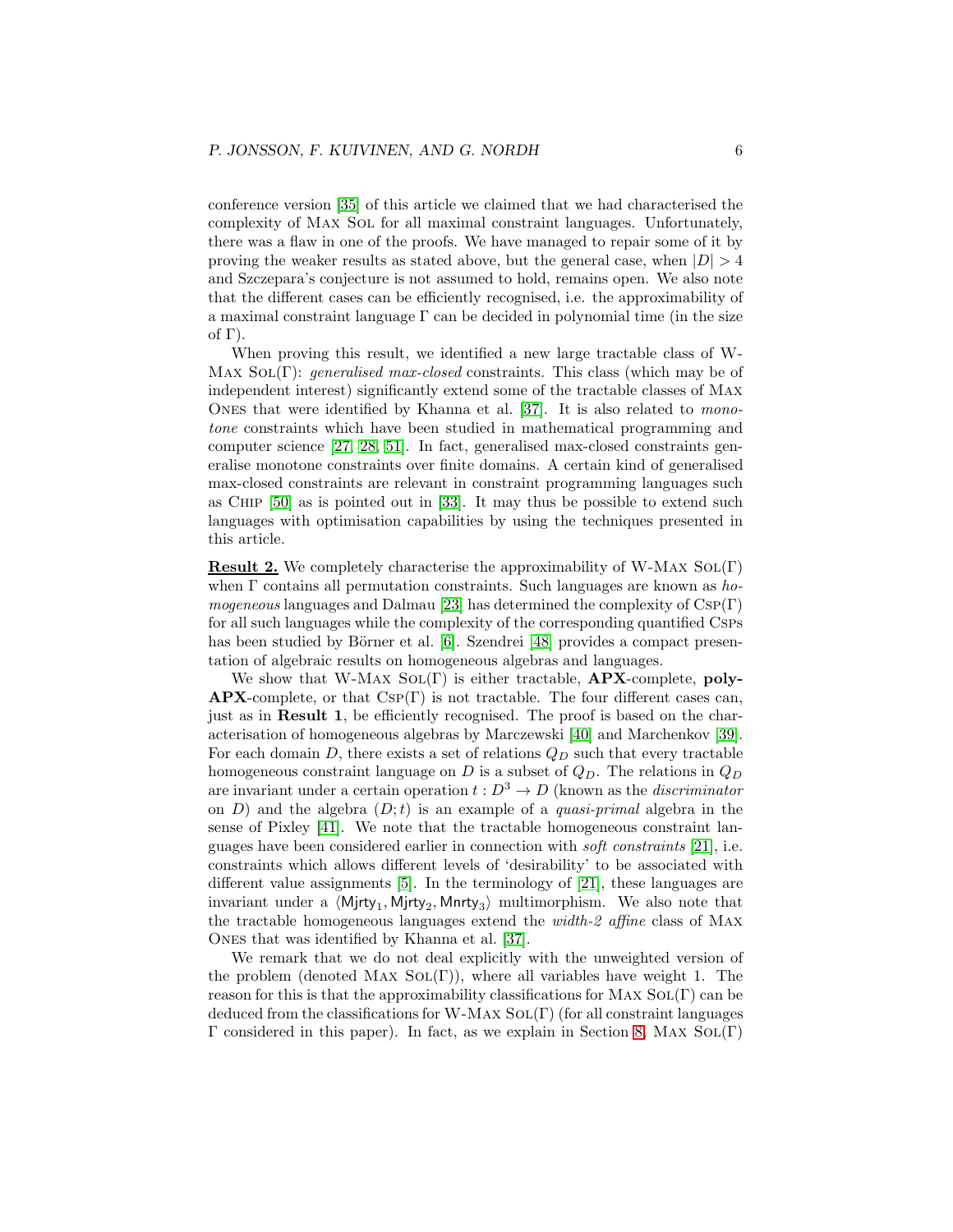conference version [35] of this article we claimed that we had characterised the complexity of Max Sol for all maximal constraint languages. Unfortunately, there was a flaw in one of the proofs. We have managed to repair some of it by proving the weaker results as stated above, but the general case, when $|D| > 4$ and Szczepara's conjecture is not assumed to hold, remains open. We also note that the different cases can be efficiently recognised, i.e. the approximability of a maximal constraint language $\Gamma$ can be decided in polynomial time (in the size of $\Gamma$).

When proving this result, we identified a new large tractable class of W-Max Sol($\Gamma$): *generalised max-closed* constraints. This class (which may be of independent interest) significantly extend some of the tractable classes of Max Ones that were identified by Khanna et al. [37]. It is also related to *monotone* constraints which have been studied in mathematical programming and computer science [27, 28, 51]. In fact, generalised max-closed constraints generalise monotone constraints over finite domains. A certain kind of generalised max-closed constraints are relevant in constraint programming languages such as Chip [50] as is pointed out in [33]. It may thus be possible to extend such languages with optimisation capabilities by using the techniques presented in this article.

**Result 2.** We completely characterise the approximability of W-Max Sol($\Gamma$) when $\Gamma$ contains all permutation constraints. Such languages are known as *homogeneous* languages and Dalmau [23] has determined the complexity of Csp($\Gamma$) for all such languages while the complexity of the corresponding quantified Csps has been studied by Börner et al. [6]. Szendrei [48] provides a compact presentation of algebraic results on homogeneous algebras and languages.

We show that W-Max Sol($\Gamma$) is either tractable, **APX**-complete, **poly-APX**-complete, or that Csp($\Gamma$) is not tractable. The four different cases can, just as in **Result 1**, be efficiently recognised. The proof is based on the characterisation of homogeneous algebras by Marczewski [40] and Marchenkov [39]. For each domain $D$, there exists a set of relations $Q_D$ such that every tractable homogeneous constraint language on $D$ is a subset of $Q_D$. The relations in $Q_D$ are invariant under a certain operation $t : D^3 \to D$ (known as the *discriminator* on $D$) and the algebra $(D; t)$ is an example of a *quasi-primal* algebra in the sense of Pixley [41]. We note that the tractable homogeneous constraint languages have been considered earlier in connection with *soft constraints* [21], i.e. constraints which allows different levels of 'desirability' to be associated with different value assignments [5]. In the terminology of [21], these languages are invariant under a $\langle \mathsf{Mjrty}_1, \mathsf{Mjrty}_2, \mathsf{Mnrty}_3 \rangle$ multimorphism. We also note that the tractable homogeneous languages extend the *width-2 affine* class of Max Ones that was identified by Khanna et al. [37].

We remark that we do not deal explicitly with the unweighted version of the problem (denoted Max Sol($\Gamma$)), where all variables have weight 1. The reason for this is that the approximability classifications for Max Sol($\Gamma$) can be deduced from the classifications for W-Max Sol($\Gamma$) (for all constraint languages $\Gamma$ considered in this paper). In fact, as we explain in Section 8, Max Sol($\Gamma$)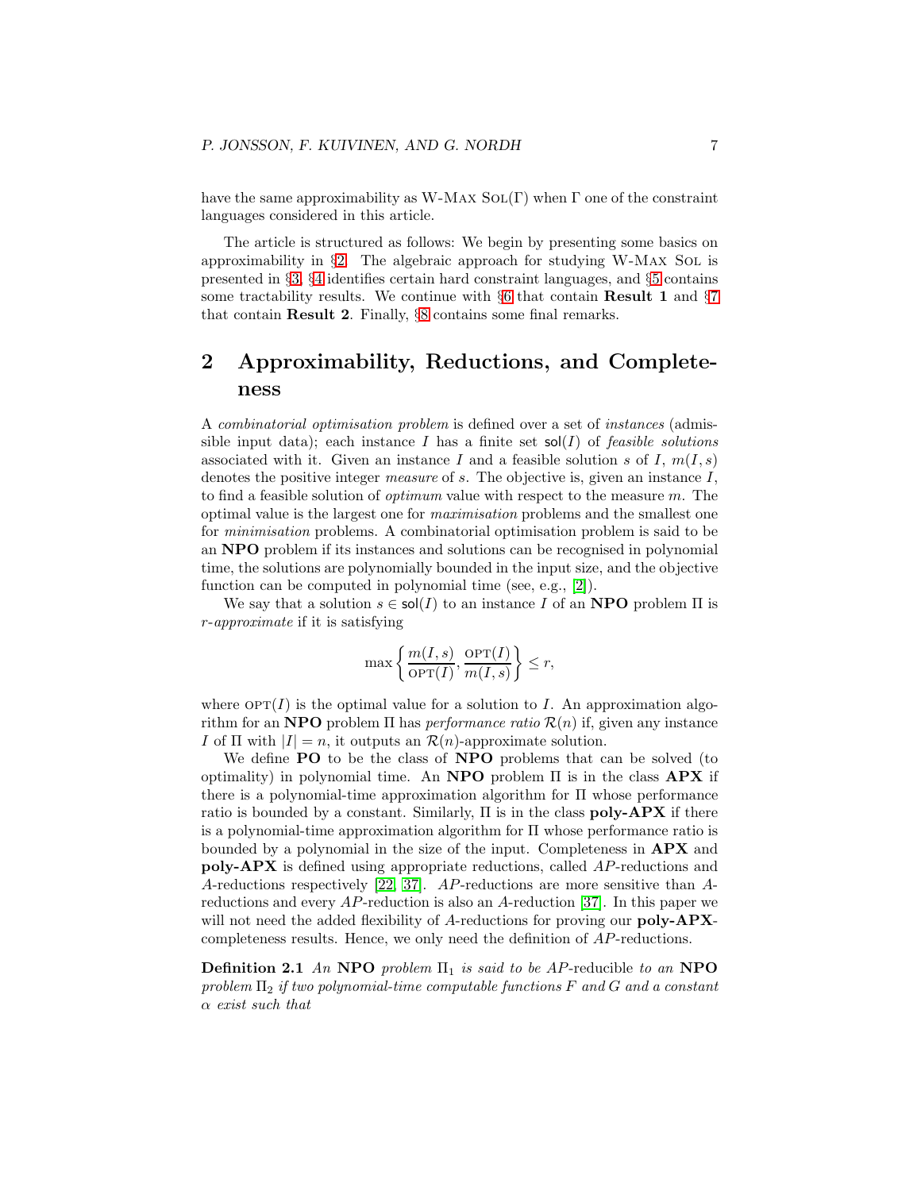have the same approximability as W-Max Sol(Γ) when Γ one of the constraint languages considered in this article.

The article is structured as follows: We begin by presenting some basics on approximability in §2. The algebraic approach for studying W-Max Sol is presented in §3, §4 identifies certain hard constraint languages, and §5 contains some tractability results. We continue with §6 that contain **Result 1** and §7 that contain **Result 2**. Finally, §8 contains some final remarks.

# 2 Approximability, Reductions, and Completeness

A *combinatorial optimisation problem* is defined over a set of *instances* (admissible input data); each instance $I$ has a finite set $\mathsf{sol}(I)$ of *feasible solutions* associated with it. Given an instance $I$ and a feasible solution $s$ of $I$, $m(I, s)$ denotes the positive integer *measure* of $s$. The objective is, given an instance $I$, to find a feasible solution of *optimum* value with respect to the measure $m$. The optimal value is the largest one for *maximisation* problems and the smallest one for *minimisation* problems. A combinatorial optimisation problem is said to be an **NPO** problem if its instances and solutions can be recognised in polynomial time, the solutions are polynomially bounded in the input size, and the objective function can be computed in polynomial time (see, e.g., [2]).

We say that a solution $s \in \mathsf{sol}(I)$ to an instance $I$ of an **NPO** problem $\Pi$ is *r-approximate* if it is satisfying

$$\max\left\{\frac{m(I,s)}{\text{OPT}(I)}, \frac{\text{OPT}(I)}{m(I,s)}\right\} \leq r,$$

where $\text{OPT}(I)$ is the optimal value for a solution to $I$. An approximation algorithm for an **NPO** problem $\Pi$ has *performance ratio* $\mathcal{R}(n)$ if, given any instance $I$ of $\Pi$ with $|I| = n$, it outputs an $\mathcal{R}(n)$-approximate solution.

We define **PO** to be the class of **NPO** problems that can be solved (to optimality) in polynomial time. An **NPO** problem $\Pi$ is in the class **APX** if there is a polynomial-time approximation algorithm for $\Pi$ whose performance ratio is bounded by a constant. Similarly, $\Pi$ is in the class **poly-APX** if there is a polynomial-time approximation algorithm for $\Pi$ whose performance ratio is bounded by a polynomial in the size of the input. Completeness in **APX** and **poly-APX** is defined using appropriate reductions, called *AP*-reductions and *A*-reductions respectively [22, 37]. *AP*-reductions are more sensitive than *A*-reductions and every *AP*-reduction is also an *A*-reduction [37]. In this paper we will not need the added flexibility of *A*-reductions for proving our **poly-APX**-completeness results. Hence, we only need the definition of *AP*-reductions.

**Definition 2.1** *An* **NPO** *problem* $\Pi_1$ *is said to be AP-reducible to an* **NPO** *problem* $\Pi_2$ *if two polynomial-time computable functions* $F$ *and* $G$ *and a constant* $\alpha$ *exist such that*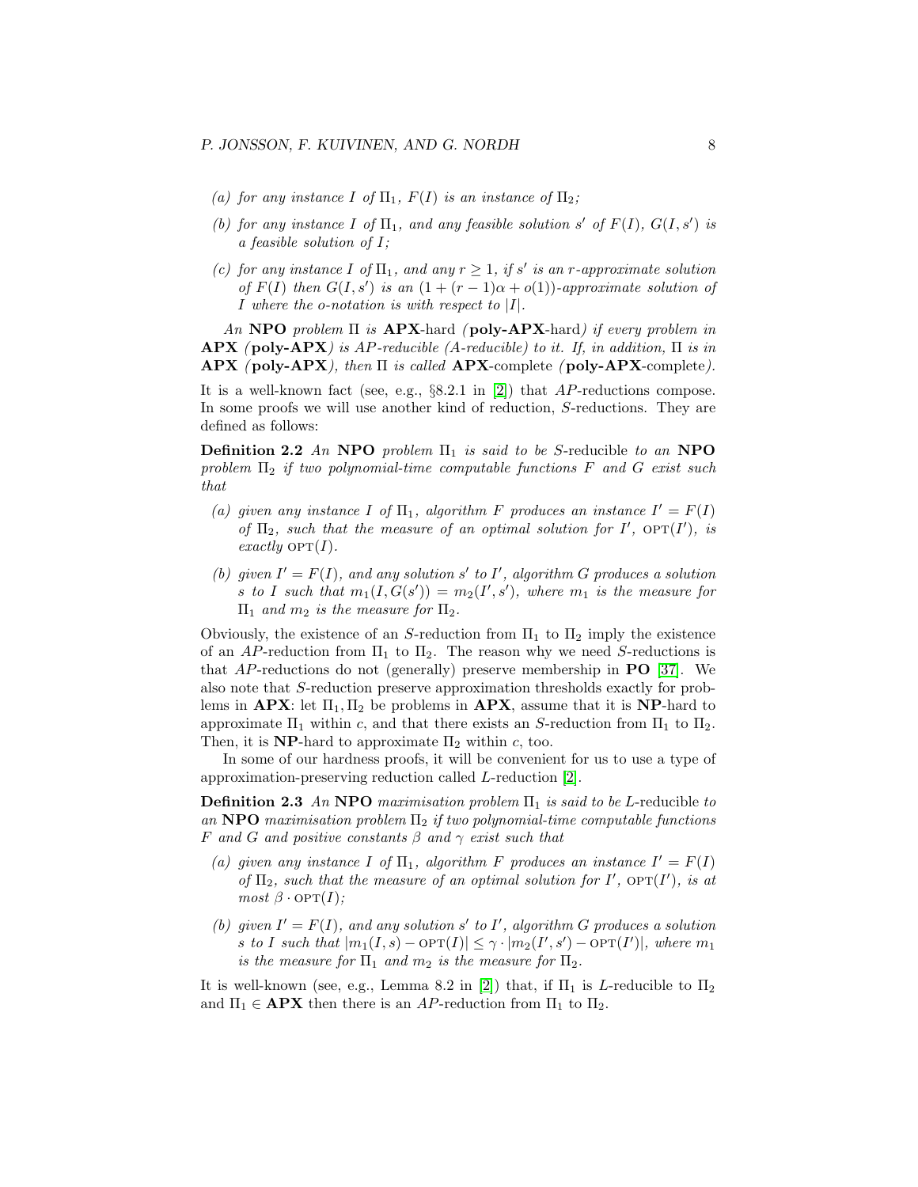(a) *for any instance $I$ of $\Pi_1$, $F(I)$ is an instance of $\Pi_2$;*

(b) *for any instance $I$ of $\Pi_1$, and any feasible solution $s'$ of $F(I)$, $G(I, s')$ is a feasible solution of $I$;*

(c) *for any instance $I$ of $\Pi_1$, and any $r \geq 1$, if $s'$ is an $r$-approximate solution of $F(I)$ then $G(I, s')$ is an $(1 + (r-1)\alpha + o(1))$-approximate solution of $I$ where the $o$-notation is with respect to $|I|$.*

*An* **NPO** *problem $\Pi$ is* **APX**-hard *(*​**poly-APX**-hard*) if every problem in* **APX** *(*​**poly-APX**​*) is AP-reducible (A-reducible) to it. If, in addition, $\Pi$ is in* **APX** *(*​**poly-APX**​*), then $\Pi$ is called* **APX**-complete *(*​**poly-APX**-complete*).*

It is a well-known fact (see, e.g., §8.2.1 in [2]) that $AP$-reductions compose. In some proofs we will use another kind of reduction, $S$-reductions. They are defined as follows:

**Definition 2.2** *An* **NPO** *problem $\Pi_1$ is said to be $S$-reducible to an* **NPO** *problem $\Pi_2$ if two polynomial-time computable functions $F$ and $G$ exist such that*

(a) *given any instance $I$ of $\Pi_1$, algorithm $F$ produces an instance $I' = F(I)$ of $\Pi_2$, such that the measure of an optimal solution for $I'$, $\text{OPT}(I')$, is exactly $\text{OPT}(I)$.*

(b) *given $I' = F(I)$, and any solution $s'$ to $I'$, algorithm $G$ produces a solution $s$ to $I$ such that $m_1(I, G(s')) = m_2(I', s')$, where $m_1$ is the measure for $\Pi_1$ and $m_2$ is the measure for $\Pi_2$.*

Obviously, the existence of an $S$-reduction from $\Pi_1$ to $\Pi_2$ imply the existence of an $AP$-reduction from $\Pi_1$ to $\Pi_2$. The reason why we need $S$-reductions is that $AP$-reductions do not (generally) preserve membership in **PO** [37]. We also note that $S$-reduction preserve approximation thresholds exactly for problems in **APX**: let $\Pi_1, \Pi_2$ be problems in **APX**, assume that it is **NP**-hard to approximate $\Pi_1$ within $c$, and that there exists an $S$-reduction from $\Pi_1$ to $\Pi_2$. Then, it is **NP**-hard to approximate $\Pi_2$ within $c$, too.

In some of our hardness proofs, it will be convenient for us to use a type of approximation-preserving reduction called $L$-reduction [2].

**Definition 2.3** *An* **NPO** *maximisation problem $\Pi_1$ is said to be $L$-reducible to an* **NPO** *maximisation problem $\Pi_2$ if two polynomial-time computable functions $F$ and $G$ and positive constants $\beta$ and $\gamma$ exist such that*

(a) *given any instance $I$ of $\Pi_1$, algorithm $F$ produces an instance $I' = F(I)$ of $\Pi_2$, such that the measure of an optimal solution for $I'$, $\text{OPT}(I')$, is at most $\beta \cdot \text{OPT}(I)$;*

(b) *given $I' = F(I)$, and any solution $s'$ to $I'$, algorithm $G$ produces a solution $s$ to $I$ such that $|m_1(I, s) - \text{OPT}(I)| \leq \gamma \cdot |m_2(I', s') - \text{OPT}(I')|$, where $m_1$ is the measure for $\Pi_1$ and $m_2$ is the measure for $\Pi_2$.*

It is well-known (see, e.g., Lemma 8.2 in [2]) that, if $\Pi_1$ is $L$-reducible to $\Pi_2$ and $\Pi_1 \in$ **APX** then there is an $AP$-reduction from $\Pi_1$ to $\Pi_2$.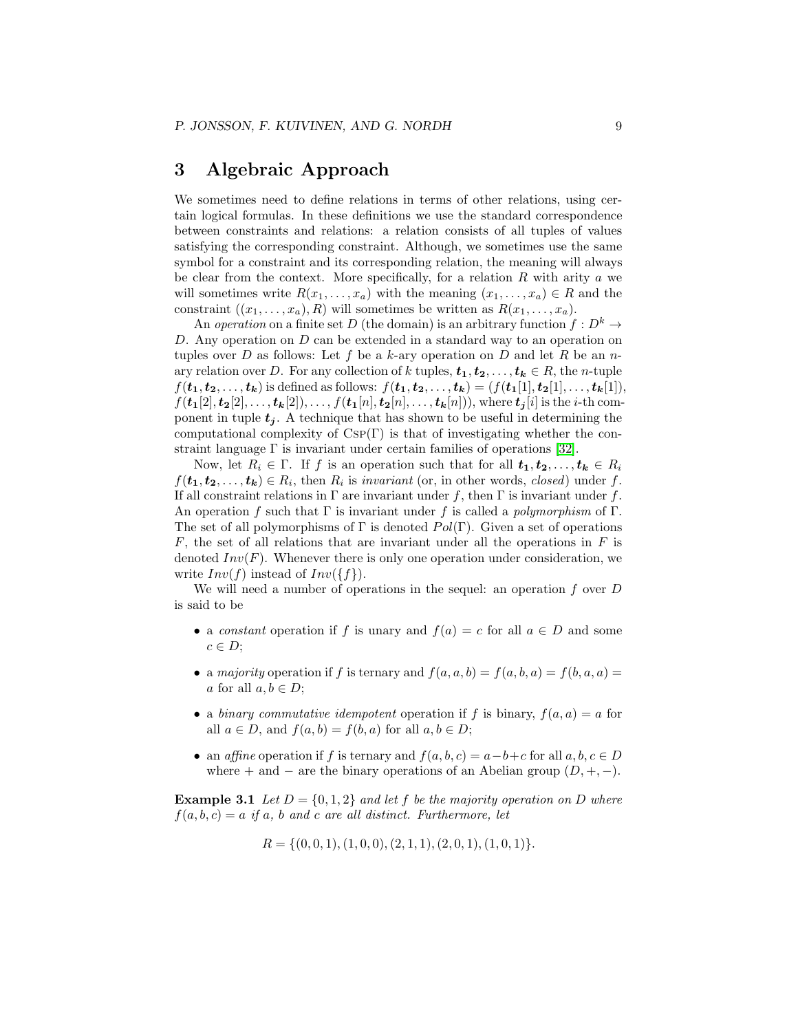# 3 Algebraic Approach

We sometimes need to define relations in terms of other relations, using certain logical formulas. In these definitions we use the standard correspondence between constraints and relations: a relation consists of all tuples of values satisfying the corresponding constraint. Although, we sometimes use the same symbol for a constraint and its corresponding relation, the meaning will always be clear from the context. More specifically, for a relation $R$ with arity $a$ we will sometimes write $R(x_1, \ldots, x_a)$ with the meaning $(x_1, \ldots, x_a) \in R$ and the constraint $((x_1, \ldots, x_a), R)$ will sometimes be written as $R(x_1, \ldots, x_a)$.

An *operation* on a finite set $D$ (the domain) is an arbitrary function $f : D^k \rightarrow D$. Any operation on $D$ can be extended in a standard way to an operation on tuples over $D$ as follows: Let $f$ be a $k$-ary operation on $D$ and let $R$ be an $n$-ary relation over $D$. For any collection of $k$ tuples, $\boldsymbol{t_1}, \boldsymbol{t_2}, \ldots, \boldsymbol{t_k} \in R$, the $n$-tuple $f(\boldsymbol{t_1}, \boldsymbol{t_2}, \ldots, \boldsymbol{t_k})$ is defined as follows: $f(\boldsymbol{t_1}, \boldsymbol{t_2}, \ldots, \boldsymbol{t_k}) = (f(\boldsymbol{t_1}[1], \boldsymbol{t_2}[1], \ldots, \boldsymbol{t_k}[1]), f(\boldsymbol{t_1}[2], \boldsymbol{t_2}[2], \ldots, \boldsymbol{t_k}[2]), \ldots, f(\boldsymbol{t_1}[n], \boldsymbol{t_2}[n], \ldots, \boldsymbol{t_k}[n]))$, where $\boldsymbol{t_j}[i]$ is the $i$-th component in tuple $\boldsymbol{t_j}$. A technique that has shown to be useful in determining the computational complexity of $\text{CSP}(\Gamma)$ is that of investigating whether the constraint language $\Gamma$ is invariant under certain families of operations [32].

Now, let $R_i \in \Gamma$. If $f$ is an operation such that for all $\boldsymbol{t_1}, \boldsymbol{t_2}, \ldots, \boldsymbol{t_k} \in R_i$ $f(\boldsymbol{t_1}, \boldsymbol{t_2}, \ldots, \boldsymbol{t_k}) \in R_i$, then $R_i$ is *invariant* (or, in other words, *closed*) under $f$. If all constraint relations in $\Gamma$ are invariant under $f$, then $\Gamma$ is invariant under $f$. An operation $f$ such that $\Gamma$ is invariant under $f$ is called a *polymorphism* of $\Gamma$. The set of all polymorphisms of $\Gamma$ is denoted $Pol(\Gamma)$. Given a set of operations $F$, the set of all relations that are invariant under all the operations in $F$ is denoted $Inv(F)$. Whenever there is only one operation under consideration, we write $Inv(f)$ instead of $Inv(\{f\})$.

We will need a number of operations in the sequel: an operation $f$ over $D$ is said to be

- a *constant* operation if $f$ is unary and $f(a) = c$ for all $a \in D$ and some $c \in D$;
- a *majority* operation if $f$ is ternary and $f(a, a, b) = f(a, b, a) = f(b, a, a) = a$ for all $a, b \in D$;
- a *binary commutative idempotent* operation if $f$ is binary, $f(a, a) = a$ for all $a \in D$, and $f(a, b) = f(b, a)$ for all $a, b \in D$;
- an *affine* operation if $f$ is ternary and $f(a, b, c) = a - b + c$ for all $a, b, c \in D$ where $+$ and $-$ are the binary operations of an Abelian group $(D, +, -)$.

**Example 3.1** *Let $D = \{0, 1, 2\}$ and let $f$ be the majority operation on $D$ where $f(a, b, c) = a$ if $a$, $b$ and $c$ are all distinct. Furthermore, let*

$$R = \{(0, 0, 1), (1, 0, 0), (2, 1, 1), (2, 0, 1), (1, 0, 1)\}.$$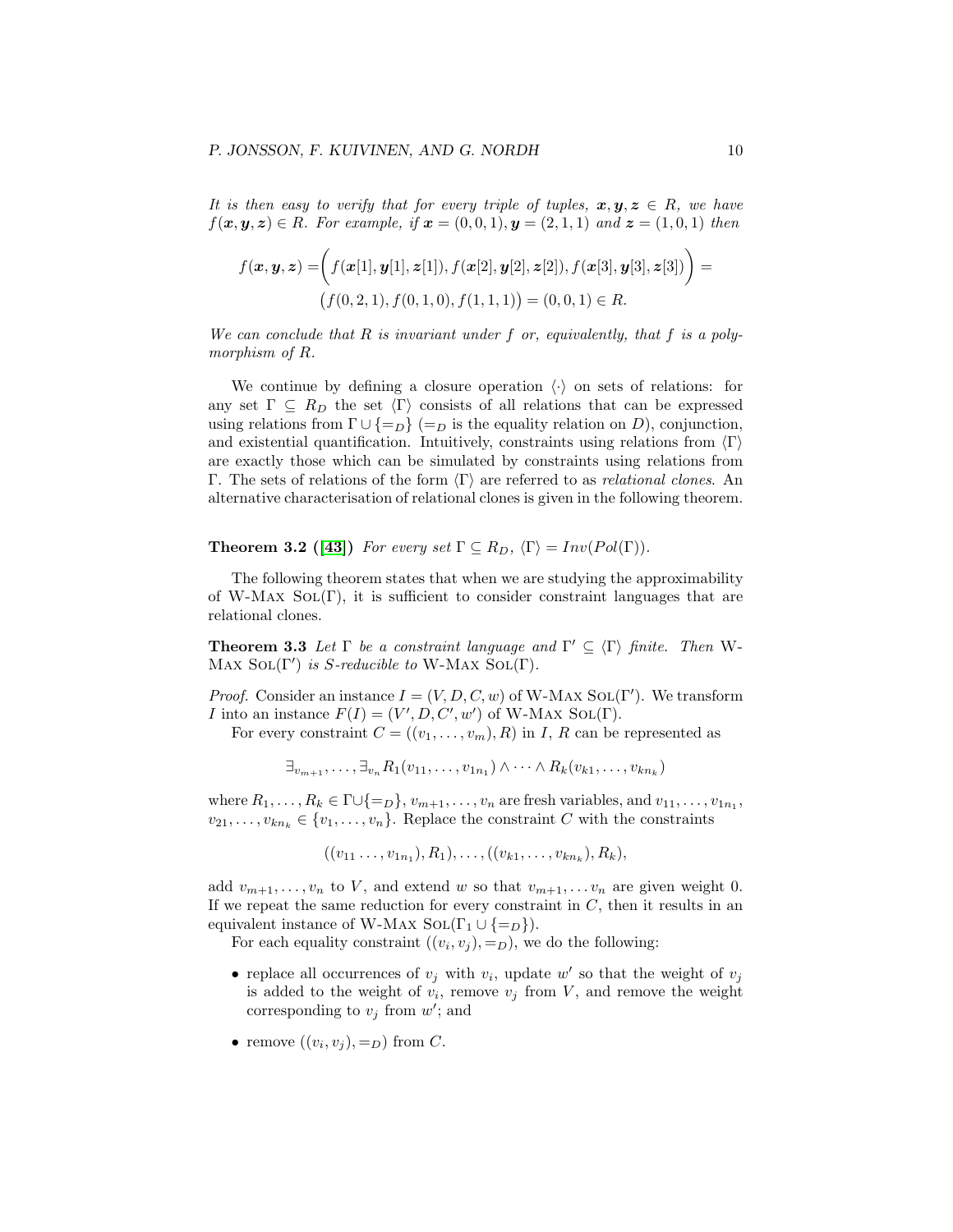*It is then easy to verify that for every triple of tuples, $\boldsymbol{x}, \boldsymbol{y}, \boldsymbol{z} \in R$, we have $f(\boldsymbol{x}, \boldsymbol{y}, \boldsymbol{z}) \in R$. For example, if $\boldsymbol{x} = (0, 0, 1), \boldsymbol{y} = (2, 1, 1)$ and $\boldsymbol{z} = (1, 0, 1)$ then*

$$f(\boldsymbol{x}, \boldsymbol{y}, \boldsymbol{z}) = \bigg( f(\boldsymbol{x}[1], \boldsymbol{y}[1], \boldsymbol{z}[1]), f(\boldsymbol{x}[2], \boldsymbol{y}[2], \boldsymbol{z}[2]), f(\boldsymbol{x}[3], \boldsymbol{y}[3], \boldsymbol{z}[3]) \bigg) =$$
$$\big( f(0, 2, 1), f(0, 1, 0), f(1, 1, 1) \big) = (0, 0, 1) \in R.$$

*We can conclude that $R$ is invariant under $f$ or, equivalently, that $f$ is a polymorphism of $R$.*

We continue by defining a closure operation $\langle \cdot \rangle$ on sets of relations: for any set $\Gamma \subseteq R_D$ the set $\langle \Gamma \rangle$ consists of all relations that can be expressed using relations from $\Gamma \cup \{=_D\}$ ($=_D$ is the equality relation on $D$), conjunction, and existential quantification. Intuitively, constraints using relations from $\langle \Gamma \rangle$ are exactly those which can be simulated by constraints using relations from $\Gamma$. The sets of relations of the form $\langle \Gamma \rangle$ are referred to as *relational clones*. An alternative characterisation of relational clones is given in the following theorem.

**Theorem 3.2 ([43])** *For every set $\Gamma \subseteq R_D$, $\langle \Gamma \rangle = Inv(Pol(\Gamma))$.*

The following theorem states that when we are studying the approximability of W-Max Sol($\Gamma$), it is sufficient to consider constraint languages that are relational clones.

**Theorem 3.3** *Let $\Gamma$ be a constraint language and $\Gamma' \subseteq \langle \Gamma \rangle$ finite. Then* W-Max Sol($\Gamma'$) *is S-reducible to* W-Max Sol($\Gamma$).

*Proof.* Consider an instance $I = (V, D, C, w)$ of W-Max Sol($\Gamma'$). We transform $I$ into an instance $F(I) = (V', D, C', w')$ of W-Max Sol($\Gamma$).

For every constraint $C = ((v_1, \ldots, v_m), R)$ in $I$, $R$ can be represented as

$$\exists_{v_{m+1}}, \ldots, \exists_{v_n} R_1(v_{11}, \ldots, v_{1n_1}) \wedge \cdots \wedge R_k(v_{k1}, \ldots, v_{kn_k})$$

where $R_1, \ldots, R_k \in \Gamma \cup \{=_D\}$, $v_{m+1}, \ldots, v_n$ are fresh variables, and $v_{11}, \ldots, v_{1n_1}$, $v_{21}, \ldots, v_{kn_k} \in \{v_1, \ldots, v_n\}$. Replace the constraint $C$ with the constraints

$$((v_{11} \ldots, v_{1n_1}), R_1), \ldots, ((v_{k1}, \ldots, v_{kn_k}), R_k),$$

add $v_{m+1}, \ldots, v_n$ to $V$, and extend $w$ so that $v_{m+1}, \ldots v_n$ are given weight 0. If we repeat the same reduction for every constraint in $C$, then it results in an equivalent instance of W-Max Sol($\Gamma_1 \cup \{=_D\}$).

For each equality constraint $((v_i, v_j), =_D)$, we do the following:

- replace all occurrences of $v_j$ with $v_i$, update $w'$ so that the weight of $v_j$ is added to the weight of $v_i$, remove $v_j$ from $V$, and remove the weight corresponding to $v_j$ from $w'$; and
- remove $((v_i, v_j), =_D)$ from $C$.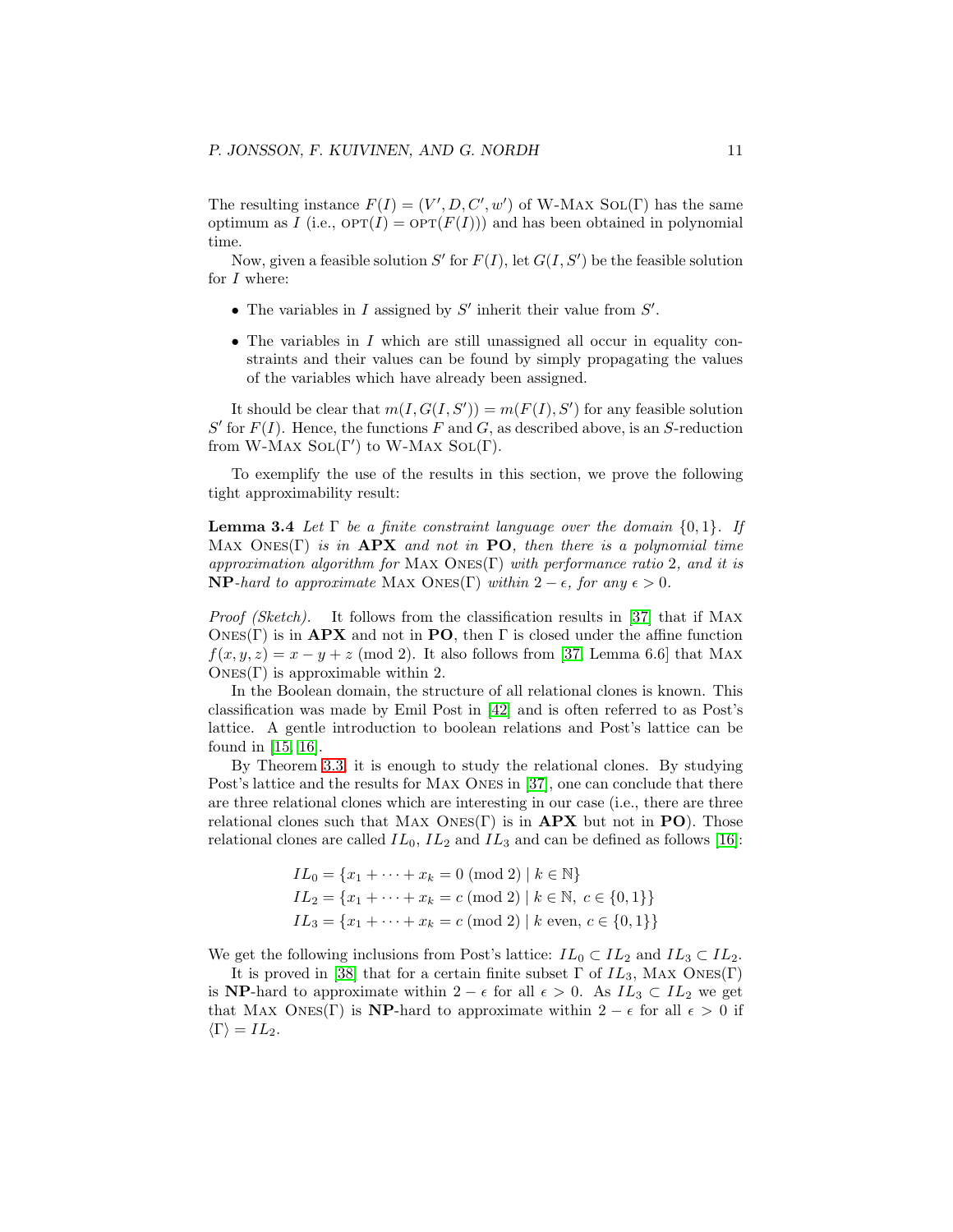The resulting instance $F(I) = (V', D, C', w')$ of W-Max Sol($\Gamma$) has the same optimum as $I$ (i.e., $\text{OPT}(I) = \text{OPT}(F(I))$) and has been obtained in polynomial time.

Now, given a feasible solution $S'$ for $F(I)$, let $G(I, S')$ be the feasible solution for $I$ where:

- The variables in $I$ assigned by $S'$ inherit their value from $S'$.
- The variables in $I$ which are still unassigned all occur in equality constraints and their values can be found by simply propagating the values of the variables which have already been assigned.

It should be clear that $m(I, G(I, S')) = m(F(I), S')$ for any feasible solution $S'$ for $F(I)$. Hence, the functions $F$ and $G$, as described above, is an $S$-reduction from W-Max Sol($\Gamma'$) to W-Max Sol($\Gamma$).

To exemplify the use of the results in this section, we prove the following tight approximability result:

**Lemma 3.4** *Let $\Gamma$ be a finite constraint language over the domain $\{0, 1\}$. If* Max Ones($\Gamma$) *is in* **APX** *and not in* **PO**, *then there is a polynomial time approximation algorithm for* Max Ones($\Gamma$) *with performance ratio* 2, *and it is* **NP**-*hard to approximate* Max Ones($\Gamma$) *within* $2 - \epsilon$, *for any* $\epsilon > 0$.

*Proof (Sketch).* It follows from the classification results in [37] that if Max Ones($\Gamma$) is in **APX** and not in **PO**, then $\Gamma$ is closed under the affine function $f(x, y, z) = x - y + z \pmod 2$. It also follows from [37, Lemma 6.6] that Max Ones($\Gamma$) is approximable within 2.

In the Boolean domain, the structure of all relational clones is known. This classification was made by Emil Post in [42] and is often referred to as Post's lattice. A gentle introduction to boolean relations and Post's lattice can be found in [15, 16].

By Theorem 3.3, it is enough to study the relational clones. By studying Post's lattice and the results for Max Ones in [37], one can conclude that there are three relational clones which are interesting in our case (i.e., there are three relational clones such that Max Ones($\Gamma$) is in **APX** but not in **PO**). Those relational clones are called $IL_0$, $IL_2$ and $IL_3$ and can be defined as follows [16]:

$$IL_0 = \{x_1 + \cdots + x_k = 0 \pmod 2 \mid k \in \mathbb{N}\}$$
$$IL_2 = \{x_1 + \cdots + x_k = c \pmod 2 \mid k \in \mathbb{N},\ c \in \{0, 1\}\}$$
$$IL_3 = \{x_1 + \cdots + x_k = c \pmod 2 \mid k \text{ even},\ c \in \{0, 1\}\}$$

We get the following inclusions from Post's lattice: $IL_0 \subset IL_2$ and $IL_3 \subset IL_2$.

It is proved in [38] that for a certain finite subset $\Gamma$ of $IL_3$, Max Ones($\Gamma$) is **NP**-hard to approximate within $2 - \epsilon$ for all $\epsilon > 0$. As $IL_3 \subset IL_2$ we get that Max Ones($\Gamma$) is **NP**-hard to approximate within $2 - \epsilon$ for all $\epsilon > 0$ if $\langle \Gamma \rangle = IL_2$.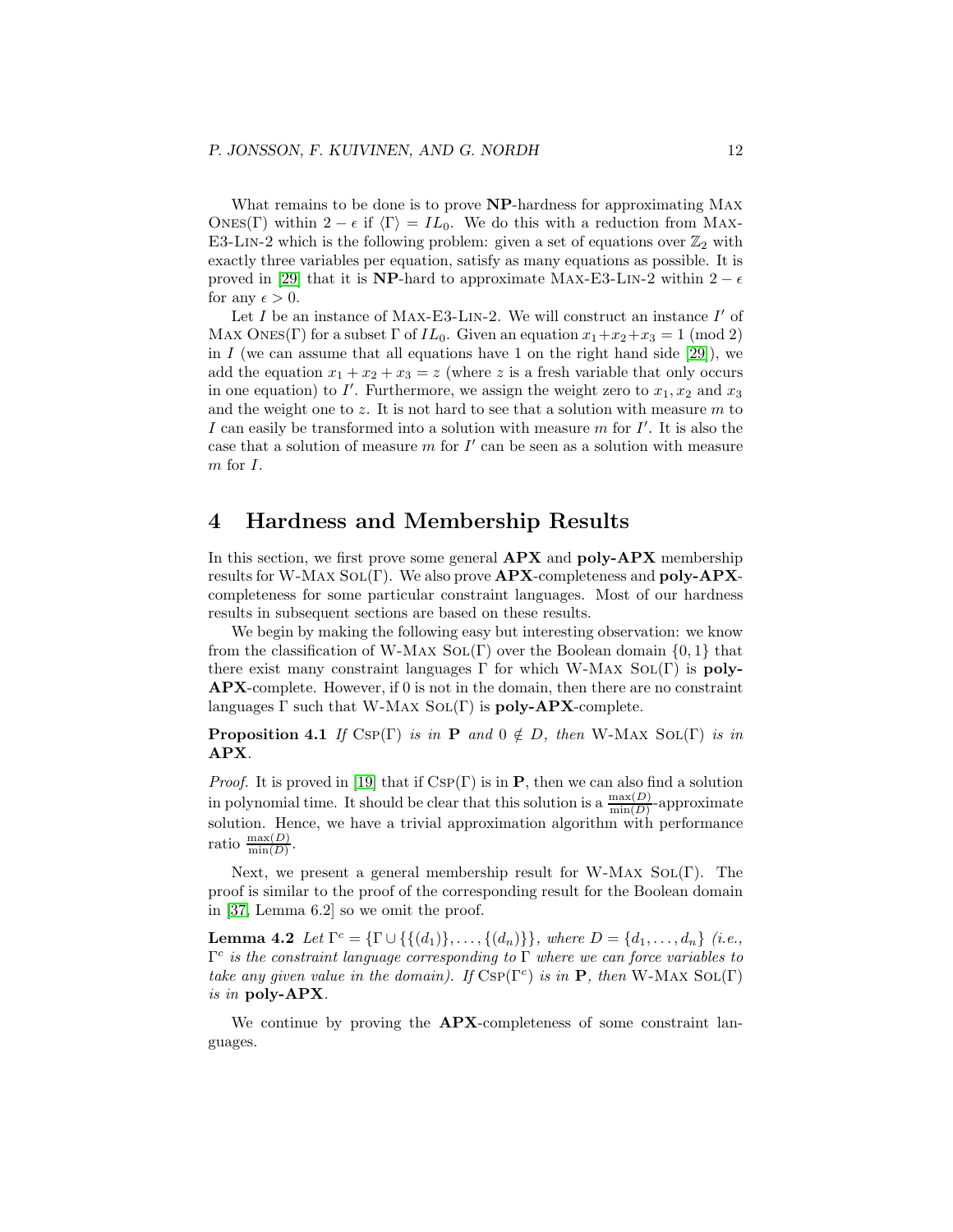What remains to be done is to prove **NP**-hardness for approximating Max Ones($\Gamma$) within $2 - \epsilon$ if $\langle \Gamma \rangle = IL_0$. We do this with a reduction from Max-E3-Lin-2 which is the following problem: given a set of equations over $\mathbb{Z}_2$ with exactly three variables per equation, satisfy as many equations as possible. It is proved in [29] that it is **NP**-hard to approximate Max-E3-Lin-2 within $2 - \epsilon$ for any $\epsilon > 0$.

Let $I$ be an instance of Max-E3-Lin-2. We will construct an instance $I'$ of Max Ones($\Gamma$) for a subset $\Gamma$ of $IL_0$. Given an equation $x_1 + x_2 + x_3 = 1 \pmod 2$ in $I$ (we can assume that all equations have 1 on the right hand side [29]), we add the equation $x_1 + x_2 + x_3 = z$ (where $z$ is a fresh variable that only occurs in one equation) to $I'$. Furthermore, we assign the weight zero to $x_1, x_2$ and $x_3$ and the weight one to $z$. It is not hard to see that a solution with measure $m$ to $I$ can easily be transformed into a solution with measure $m$ for $I'$. It is also the case that a solution of measure $m$ for $I'$ can be seen as a solution with measure $m$ for $I$.

# 4 Hardness and Membership Results

In this section, we first prove some general **APX** and **poly-APX** membership results for W-Max Sol($\Gamma$). We also prove **APX**-completeness and **poly-APX**-completeness for some particular constraint languages. Most of our hardness results in subsequent sections are based on these results.

We begin by making the following easy but interesting observation: we know from the classification of W-Max Sol($\Gamma$) over the Boolean domain $\{0, 1\}$ that there exist many constraint languages $\Gamma$ for which W-Max Sol($\Gamma$) is **poly-APX**-complete. However, if 0 is not in the domain, then there are no constraint languages $\Gamma$ such that W-Max Sol($\Gamma$) is **poly-APX**-complete.

**Proposition 4.1** *If* Csp($\Gamma$) *is in* **P** *and* $0 \notin D$*, then* W-Max Sol($\Gamma$) *is in* **APX**.

*Proof.* It is proved in [19] that if Csp($\Gamma$) is in **P**, then we can also find a solution in polynomial time. It should be clear that this solution is a $\frac{\max(D)}{\min(D)}$-approximate solution. Hence, we have a trivial approximation algorithm with performance ratio $\frac{\max(D)}{\min(D)}$.

Next, we present a general membership result for W-Max Sol($\Gamma$). The proof is similar to the proof of the corresponding result for the Boolean domain in [37, Lemma 6.2] so we omit the proof.

**Lemma 4.2** *Let* $\Gamma^c = \{\Gamma \cup \{\{(d_1)\}, \ldots, \{(d_n)\}\}$*, where* $D = \{d_1, \ldots, d_n\}$ *(i.e.,* $\Gamma^c$ *is the constraint language corresponding to* $\Gamma$ *where we can force variables to take any given value in the domain). If* Csp($\Gamma^c$) *is in* **P***, then* W-Max Sol($\Gamma$) *is in* **poly-APX**.

We continue by proving the **APX**-completeness of some constraint languages.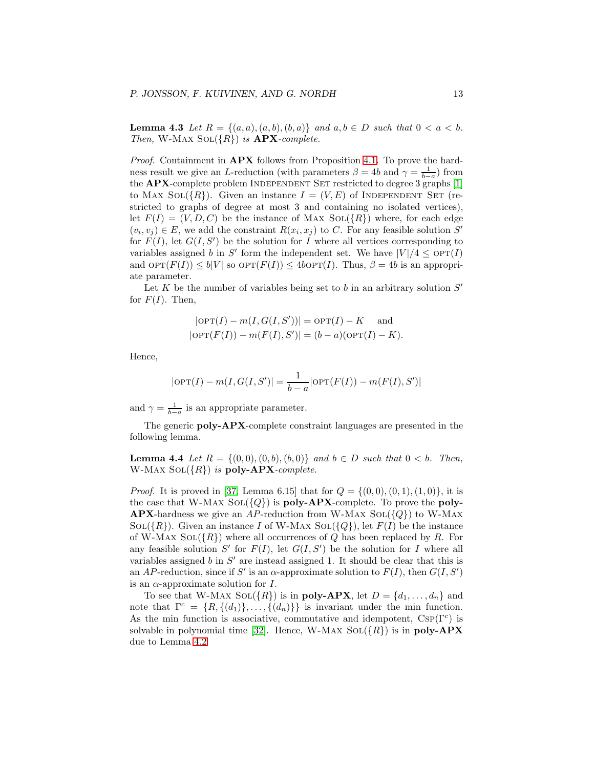**Lemma 4.3** *Let $R = \{(a, a), (a, b), (b, a)\}$ and $a, b \in D$ such that $0 < a < b$. Then,* W-MAX SOL($\{R\}$) *is* **APX***-complete.*

*Proof.* Containment in **APX** follows from Proposition 4.1. To prove the hardness result we give an $L$-reduction (with parameters $\beta = 4b$ and $\gamma = \frac{1}{b-a}$) from the **APX**-complete problem INDEPENDENT SET restricted to degree 3 graphs [1] to MAX SOL($\{R\}$). Given an instance $I = (V, E)$ of INDEPENDENT SET (restricted to graphs of degree at most 3 and containing no isolated vertices), let $F(I) = (V, D, C)$ be the instance of MAX SOL($\{R\}$) where, for each edge $(v_i, v_j) \in E$, we add the constraint $R(x_i, x_j)$ to $C$. For any feasible solution $S'$ for $F(I)$, let $G(I, S')$ be the solution for $I$ where all vertices corresponding to variables assigned $b$ in $S'$ form the independent set. We have $|V|/4 \leq \text{OPT}(I)$ and $\text{OPT}(F(I)) \leq b|V|$ so $\text{OPT}(F(I)) \leq 4b\text{OPT}(I)$. Thus, $\beta = 4b$ is an appropriate parameter.

Let $K$ be the number of variables being set to $b$ in an arbitrary solution $S'$ for $F(I)$. Then,

$$|\text{OPT}(I) - m(I, G(I, S'))| = \text{OPT}(I) - K \quad \text{and}$$
$$|\text{OPT}(F(I)) - m(F(I), S')| = (b - a)(\text{OPT}(I) - K).$$

Hence,

$$|\text{OPT}(I) - m(I, G(I, S'))| = \frac{1}{b-a}|\text{OPT}(F(I)) - m(F(I), S')|$$

and $\gamma = \frac{1}{b-a}$ is an appropriate parameter.

The generic **poly-APX**-complete constraint languages are presented in the following lemma.

**Lemma 4.4** *Let $R = \{(0, 0), (0, b), (b, 0)\}$ and $b \in D$ such that $0 < b$. Then,* W-MAX SOL($\{R\}$) *is* **poly-APX***-complete.*

*Proof.* It is proved in [37, Lemma 6.15] that for $Q = \{(0, 0), (0, 1), (1, 0)\}$, it is the case that W-MAX SOL($\{Q\}$) is **poly-APX**-complete. To prove the **poly-APX**-hardness we give an $AP$-reduction from W-MAX SOL($\{Q\}$) to W-MAX SOL($\{R\}$). Given an instance $I$ of W-MAX SOL($\{Q\}$), let $F(I)$ be the instance of W-MAX SOL($\{R\}$) where all occurrences of $Q$ has been replaced by $R$. For any feasible solution $S'$ for $F(I)$, let $G(I, S')$ be the solution for $I$ where all variables assigned $b$ in $S'$ are instead assigned 1. It should be clear that this is an $AP$-reduction, since if $S'$ is an $\alpha$-approximate solution to $F(I)$, then $G(I, S')$ is an $\alpha$-approximate solution for $I$.

To see that W-MAX SOL($\{R\}$) is in **poly-APX**, let $D = \{d_1, \ldots, d_n\}$ and note that $\Gamma^c = \{R, \{(d_1)\}, \ldots, \{(d_n)\}\}$ is invariant under the min function. As the min function is associative, commutative and idempotent, CSP($\Gamma^c$) is solvable in polynomial time [32]. Hence, W-MAX SOL($\{R\}$) is in **poly-APX** due to Lemma 4.2.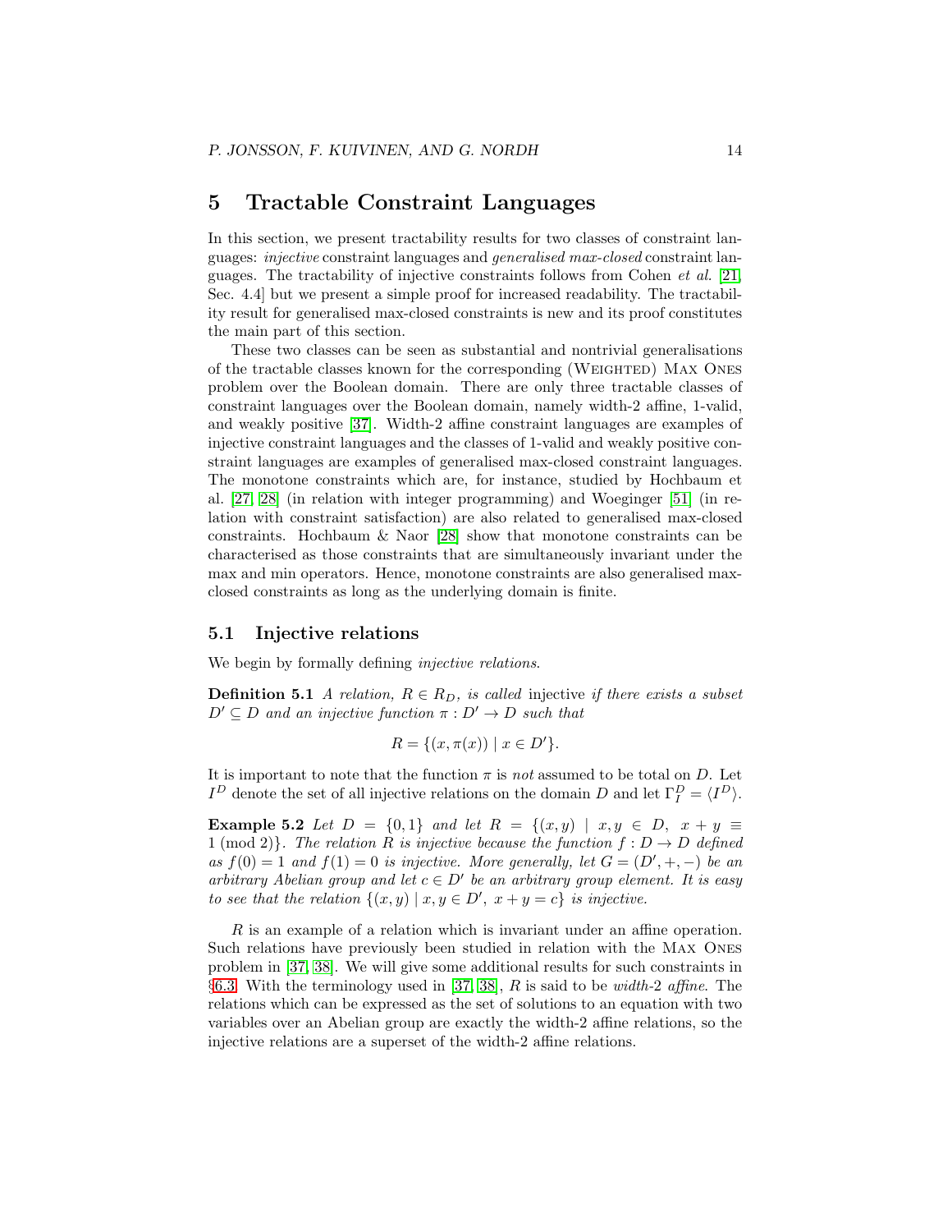## 5 Tractable Constraint Languages

In this section, we present tractability results for two classes of constraint languages: *injective* constraint languages and *generalised max-closed* constraint languages. The tractability of injective constraints follows from Cohen *et al.* [21, Sec. 4.4] but we present a simple proof for increased readability. The tractability result for generalised max-closed constraints is new and its proof constitutes the main part of this section.

These two classes can be seen as substantial and nontrivial generalisations of the tractable classes known for the corresponding (Weighted) Max Ones problem over the Boolean domain. There are only three tractable classes of constraint languages over the Boolean domain, namely width-2 affine, 1-valid, and weakly positive [37]. Width-2 affine constraint languages are examples of injective constraint languages and the classes of 1-valid and weakly positive constraint languages are examples of generalised max-closed constraint languages. The monotone constraints which are, for instance, studied by Hochbaum et al. [27, 28] (in relation with integer programming) and Woeginger [51] (in relation with constraint satisfaction) are also related to generalised max-closed constraints. Hochbaum & Naor [28] show that monotone constraints can be characterised as those constraints that are simultaneously invariant under the max and min operators. Hence, monotone constraints are also generalised max-closed constraints as long as the underlying domain is finite.

### 5.1 Injective relations

We begin by formally defining *injective relations*.

**Definition 5.1** *A relation, $R \in R_D$, is called* injective *if there exists a subset $D' \subseteq D$ and an injective function $\pi : D' \to D$ such that*

$$R = \{(x, \pi(x)) \mid x \in D'\}.$$

It is important to note that the function $\pi$ is *not* assumed to be total on $D$. Let $I^D$ denote the set of all injective relations on the domain $D$ and let $\Gamma_I^D = \langle I^D \rangle$.

**Example 5.2** *Let $D = \{0, 1\}$ and let $R = \{(x, y) \mid x, y \in D,\ x + y \equiv 1 \pmod 2\}$. The relation $R$ is injective because the function $f : D \to D$ defined as $f(0) = 1$ and $f(1) = 0$ is injective. More generally, let $G = (D', +, -)$ be an arbitrary Abelian group and let $c \in D'$ be an arbitrary group element. It is easy to see that the relation $\{(x, y) \mid x, y \in D',\ x + y = c\}$ is injective.*

$R$ is an example of a relation which is invariant under an affine operation. Such relations have previously been studied in relation with the Max Ones problem in [37, 38]. We will give some additional results for such constraints in §6.3. With the terminology used in [37, 38], $R$ is said to be *width-2 affine*. The relations which can be expressed as the set of solutions to an equation with two variables over an Abelian group are exactly the width-2 affine relations, so the injective relations are a superset of the width-2 affine relations.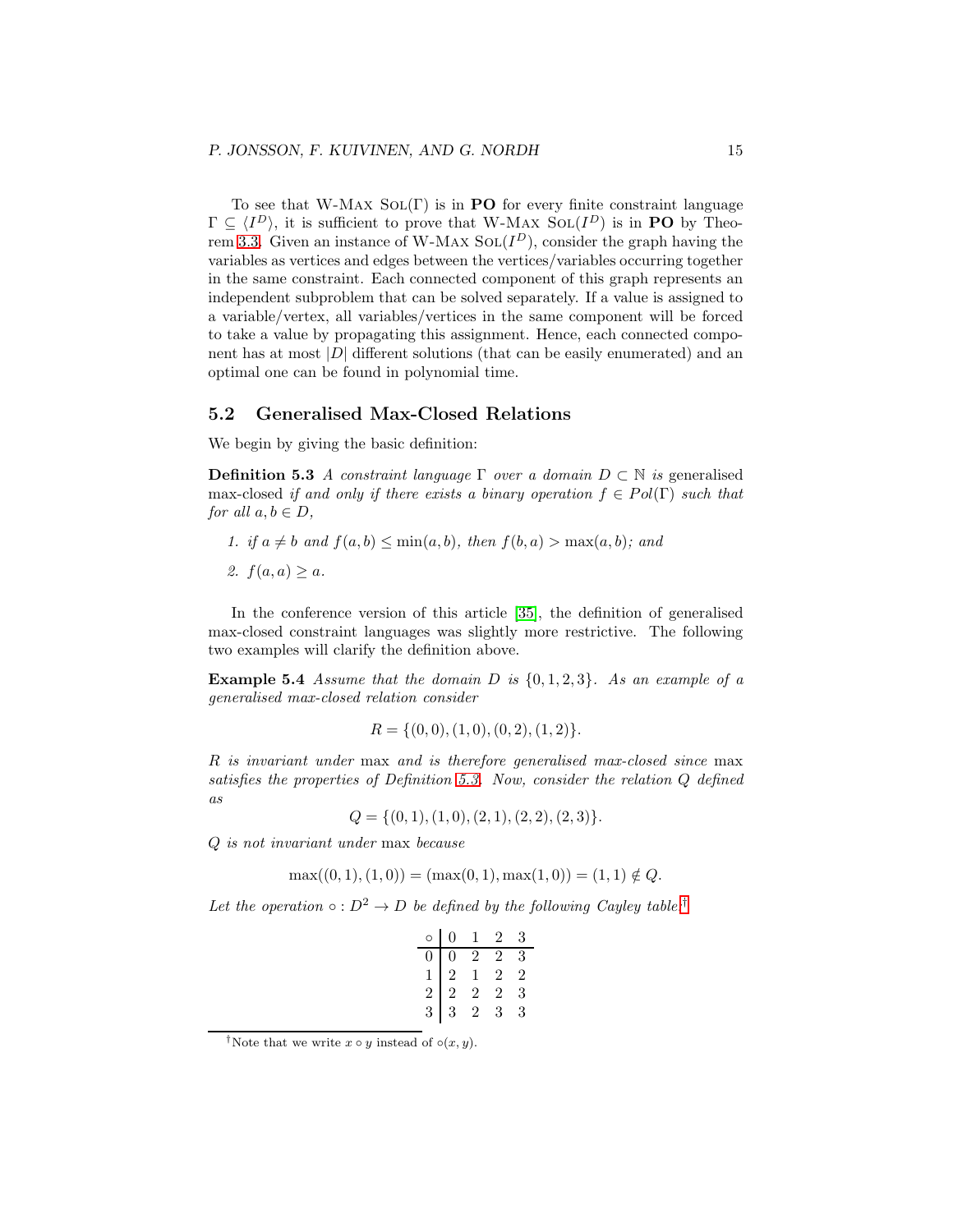To see that W-Max Sol($\Gamma$) is in **PO** for every finite constraint language $\Gamma \subseteq \langle I^D \rangle$, it is sufficient to prove that W-Max Sol($I^D$) is in **PO** by Theorem 3.3. Given an instance of W-Max Sol($I^D$), consider the graph having the variables as vertices and edges between the vertices/variables occurring together in the same constraint. Each connected component of this graph represents an independent subproblem that can be solved separately. If a value is assigned to a variable/vertex, all variables/vertices in the same component will be forced to take a value by propagating this assignment. Hence, each connected component has at most $|D|$ different solutions (that can be easily enumerated) and an optimal one can be found in polynomial time.

## 5.2 Generalised Max-Closed Relations

We begin by giving the basic definition:

**Definition 5.3** *A constraint language $\Gamma$ over a domain $D \subset \mathbb{N}$ is* generalised max-closed *if and only if there exists a binary operation $f \in Pol(\Gamma)$ such that for all $a, b \in D$,*

1. *if $a \neq b$ and $f(a,b) \leq \min(a,b)$, then $f(b,a) > \max(a,b)$; and*
2. *$f(a,a) \geq a$.*

In the conference version of this article [35], the definition of generalised max-closed constraint languages was slightly more restrictive. The following two examples will clarify the definition above.

**Example 5.4** *Assume that the domain $D$ is $\{0,1,2,3\}$. As an example of a generalised max-closed relation consider*

$$R = \{(0,0),(1,0),(0,2),(1,2)\}.$$

*$R$ is invariant under* max *and is therefore generalised max-closed since* max *satisfies the properties of Definition 5.3. Now, consider the relation $Q$ defined as*

$$Q = \{(0,1),(1,0),(2,1),(2,2),(2,3)\}.$$

*$Q$ is not invariant under* max *because*

$$\max((0,1),(1,0)) = (\max(0,1), \max(1,0)) = (1,1) \notin Q.$$

*Let the operation $\circ : D^2 \to D$ be defined by the following Cayley table:*[†]

| $\circ$ | 0 | 1 | 2 | 3 |
|---|---|---|---|---|
| 0 | 0 | 2 | 2 | 3 |
| 1 | 2 | 1 | 2 | 2 |
| 2 | 2 | 2 | 2 | 3 |
| 3 | 3 | 2 | 3 | 3 |

[†] Note that we write $x \circ y$ instead of $\circ(x,y)$.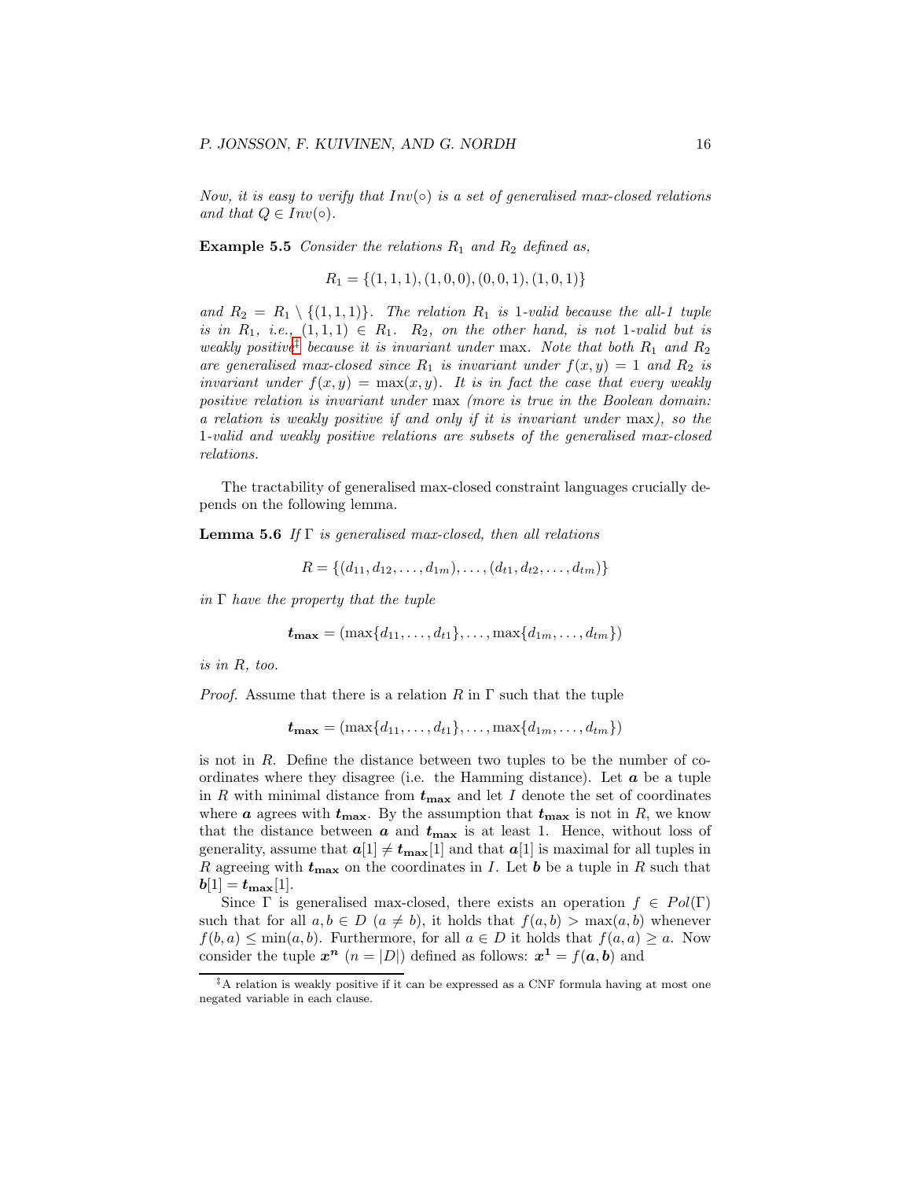*Now, it is easy to verify that $Inv(\circ)$ is a set of generalised max-closed relations and that $Q \in Inv(\circ)$.*

**Example 5.5** *Consider the relations $R_1$ and $R_2$ defined as,*

$$R_1 = \{(1,1,1), (1,0,0), (0,0,1), (1,0,1)\}$$

*and $R_2 = R_1 \setminus \{(1,1,1)\}$. The relation $R_1$ is 1-valid because the all-1 tuple is in $R_1$, i.e., $(1,1,1) \in R_1$. $R_2$, on the other hand, is not 1-valid but is weakly positive[‡] because it is invariant under* max*. Note that both $R_1$ and $R_2$ are generalised max-closed since $R_1$ is invariant under $f(x,y) = 1$ and $R_2$ is invariant under $f(x,y) = \max(x,y)$. It is in fact the case that every weakly positive relation is invariant under* max *(more is true in the Boolean domain: a relation is weakly positive if and only if it is invariant under* max*), so the 1-valid and weakly positive relations are subsets of the generalised max-closed relations.*

The tractability of generalised max-closed constraint languages crucially depends on the following lemma.

**Lemma 5.6** *If $\Gamma$ is generalised max-closed, then all relations*

$$R = \{(d_{11}, d_{12}, \ldots, d_{1m}), \ldots, (d_{t1}, d_{t2}, \ldots, d_{tm})\}$$

*in $\Gamma$ have the property that the tuple*

$$\boldsymbol{t_{\max}} = (\max\{d_{11}, \ldots, d_{t1}\}, \ldots, \max\{d_{1m}, \ldots, d_{tm}\})$$

*is in $R$, too.*

*Proof.* Assume that there is a relation $R$ in $\Gamma$ such that the tuple

$$\boldsymbol{t_{\max}} = (\max\{d_{11}, \ldots, d_{t1}\}, \ldots, \max\{d_{1m}, \ldots, d_{tm}\})$$

is not in $R$. Define the distance between two tuples to be the number of coordinates where they disagree (i.e. the Hamming distance). Let $\boldsymbol{a}$ be a tuple in $R$ with minimal distance from $\boldsymbol{t_{\max}}$ and let $I$ denote the set of coordinates where $\boldsymbol{a}$ agrees with $\boldsymbol{t_{\max}}$. By the assumption that $\boldsymbol{t_{\max}}$ is not in $R$, we know that the distance between $\boldsymbol{a}$ and $\boldsymbol{t_{\max}}$ is at least 1. Hence, without loss of generality, assume that $\boldsymbol{a}[1] \neq \boldsymbol{t_{\max}}[1]$ and that $\boldsymbol{a}[1]$ is maximal for all tuples in $R$ agreeing with $\boldsymbol{t_{\max}}$ on the coordinates in $I$. Let $\boldsymbol{b}$ be a tuple in $R$ such that $\boldsymbol{b}[1] = \boldsymbol{t_{\max}}[1]$.

Since $\Gamma$ is generalised max-closed, there exists an operation $f \in Pol(\Gamma)$ such that for all $a, b \in D$ $(a \neq b)$, it holds that $f(a,b) > \max(a,b)$ whenever $f(b,a) \leq \min(a,b)$. Furthermore, for all $a \in D$ it holds that $f(a,a) \geq a$. Now consider the tuple $\boldsymbol{x^n}$ $(n = |D|)$ defined as follows: $\boldsymbol{x^1} = f(\boldsymbol{a}, \boldsymbol{b})$ and

[‡]A relation is weakly positive if it can be expressed as a CNF formula having at most one negated variable in each clause.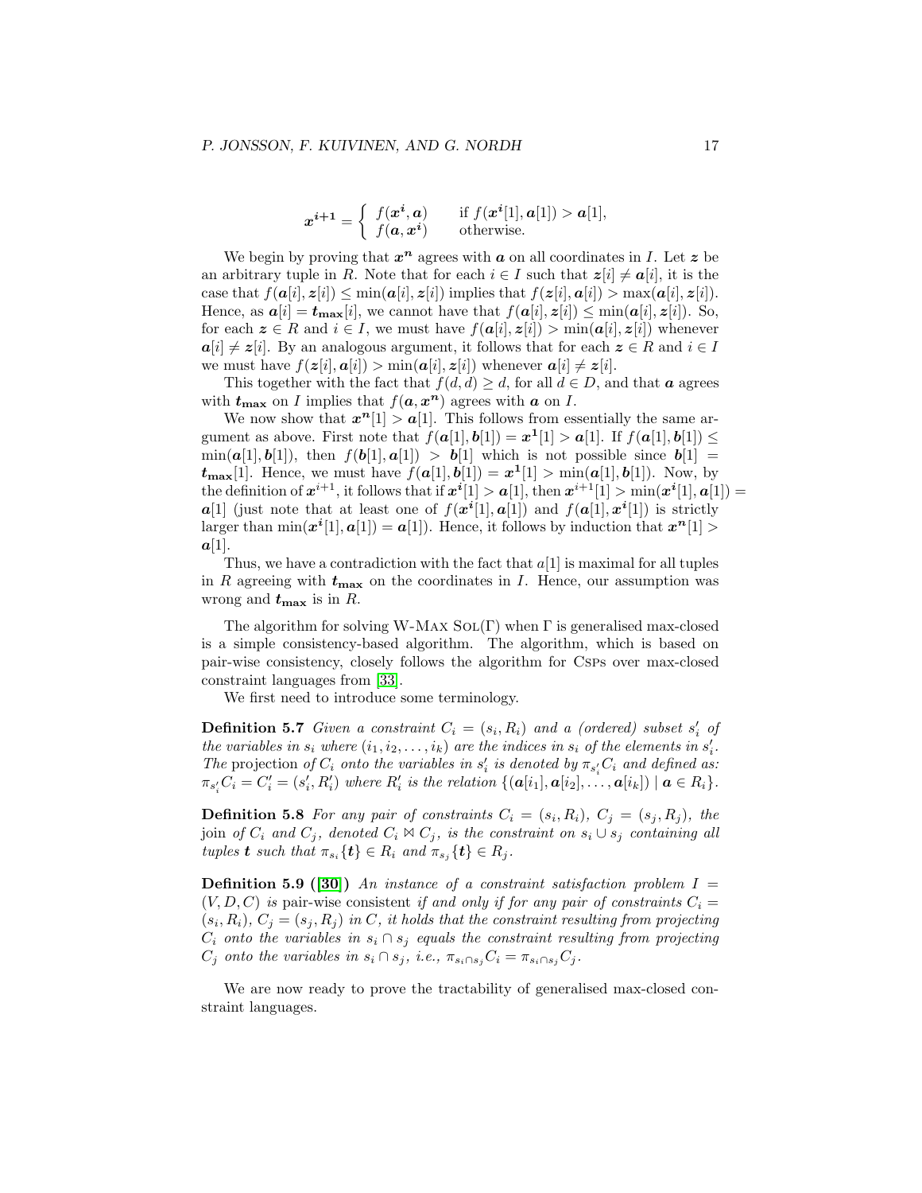$$\boldsymbol{x}^{\boldsymbol{i+1}} = \begin{cases} f(\boldsymbol{x}^{\boldsymbol{i}}, \boldsymbol{a}) & \text{if } f(\boldsymbol{x}^{\boldsymbol{i}}[1], \boldsymbol{a}[1]) > \boldsymbol{a}[1], \\ f(\boldsymbol{a}, \boldsymbol{x}^{\boldsymbol{i}}) & \text{otherwise.} \end{cases}$$

We begin by proving that $\boldsymbol{x}^{\boldsymbol{n}}$ agrees with $\boldsymbol{a}$ on all coordinates in $I$. Let $\boldsymbol{z}$ be an arbitrary tuple in $R$. Note that for each $i \in I$ such that $\boldsymbol{z}[i] \neq \boldsymbol{a}[i]$, it is the case that $f(\boldsymbol{a}[i], \boldsymbol{z}[i]) \leq \min(\boldsymbol{a}[i], \boldsymbol{z}[i])$ implies that $f(\boldsymbol{z}[i], \boldsymbol{a}[i]) > \max(\boldsymbol{a}[i], \boldsymbol{z}[i])$. Hence, as $\boldsymbol{a}[i] = \boldsymbol{t_{\max}}[i]$, we cannot have that $f(\boldsymbol{a}[i], \boldsymbol{z}[i]) \leq \min(\boldsymbol{a}[i], \boldsymbol{z}[i])$. So, for each $\boldsymbol{z} \in R$ and $i \in I$, we must have $f(\boldsymbol{a}[i], \boldsymbol{z}[i]) > \min(\boldsymbol{a}[i], \boldsymbol{z}[i])$ whenever $\boldsymbol{a}[i] \neq \boldsymbol{z}[i]$. By an analogous argument, it follows that for each $\boldsymbol{z} \in R$ and $i \in I$ we must have $f(\boldsymbol{z}[i], \boldsymbol{a}[i]) > \min(\boldsymbol{a}[i], \boldsymbol{z}[i])$ whenever $\boldsymbol{a}[i] \neq \boldsymbol{z}[i]$.

This together with the fact that $f(d, d) \geq d$, for all $d \in D$, and that $\boldsymbol{a}$ agrees with $\boldsymbol{t_{\max}}$ on $I$ implies that $f(\boldsymbol{a}, \boldsymbol{x}^{\boldsymbol{n}})$ agrees with $\boldsymbol{a}$ on $I$.

We now show that $\boldsymbol{x}^{\boldsymbol{n}}[1] > \boldsymbol{a}[1]$. This follows from essentially the same argument as above. First note that $f(\boldsymbol{a}[1], \boldsymbol{b}[1]) = \boldsymbol{x}^{\boldsymbol{1}}[1] > \boldsymbol{a}[1]$. If $f(\boldsymbol{a}[1], \boldsymbol{b}[1]) \leq \min(\boldsymbol{a}[1], \boldsymbol{b}[1])$, then $f(\boldsymbol{b}[1], \boldsymbol{a}[1]) > \boldsymbol{b}[1]$ which is not possible since $\boldsymbol{b}[1] = \boldsymbol{t_{\max}}[1]$. Hence, we must have $f(\boldsymbol{a}[1], \boldsymbol{b}[1]) = \boldsymbol{x}^{\boldsymbol{1}}[1] > \min(\boldsymbol{a}[1], \boldsymbol{b}[1])$. Now, by the definition of $\boldsymbol{x}^{i+1}$, it follows that if $\boldsymbol{x}^{\boldsymbol{i}}[1] > \boldsymbol{a}[1]$, then $\boldsymbol{x}^{i+1}[1] > \min(\boldsymbol{x}^{\boldsymbol{i}}[1], \boldsymbol{a}[1]) = \boldsymbol{a}[1]$ (just note that at least one of $f(\boldsymbol{x}^{\boldsymbol{i}}[1], \boldsymbol{a}[1])$ and $f(\boldsymbol{a}[1], \boldsymbol{x}^{\boldsymbol{i}}[1])$ is strictly larger than $\min(\boldsymbol{x}^{\boldsymbol{i}}[1], \boldsymbol{a}[1]) = \boldsymbol{a}[1]$). Hence, it follows by induction that $\boldsymbol{x}^{\boldsymbol{n}}[1] > \boldsymbol{a}[1]$.

Thus, we have a contradiction with the fact that $a[1]$ is maximal for all tuples in $R$ agreeing with $\boldsymbol{t_{\max}}$ on the coordinates in $I$. Hence, our assumption was wrong and $\boldsymbol{t_{\max}}$ is in $R$.

The algorithm for solving W-Max Sol($\Gamma$) when $\Gamma$ is generalised max-closed is a simple consistency-based algorithm. The algorithm, which is based on pair-wise consistency, closely follows the algorithm for Csps over max-closed constraint languages from [33].

We first need to introduce some terminology.

**Definition 5.7** *Given a constraint $C_i = (s_i, R_i)$ and a (ordered) subset $s'_i$ of the variables in $s_i$ where $(i_1, i_2, \ldots, i_k)$ are the indices in $s_i$ of the elements in $s'_i$. The* projection *of $C_i$ onto the variables in $s'_i$ is denoted by $\pi_{s'_i} C_i$ and defined as: $\pi_{s'_i} C_i = C'_i = (s'_i, R'_i)$ where $R'_i$ is the relation $\{(\boldsymbol{a}[i_1], \boldsymbol{a}[i_2], \ldots, \boldsymbol{a}[i_k]) \mid \boldsymbol{a} \in R_i\}$.*

**Definition 5.8** *For any pair of constraints $C_i = (s_i, R_i)$, $C_j = (s_j, R_j)$, the* join *of $C_i$ and $C_j$, denoted $C_i \bowtie C_j$, is the constraint on $s_i \cup s_j$ containing all tuples $\boldsymbol{t}$ such that $\pi_{s_i}\{\boldsymbol{t}\} \in R_i$ and $\pi_{s_j}\{\boldsymbol{t}\} \in R_j$.*

**Definition 5.9 ([30])** *An instance of a constraint satisfaction problem $I = (V, D, C)$ is* pair-wise consistent *if and only if for any pair of constraints $C_i = (s_i, R_i)$, $C_j = (s_j, R_j)$ in $C$, it holds that the constraint resulting from projecting $C_i$ onto the variables in $s_i \cap s_j$ equals the constraint resulting from projecting $C_j$ onto the variables in $s_i \cap s_j$, i.e., $\pi_{s_i \cap s_j} C_i = \pi_{s_i \cap s_j} C_j$.*

We are now ready to prove the tractability of generalised max-closed constraint languages.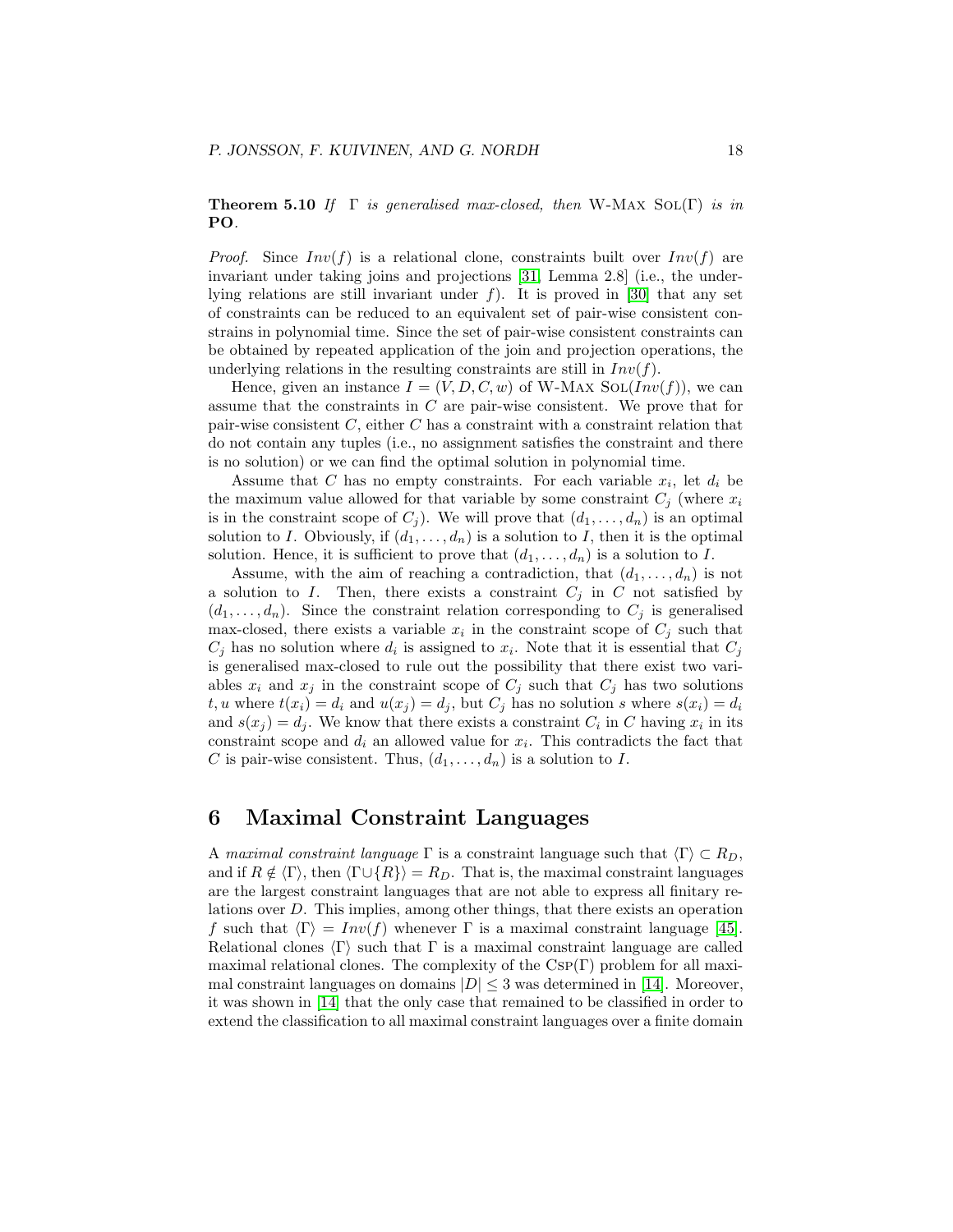**Theorem 5.10** *If* $\Gamma$ *is generalised max-closed, then* W-MAX SOL($\Gamma$) *is in* **PO**.

*Proof.* Since $Inv(f)$ is a relational clone, constraints built over $Inv(f)$ are invariant under taking joins and projections [31, Lemma 2.8] (i.e., the underlying relations are still invariant under $f$). It is proved in [30] that any set of constraints can be reduced to an equivalent set of pair-wise consistent constrains in polynomial time. Since the set of pair-wise consistent constraints can be obtained by repeated application of the join and projection operations, the underlying relations in the resulting constraints are still in $Inv(f)$.

Hence, given an instance $I = (V, D, C, w)$ of W-MAX SOL($Inv(f)$), we can assume that the constraints in $C$ are pair-wise consistent. We prove that for pair-wise consistent $C$, either $C$ has a constraint with a constraint relation that do not contain any tuples (i.e., no assignment satisfies the constraint and there is no solution) or we can find the optimal solution in polynomial time.

Assume that $C$ has no empty constraints. For each variable $x_i$, let $d_i$ be the maximum value allowed for that variable by some constraint $C_j$ (where $x_i$ is in the constraint scope of $C_j$). We will prove that $(d_1, \ldots, d_n)$ is an optimal solution to $I$. Obviously, if $(d_1, \ldots, d_n)$ is a solution to $I$, then it is the optimal solution. Hence, it is sufficient to prove that $(d_1, \ldots, d_n)$ is a solution to $I$.

Assume, with the aim of reaching a contradiction, that $(d_1, \ldots, d_n)$ is not a solution to $I$. Then, there exists a constraint $C_j$ in $C$ not satisfied by $(d_1, \ldots, d_n)$. Since the constraint relation corresponding to $C_j$ is generalised max-closed, there exists a variable $x_i$ in the constraint scope of $C_j$ such that $C_j$ has no solution where $d_i$ is assigned to $x_i$. Note that it is essential that $C_j$ is generalised max-closed to rule out the possibility that there exist two variables $x_i$ and $x_j$ in the constraint scope of $C_j$ such that $C_j$ has two solutions $t, u$ where $t(x_i) = d_i$ and $u(x_j) = d_j$, but $C_j$ has no solution $s$ where $s(x_i) = d_i$ and $s(x_j) = d_j$. We know that there exists a constraint $C_i$ in $C$ having $x_i$ in its constraint scope and $d_i$ an allowed value for $x_i$. This contradicts the fact that $C$ is pair-wise consistent. Thus, $(d_1, \ldots, d_n)$ is a solution to $I$.

# 6 Maximal Constraint Languages

A *maximal constraint language* $\Gamma$ is a constraint language such that $\langle \Gamma \rangle \subset R_D$, and if $R \notin \langle \Gamma \rangle$, then $\langle \Gamma \cup \{R\} \rangle = R_D$. That is, the maximal constraint languages are the largest constraint languages that are not able to express all finitary relations over $D$. This implies, among other things, that there exists an operation $f$ such that $\langle \Gamma \rangle = Inv(f)$ whenever $\Gamma$ is a maximal constraint language [45]. Relational clones $\langle \Gamma \rangle$ such that $\Gamma$ is a maximal constraint language are called maximal relational clones. The complexity of the CSP($\Gamma$) problem for all maximal constraint languages on domains $|D| \leq 3$ was determined in [14]. Moreover, it was shown in [14] that the only case that remained to be classified in order to extend the classification to all maximal constraint languages over a finite domain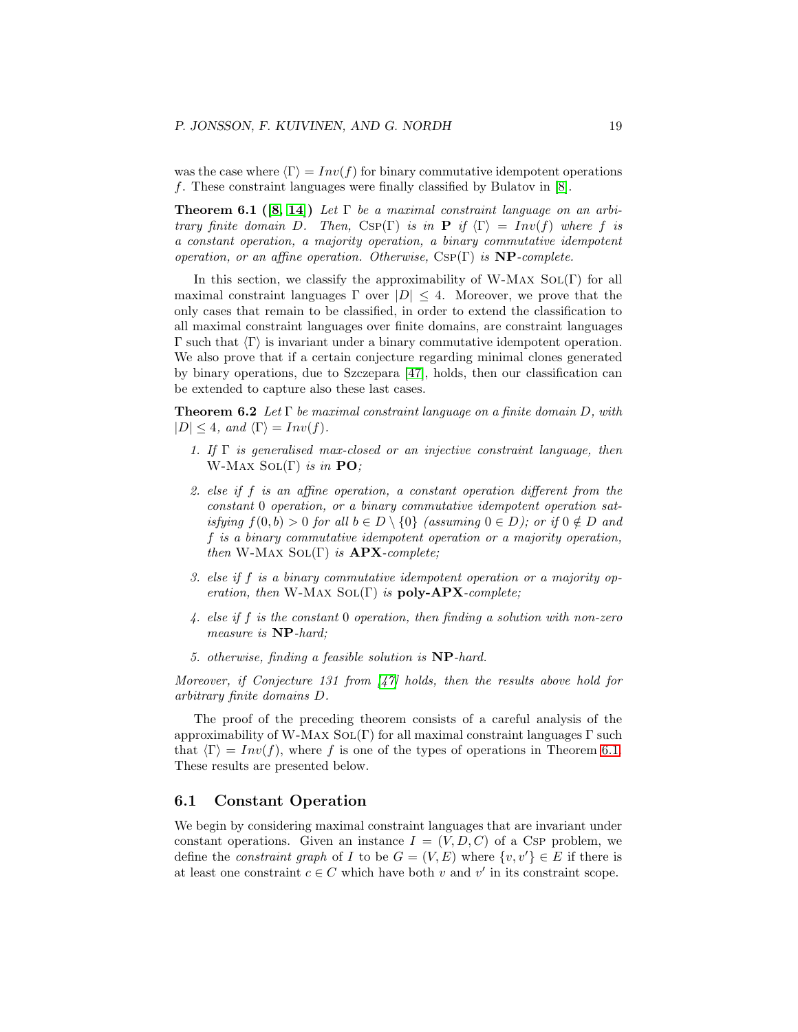was the case where $\langle\Gamma\rangle = Inv(f)$ for binary commutative idempotent operations $f$. These constraint languages were finally classified by Bulatov in [8].

**Theorem 6.1 ([8, 14])** *Let $\Gamma$ be a maximal constraint language on an arbitrary finite domain $D$. Then,* Csp($\Gamma$) *is in* **P** *if $\langle\Gamma\rangle = Inv(f)$ where $f$ is a constant operation, a majority operation, a binary commutative idempotent operation, or an affine operation. Otherwise,* Csp($\Gamma$) *is* **NP**-*complete.*

In this section, we classify the approximability of W-Max Sol($\Gamma$) for all maximal constraint languages $\Gamma$ over $|D| \leq 4$. Moreover, we prove that the only cases that remain to be classified, in order to extend the classification to all maximal constraint languages over finite domains, are constraint languages $\Gamma$ such that $\langle\Gamma\rangle$ is invariant under a binary commutative idempotent operation. We also prove that if a certain conjecture regarding minimal clones generated by binary operations, due to Szczepara [47], holds, then our classification can be extended to capture also these last cases.

**Theorem 6.2** *Let $\Gamma$ be maximal constraint language on a finite domain $D$, with $|D| \leq 4$, and $\langle\Gamma\rangle = Inv(f)$.*

1. *If $\Gamma$ is generalised max-closed or an injective constraint language, then* W-Max Sol($\Gamma$) *is in* **PO**;
2. *else if $f$ is an affine operation, a constant operation different from the constant 0 operation, or a binary commutative idempotent operation satisfying $f(0, b) > 0$ for all $b \in D \setminus \{0\}$ (assuming $0 \in D$); or if $0 \notin D$ and $f$ is a binary commutative idempotent operation or a majority operation, then* W-Max Sol($\Gamma$) *is* **APX**-*complete;*
3. *else if $f$ is a binary commutative idempotent operation or a majority operation, then* W-Max Sol($\Gamma$) *is* **poly-APX**-*complete;*
4. *else if $f$ is the constant 0 operation, then finding a solution with non-zero measure is* **NP**-*hard;*
5. *otherwise, finding a feasible solution is* **NP**-*hard.*

*Moreover, if Conjecture 131 from [47] holds, then the results above hold for arbitrary finite domains $D$.*

The proof of the preceding theorem consists of a careful analysis of the approximability of W-Max Sol($\Gamma$) for all maximal constraint languages $\Gamma$ such that $\langle\Gamma\rangle = Inv(f)$, where $f$ is one of the types of operations in Theorem 6.1. These results are presented below.

## 6.1 Constant Operation

We begin by considering maximal constraint languages that are invariant under constant operations. Given an instance $I = (V, D, C)$ of a Csp problem, we define the *constraint graph* of $I$ to be $G = (V, E)$ where $\{v, v'\} \in E$ if there is at least one constraint $c \in C$ which have both $v$ and $v'$ in its constraint scope.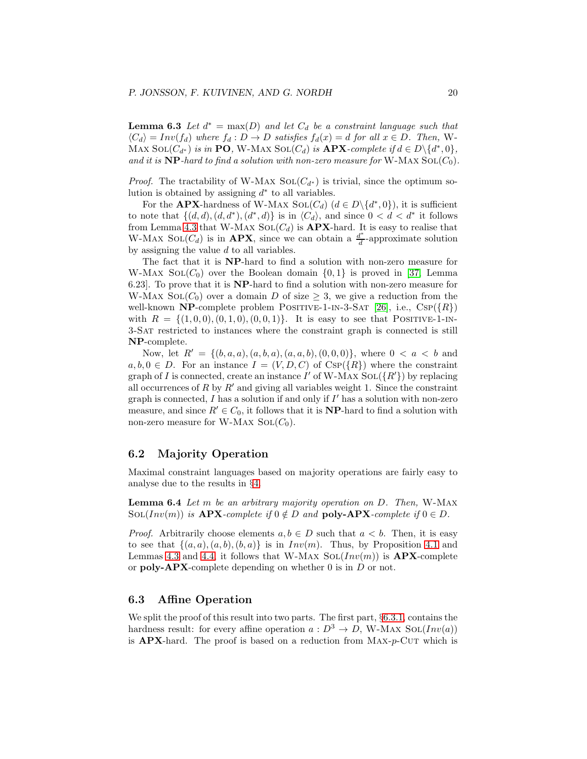**Lemma 6.3** *Let $d^* = \max(D)$ and let $C_d$ be a constraint language such that $\langle C_d \rangle = Inv(f_d)$ where $f_d : D \to D$ satisfies $f_d(x) = d$ for all $x \in D$. Then,* W-Max Sol$(C_{d^*})$ *is in* **PO***,* W-Max Sol$(C_d)$ *is* **APX***-complete if $d \in D \backslash \{d^*, 0\}$, and it is* **NP***-hard to find a solution with non-zero measure for* W-Max Sol$(C_0)$*.*

*Proof.* The tractability of W-Max Sol$(C_{d^*})$ is trivial, since the optimum solution is obtained by assigning $d^*$ to all variables.

For the **APX**-hardness of W-Max Sol$(C_d)$ ($d \in D \backslash \{d^*, 0\}$), it is sufficient to note that $\{(d, d), (d, d^*), (d^*, d)\}$ is in $\langle C_d \rangle$, and since $0 < d < d^*$ it follows from Lemma 4.3 that W-Max Sol$(C_d)$ is **APX**-hard. It is easy to realise that W-Max Sol$(C_d)$ is in **APX**, since we can obtain a $\frac{d^*}{d}$-approximate solution by assigning the value $d$ to all variables.

The fact that it is **NP**-hard to find a solution with non-zero measure for W-Max Sol$(C_0)$ over the Boolean domain $\{0, 1\}$ is proved in [37, Lemma 6.23]. To prove that it is **NP**-hard to find a solution with non-zero measure for W-Max Sol$(C_0)$ over a domain $D$ of size $\geq 3$, we give a reduction from the well-known **NP**-complete problem Positive-1-in-3-Sat [26], i.e., Csp$(\{R\})$ with $R = \{(1, 0, 0), (0, 1, 0), (0, 0, 1)\}$. It is easy to see that Positive-1-in-3-Sat restricted to instances where the constraint graph is connected is still **NP**-complete.

Now, let $R' = \{(b, a, a), (a, b, a), (a, a, b), (0, 0, 0)\}$, where $0 < a < b$ and $a, b, 0 \in D$. For an instance $I = (V, D, C)$ of Csp$(\{R\})$ where the constraint graph of $I$ is connected, create an instance $I'$ of W-Max Sol$(\{R'\})$ by replacing all occurrences of $R$ by $R'$ and giving all variables weight 1. Since the constraint graph is connected, $I$ has a solution if and only if $I'$ has a solution with non-zero measure, and since $R' \in C_0$, it follows that it is **NP**-hard to find a solution with non-zero measure for W-Max Sol$(C_0)$.

## 6.2 Majority Operation

Maximal constraint languages based on majority operations are fairly easy to analyse due to the results in §4.

**Lemma 6.4** *Let $m$ be an arbitrary majority operation on $D$. Then,* W-Max Sol$(Inv(m))$ *is* **APX***-complete if $0 \notin D$ and* **poly-APX***-complete if $0 \in D$.*

*Proof.* Arbitrarily choose elements $a, b \in D$ such that $a < b$. Then, it is easy to see that $\{(a, a), (a, b), (b, a)\}$ is in $Inv(m)$. Thus, by Proposition 4.1 and Lemmas 4.3 and 4.4, it follows that W-Max Sol$(Inv(m))$ is **APX**-complete or **poly-APX**-complete depending on whether 0 is in $D$ or not.

## 6.3 Affine Operation

We split the proof of this result into two parts. The first part, §6.3.1, contains the hardness result: for every affine operation $a : D^3 \to D$, W-Max Sol$(Inv(a))$ is **APX**-hard. The proof is based on a reduction from Max-$p$-Cut which is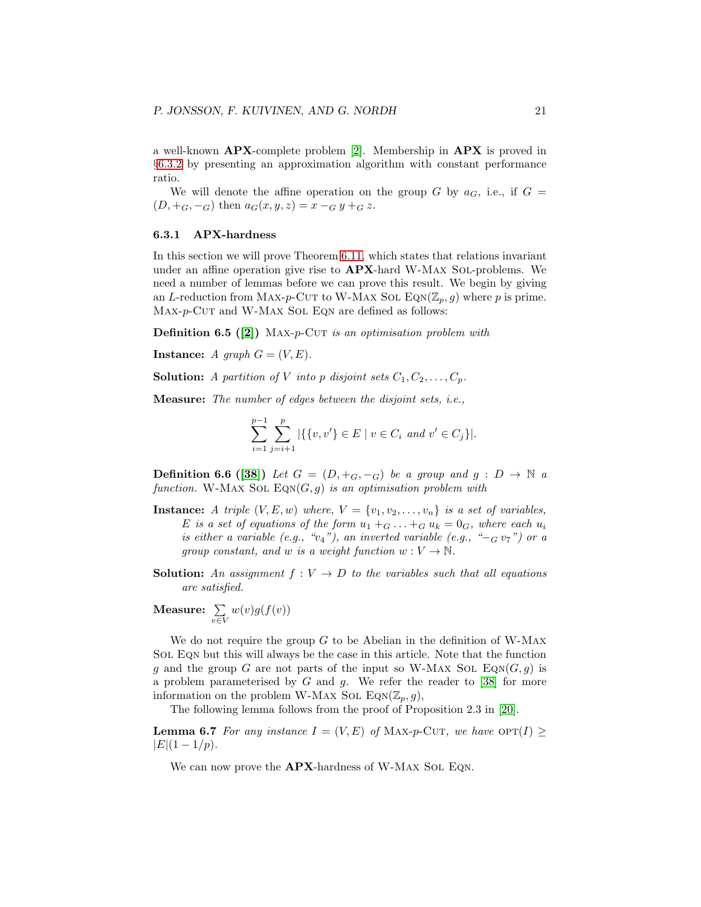a well-known **APX**-complete problem [2]. Membership in **APX** is proved in §6.3.2 by presenting an approximation algorithm with constant performance ratio.

We will denote the affine operation on the group $G$ by $a_G$, i.e., if $G = (D, +_G, -_G)$ then $a_G(x, y, z) = x -_G y +_G z$.

### 6.3.1 APX-hardness

In this section we will prove Theorem 6.11, which states that relations invariant under an affine operation give rise to **APX**-hard W-Max Sol-problems. We need a number of lemmas before we can prove this result. We begin by giving an $L$-reduction from Max-$p$-Cut to W-Max Sol Eqn($\mathbb{Z}_p, g$) where $p$ is prime. Max-$p$-Cut and W-Max Sol Eqn are defined as follows:

**Definition 6.5 ([2])** *Max-$p$-Cut is an optimisation problem with*

**Instance:** *A graph $G = (V, E)$.*

**Solution:** *A partition of $V$ into $p$ disjoint sets $C_1, C_2, \ldots, C_p$.*

**Measure:** *The number of edges between the disjoint sets, i.e.,*

$$\sum_{i=1}^{p-1} \sum_{j=i+1}^{p} |\{\{v, v'\} \in E \mid v \in C_i \text{ and } v' \in C_j\}|.$$

**Definition 6.6 ([38])** *Let $G = (D, +_G, -_G)$ be a group and $g : D \to \mathbb{N}$ a function. W-Max Sol Eqn($G, g$) is an optimisation problem with*

**Instance:** *A triple $(V, E, w)$ where, $V = \{v_1, v_2, \ldots, v_n\}$ is a set of variables, $E$ is a set of equations of the form $u_1 +_G \ldots +_G u_k = 0_G$, where each $u_i$ is either a variable (e.g., "$v_4$"), an inverted variable (e.g., "$-_G v_7$") or a group constant, and $w$ is a weight function $w : V \to \mathbb{N}$.*

**Solution:** *An assignment $f : V \to D$ to the variables such that all equations are satisfied.*

**Measure:** $\sum_{v \in V} w(v) g(f(v))$

We do not require the group $G$ to be Abelian in the definition of W-Max Sol Eqn but this will always be the case in this article. Note that the function $g$ and the group $G$ are not parts of the input so W-Max Sol Eqn($G, g$) is a problem parameterised by $G$ and $g$. We refer the reader to [38] for more information on the problem W-Max Sol Eqn($\mathbb{Z}_p, g$),

The following lemma follows from the proof of Proposition 2.3 in [20].

**Lemma 6.7** *For any instance $I = (V, E)$ of Max-$p$-Cut, we have $\text{OPT}(I) \geq |E|(1 - 1/p)$.*

We can now prove the **APX**-hardness of W-Max Sol Eqn.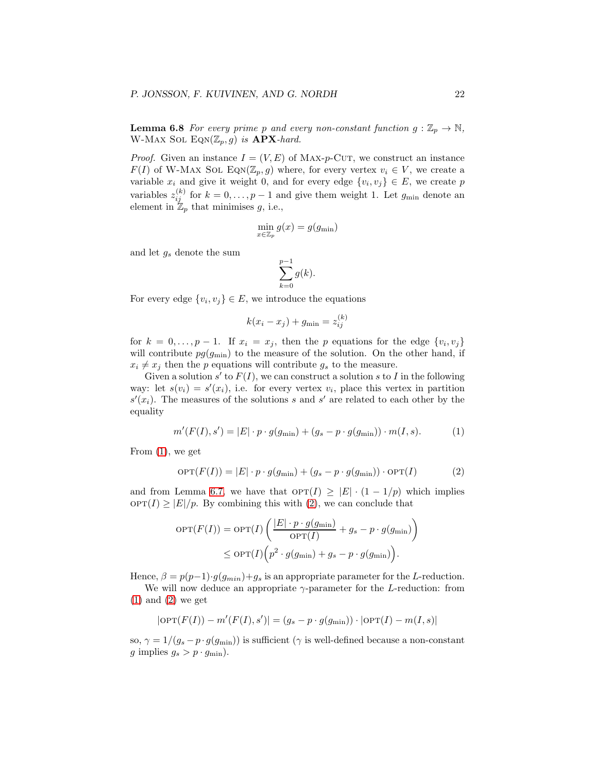**Lemma 6.8** *For every prime $p$ and every non-constant function $g : \mathbb{Z}_p \to \mathbb{N}$,* W-Max Sol Eqn$(\mathbb{Z}_p, g)$ *is* **APX***-hard.*

*Proof.* Given an instance $I = (V, E)$ of Max-$p$-Cut, we construct an instance $F(I)$ of W-Max Sol Eqn$(\mathbb{Z}_p, g)$ where, for every vertex $v_i \in V$, we create a variable $x_i$ and give it weight 0, and for every edge $\{v_i, v_j\} \in E$, we create $p$ variables $z_{ij}^{(k)}$ for $k = 0, \ldots, p-1$ and give them weight 1. Let $g_{\min}$ denote an element in $\mathbb{Z}_p$ that minimises $g$, i.e.,

$$\min_{x \in \mathbb{Z}_p} g(x) = g(g_{\min})$$

and let $g_s$ denote the sum

$$\sum_{k=0}^{p-1} g(k).$$

For every edge $\{v_i, v_j\} \in E$, we introduce the equations

$$k(x_i - x_j) + g_{\min} = z_{ij}^{(k)}$$

for $k = 0, \ldots, p-1$. If $x_i = x_j$, then the $p$ equations for the edge $\{v_i, v_j\}$ will contribute $pg(g_{\min})$ to the measure of the solution. On the other hand, if $x_i \neq x_j$ then the $p$ equations will contribute $g_s$ to the measure.

Given a solution $s'$ to $F(I)$, we can construct a solution $s$ to $I$ in the following way: let $s(v_i) = s'(x_i)$, i.e. for every vertex $v_i$, place this vertex in partition $s'(x_i)$. The measures of the solutions $s$ and $s'$ are related to each other by the equality

$$m'(F(I), s') = |E| \cdot p \cdot g(g_{\min}) + (g_s - p \cdot g(g_{\min})) \cdot m(I, s). \tag{1}$$

From (1), we get

$$\text{OPT}(F(I)) = |E| \cdot p \cdot g(g_{\min}) + (g_s - p \cdot g(g_{\min})) \cdot \text{OPT}(I) \tag{2}$$

and from Lemma 6.7, we have that $\text{OPT}(I) \geq |E| \cdot (1 - 1/p)$ which implies $\text{OPT}(I) \geq |E|/p$. By combining this with (2), we can conclude that

$$\begin{aligned}
\text{OPT}(F(I)) &= \text{OPT}(I) \left( \frac{|E| \cdot p \cdot g(g_{\min})}{\text{OPT}(I)} + g_s - p \cdot g(g_{\min}) \right) \\
&\leq \text{OPT}(I) \Big( p^2 \cdot g(g_{\min}) + g_s - p \cdot g(g_{\min}) \Big).
\end{aligned}$$

Hence, $\beta = p(p-1) \cdot g(g_{min}) + g_s$ is an appropriate parameter for the $L$-reduction.

We will now deduce an appropriate $\gamma$-parameter for the $L$-reduction: from (1) and (2) we get

$$|\text{OPT}(F(I)) - m'(F(I), s')| = (g_s - p \cdot g(g_{\min})) \cdot |\text{OPT}(I) - m(I, s)|$$

so, $\gamma = 1/(g_s - p \cdot g(g_{\min}))$ is sufficient ($\gamma$ is well-defined because a non-constant $g$ implies $g_s > p \cdot g_{\min}$).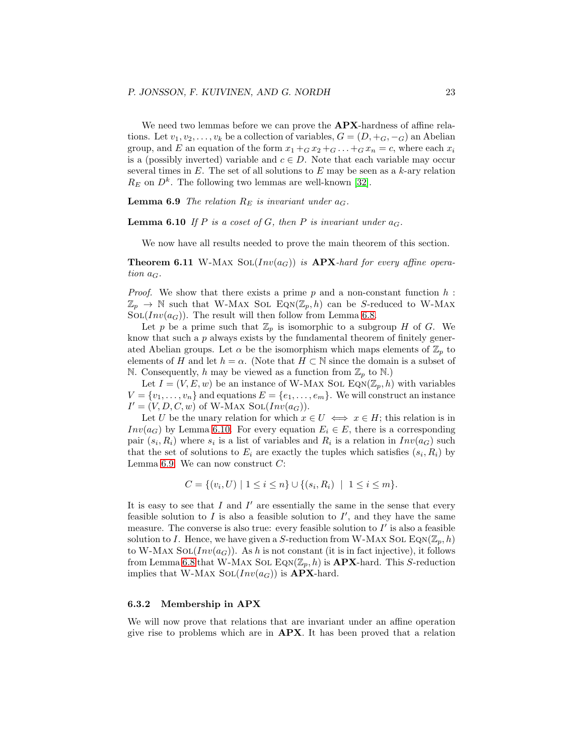We need two lemmas before we can prove the **APX**-hardness of affine relations. Let $v_1, v_2, \ldots, v_k$ be a collection of variables, $G = (D, +_G, -_G)$ an Abelian group, and $E$ an equation of the form $x_1 +_G x_2 +_G \ldots +_G x_n = c$, where each $x_i$ is a (possibly inverted) variable and $c \in D$. Note that each variable may occur several times in $E$. The set of all solutions to $E$ may be seen as a $k$-ary relation $R_E$ on $D^k$. The following two lemmas are well-known [32].

**Lemma 6.9** *The relation $R_E$ is invariant under $a_G$.*

**Lemma 6.10** *If $P$ is a coset of $G$, then $P$ is invariant under $a_G$.*

We now have all results needed to prove the main theorem of this section.

**Theorem 6.11** W-Max Sol($Inv(a_G)$) *is* **APX**-*hard for every affine operation $a_G$.*

*Proof.* We show that there exists a prime $p$ and a non-constant function $h : \mathbb{Z}_p \to \mathbb{N}$ such that W-Max Sol Eqn($\mathbb{Z}_p, h$) can be $S$-reduced to W-Max Sol($Inv(a_G)$). The result will then follow from Lemma 6.8.

Let $p$ be a prime such that $\mathbb{Z}_p$ is isomorphic to a subgroup $H$ of $G$. We know that such a $p$ always exists by the fundamental theorem of finitely generated Abelian groups. Let $\alpha$ be the isomorphism which maps elements of $\mathbb{Z}_p$ to elements of $H$ and let $h = \alpha$. (Note that $H \subset \mathbb{N}$ since the domain is a subset of $\mathbb{N}$. Consequently, $h$ may be viewed as a function from $\mathbb{Z}_p$ to $\mathbb{N}$.)

Let $I = (V, E, w)$ be an instance of W-Max Sol Eqn($\mathbb{Z}_p, h$) with variables $V = \{v_1, \ldots, v_n\}$ and equations $E = \{e_1, \ldots, e_m\}$. We will construct an instance $I' = (V, D, C, w)$ of W-Max Sol($Inv(a_G)$).

Let $U$ be the unary relation for which $x \in U \iff x \in H$; this relation is in $Inv(a_G)$ by Lemma 6.10. For every equation $E_i \in E$, there is a corresponding pair $(s_i, R_i)$ where $s_i$ is a list of variables and $R_i$ is a relation in $Inv(a_G)$ such that the set of solutions to $E_i$ are exactly the tuples which satisfies $(s_i, R_i)$ by Lemma 6.9. We can now construct $C$:

$$C = \{(v_i, U) \mid 1 \leq i \leq n\} \cup \{(s_i, R_i) \mid 1 \leq i \leq m\}.$$

It is easy to see that $I$ and $I'$ are essentially the same in the sense that every feasible solution to $I$ is also a feasible solution to $I'$, and they have the same measure. The converse is also true: every feasible solution to $I'$ is also a feasible solution to $I$. Hence, we have given a $S$-reduction from W-Max Sol Eqn($\mathbb{Z}_p, h$) to W-Max Sol($Inv(a_G)$). As $h$ is not constant (it is in fact injective), it follows from Lemma 6.8 that W-Max Sol Eqn($\mathbb{Z}_p, h$) is **APX**-hard. This $S$-reduction implies that W-Max Sol($Inv(a_G)$) is **APX**-hard.

### 6.3.2 Membership in APX

We will now prove that relations that are invariant under an affine operation give rise to problems which are in **APX**. It has been proved that a relation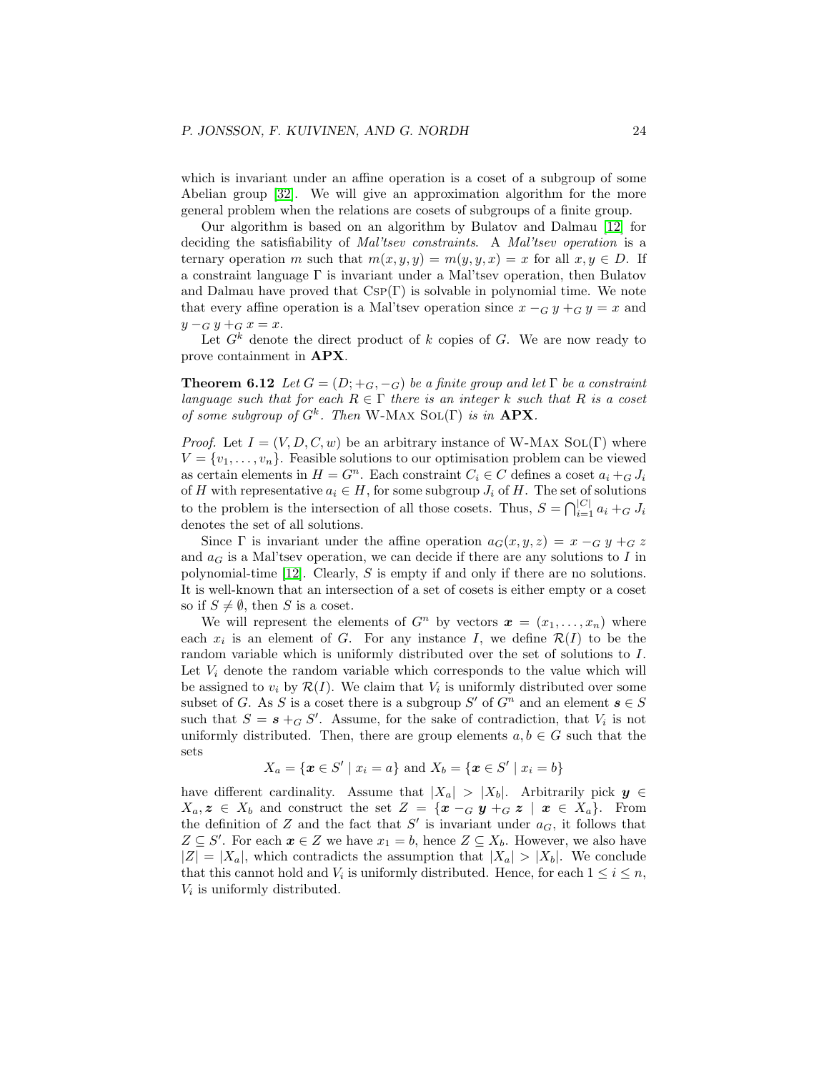which is invariant under an affine operation is a coset of a subgroup of some Abelian group [32]. We will give an approximation algorithm for the more general problem when the relations are cosets of subgroups of a finite group.

Our algorithm is based on an algorithm by Bulatov and Dalmau [12] for deciding the satisfiability of *Mal'tsev constraints*. A *Mal'tsev operation* is a ternary operation $m$ such that $m(x, y, y) = m(y, y, x) = x$ for all $x, y \in D$. If a constraint language $\Gamma$ is invariant under a Mal'tsev operation, then Bulatov and Dalmau have proved that $\text{Csp}(\Gamma)$ is solvable in polynomial time. We note that every affine operation is a Mal'tsev operation since $x -_G y +_G y = x$ and $y -_G y +_G x = x$.

Let $G^k$ denote the direct product of $k$ copies of $G$. We are now ready to prove containment in **APX**.

**Theorem 6.12** *Let $G = (D; +_G, -_G)$ be a finite group and let $\Gamma$ be a constraint language such that for each $R \in \Gamma$ there is an integer $k$ such that $R$ is a coset of some subgroup of $G^k$. Then* W-Max Sol$(\Gamma)$ *is in* **APX**.

*Proof.* Let $I = (V, D, C, w)$ be an arbitrary instance of W-Max Sol$(\Gamma)$ where $V = \{v_1, \dots, v_n\}$. Feasible solutions to our optimisation problem can be viewed as certain elements in $H = G^n$. Each constraint $C_i \in C$ defines a coset $a_i +_G J_i$ of $H$ with representative $a_i \in H$, for some subgroup $J_i$ of $H$. The set of solutions to the problem is the intersection of all those cosets. Thus, $S = \bigcap_{i=1}^{|C|} a_i +_G J_i$ denotes the set of all solutions.

Since $\Gamma$ is invariant under the affine operation $a_G(x, y, z) = x -_G y +_G z$ and $a_G$ is a Mal'tsev operation, we can decide if there are any solutions to $I$ in polynomial-time [12]. Clearly, $S$ is empty if and only if there are no solutions. It is well-known that an intersection of a set of cosets is either empty or a coset so if $S \neq \emptyset$, then $S$ is a coset.

We will represent the elements of $G^n$ by vectors $\boldsymbol{x} = (x_1, \dots, x_n)$ where each $x_i$ is an element of $G$. For any instance $I$, we define $\mathcal{R}(I)$ to be the random variable which is uniformly distributed over the set of solutions to $I$. Let $V_i$ denote the random variable which corresponds to the value which will be assigned to $v_i$ by $\mathcal{R}(I)$. We claim that $V_i$ is uniformly distributed over some subset of $G$. As $S$ is a coset there is a subgroup $S'$ of $G^n$ and an element $\boldsymbol{s} \in S$ such that $S = \boldsymbol{s} +_G S'$. Assume, for the sake of contradiction, that $V_i$ is not uniformly distributed. Then, there are group elements $a, b \in G$ such that the sets

$$X_a = \{\boldsymbol{x} \in S' \mid x_i = a\} \text{ and } X_b = \{\boldsymbol{x} \in S' \mid x_i = b\}$$

have different cardinality. Assume that $|X_a| > |X_b|$. Arbitrarily pick $\boldsymbol{y} \in X_a, \boldsymbol{z} \in X_b$ and construct the set $Z = \{\boldsymbol{x} -_G \boldsymbol{y} +_G \boldsymbol{z} \mid \boldsymbol{x} \in X_a\}$. From the definition of $Z$ and the fact that $S'$ is invariant under $a_G$, it follows that $Z \subseteq S'$. For each $\boldsymbol{x} \in Z$ we have $x_1 = b$, hence $Z \subseteq X_b$. However, we also have $|Z| = |X_a|$, which contradicts the assumption that $|X_a| > |X_b|$. We conclude that this cannot hold and $V_i$ is uniformly distributed. Hence, for each $1 \leq i \leq n$, $V_i$ is uniformly distributed.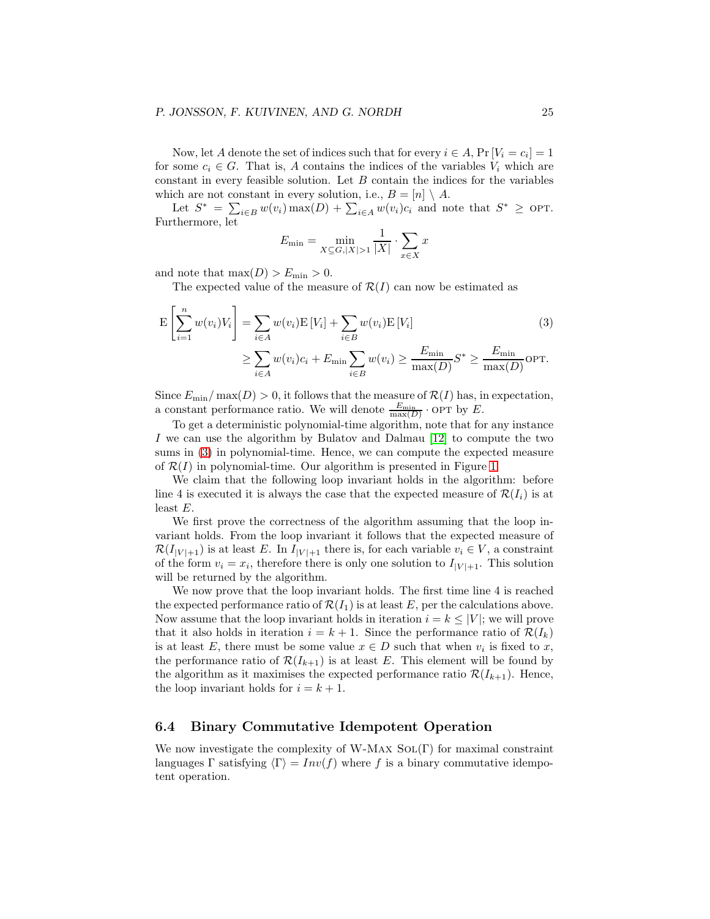Now, let $A$ denote the set of indices such that for every $i \in A$, $\Pr[V_i = c_i] = 1$ for some $c_i \in G$. That is, $A$ contains the indices of the variables $V_i$ which are constant in every feasible solution. Let $B$ contain the indices for the variables which are not constant in every solution, i.e., $B = [n] \setminus A$.

Let $S^* = \sum_{i \in B} w(v_i) \max(D) + \sum_{i \in A} w(v_i) c_i$ and note that $S^* \geq \text{OPT}$. Furthermore, let

$$E_{\min} = \min_{X \subseteq G, |X| > 1} \frac{1}{|X|} \cdot \sum_{x \in X} x$$

and note that $\max(D) > E_{\min} > 0$.

The expected value of the measure of $\mathcal{R}(I)$ can now be estimated as

$$\begin{aligned} \mathrm{E}\left[\sum_{i=1}^{n} w(v_i) V_i\right] &= \sum_{i \in A} w(v_i) \mathrm{E}[V_i] + \sum_{i \in B} w(v_i) \mathrm{E}[V_i] \\ &\geq \sum_{i \in A} w(v_i) c_i + E_{\min} \sum_{i \in B} w(v_i) \geq \frac{E_{\min}}{\max(D)} S^* \geq \frac{E_{\min}}{\max(D)} \text{OPT}. \end{aligned} \tag{3}$$

Since $E_{\min}/\max(D) > 0$, it follows that the measure of $\mathcal{R}(I)$ has, in expectation, a constant performance ratio. We will denote $\frac{E_{\min}}{\max(D)} \cdot \text{OPT}$ by $E$.

To get a deterministic polynomial-time algorithm, note that for any instance $I$ we can use the algorithm by Bulatov and Dalmau [12] to compute the two sums in (3) in polynomial-time. Hence, we can compute the expected measure of $\mathcal{R}(I)$ in polynomial-time. Our algorithm is presented in Figure 1.

We claim that the following loop invariant holds in the algorithm: before line 4 is executed it is always the case that the expected measure of $\mathcal{R}(I_i)$ is at least $E$.

We first prove the correctness of the algorithm assuming that the loop invariant holds. From the loop invariant it follows that the expected measure of $\mathcal{R}(I_{|V|+1})$ is at least $E$. In $I_{|V|+1}$ there is, for each variable $v_i \in V$, a constraint of the form $v_i = x_i$, therefore there is only one solution to $I_{|V|+1}$. This solution will be returned by the algorithm.

We now prove that the loop invariant holds. The first time line 4 is reached the expected performance ratio of $\mathcal{R}(I_1)$ is at least $E$, per the calculations above. Now assume that the loop invariant holds in iteration $i = k \leq |V|$; we will prove that it also holds in iteration $i = k + 1$. Since the performance ratio of $\mathcal{R}(I_k)$ is at least $E$, there must be some value $x \in D$ such that when $v_i$ is fixed to $x$, the performance ratio of $\mathcal{R}(I_{k+1})$ is at least $E$. This element will be found by the algorithm as it maximises the expected performance ratio $\mathcal{R}(I_{k+1})$. Hence, the loop invariant holds for $i = k + 1$.

### 6.4 Binary Commutative Idempotent Operation

We now investigate the complexity of W-MAX SOL($\Gamma$) for maximal constraint languages $\Gamma$ satisfying $\langle \Gamma \rangle = Inv(f)$ where $f$ is a binary commutative idempotent operation.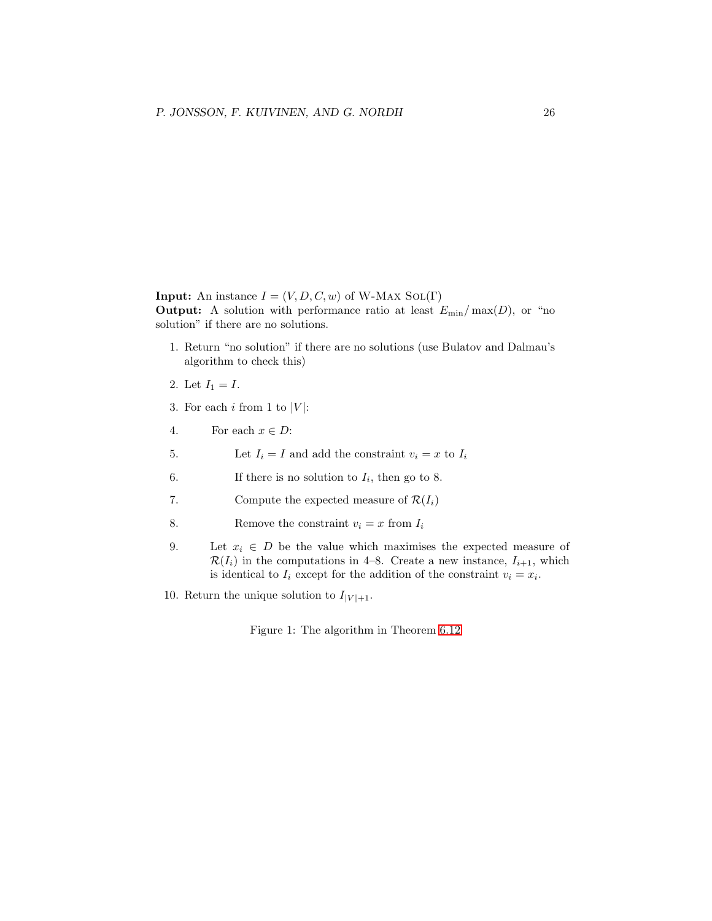**Input:** An instance $I = (V, D, C, w)$ of W-MAX SOL($\Gamma$)
**Output:** A solution with performance ratio at least $E_{\min}/\max(D)$, or "no solution" if there are no solutions.

1. Return "no solution" if there are no solutions (use Bulatov and Dalmau's algorithm to check this)
2. Let $I_1 = I$.
3. For each $i$ from 1 to $|V|$:
4. For each $x \in D$:
5. Let $I_i = I$ and add the constraint $v_i = x$ to $I_i$
6. If there is no solution to $I_i$, then go to 8.
7. Compute the expected measure of $\mathcal{R}(I_i)$
8. Remove the constraint $v_i = x$ from $I_i$
9. Let $x_i \in D$ be the value which maximises the expected measure of $\mathcal{R}(I_i)$ in the computations in 4–8. Create a new instance, $I_{i+1}$, which is identical to $I_i$ except for the addition of the constraint $v_i = x_i$.
10. Return the unique solution to $I_{|V|+1}$.

Figure 1: The algorithm in Theorem 6.12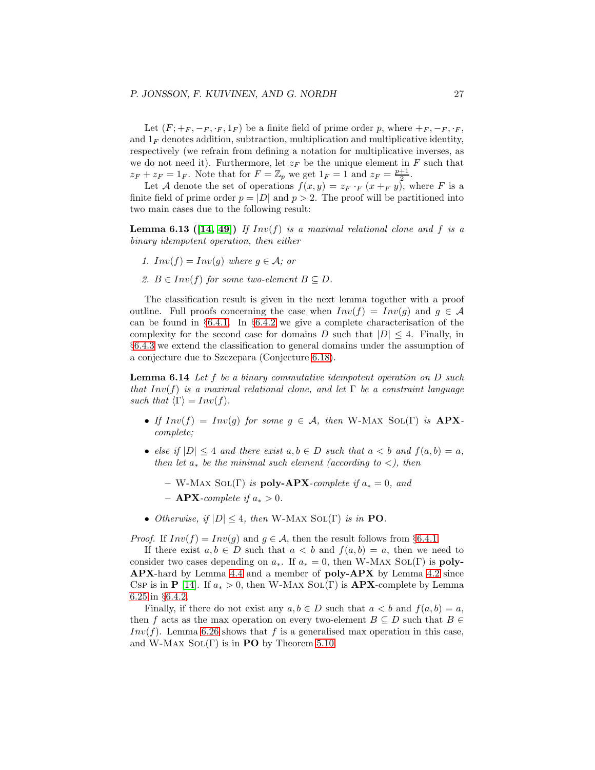Let $(F; +_F, -_F, \cdot_F, 1_F)$ be a finite field of prime order $p$, where $+_F, -_F, \cdot_F$, and $1_F$ denotes addition, subtraction, multiplication and multiplicative identity, respectively (we refrain from defining a notation for multiplicative inverses, as we do not need it). Furthermore, let $z_F$ be the unique element in $F$ such that $z_F + z_F = 1_F$. Note that for $F = \mathbb{Z}_p$ we get $1_F = 1$ and $z_F = \frac{p+1}{2}$.

Let $\mathcal{A}$ denote the set of operations $f(x, y) = z_F \cdot_F (x +_F y)$, where $F$ is a finite field of prime order $p = |D|$ and $p > 2$. The proof will be partitioned into two main cases due to the following result:

**Lemma 6.13 ([14, 49])** *If $Inv(f)$ is a maximal relational clone and $f$ is a binary idempotent operation, then either*

1. *$Inv(f) = Inv(g)$ where $g \in \mathcal{A}$; or*
2. *$B \in Inv(f)$ for some two-element $B \subseteq D$.*

The classification result is given in the next lemma together with a proof outline. Full proofs concerning the case when $Inv(f) = Inv(g)$ and $g \in \mathcal{A}$ can be found in §6.4.1. In §6.4.2 we give a complete characterisation of the complexity for the second case for domains $D$ such that $|D| \leq 4$. Finally, in §6.4.3 we extend the classification to general domains under the assumption of a conjecture due to Szczepara (Conjecture 6.18).

**Lemma 6.14** *Let $f$ be a binary commutative idempotent operation on $D$ such that $Inv(f)$ is a maximal relational clone, and let $\Gamma$ be a constraint language such that $\langle \Gamma \rangle = Inv(f)$.*

- *If $Inv(f) = Inv(g)$ for some $g \in \mathcal{A}$, then* W-Max Sol($\Gamma$) *is* **APX**-*complete;*
- *else if $|D| \leq 4$ and there exist $a, b \in D$ such that $a < b$ and $f(a, b) = a$, then let $a_*$ be the minimal such element (according to $<$), then*
  - W-Max Sol($\Gamma$) *is* **poly-APX**-*complete if $a_* = 0$, and*
  - **APX**-*complete if $a_* > 0$.*
- *Otherwise, if $|D| \leq 4$, then* W-Max Sol($\Gamma$) *is in* **PO**.

*Proof.* If $Inv(f) = Inv(g)$ and $g \in \mathcal{A}$, then the result follows from §6.4.1.

If there exist $a, b \in D$ such that $a < b$ and $f(a, b) = a$, then we need to consider two cases depending on $a_*$. If $a_* = 0$, then W-Max Sol($\Gamma$) is **poly-APX**-hard by Lemma 4.4 and a member of **poly-APX** by Lemma 4.2 since Csp is in **P** [14]. If $a_* > 0$, then W-Max Sol($\Gamma$) is **APX**-complete by Lemma 6.25 in §6.4.2.

Finally, if there do not exist any $a, b \in D$ such that $a < b$ and $f(a, b) = a$, then $f$ acts as the max operation on every two-element $B \subseteq D$ such that $B \in Inv(f)$. Lemma 6.26 shows that $f$ is a generalised max operation in this case, and W-Max Sol($\Gamma$) is in **PO** by Theorem 5.10.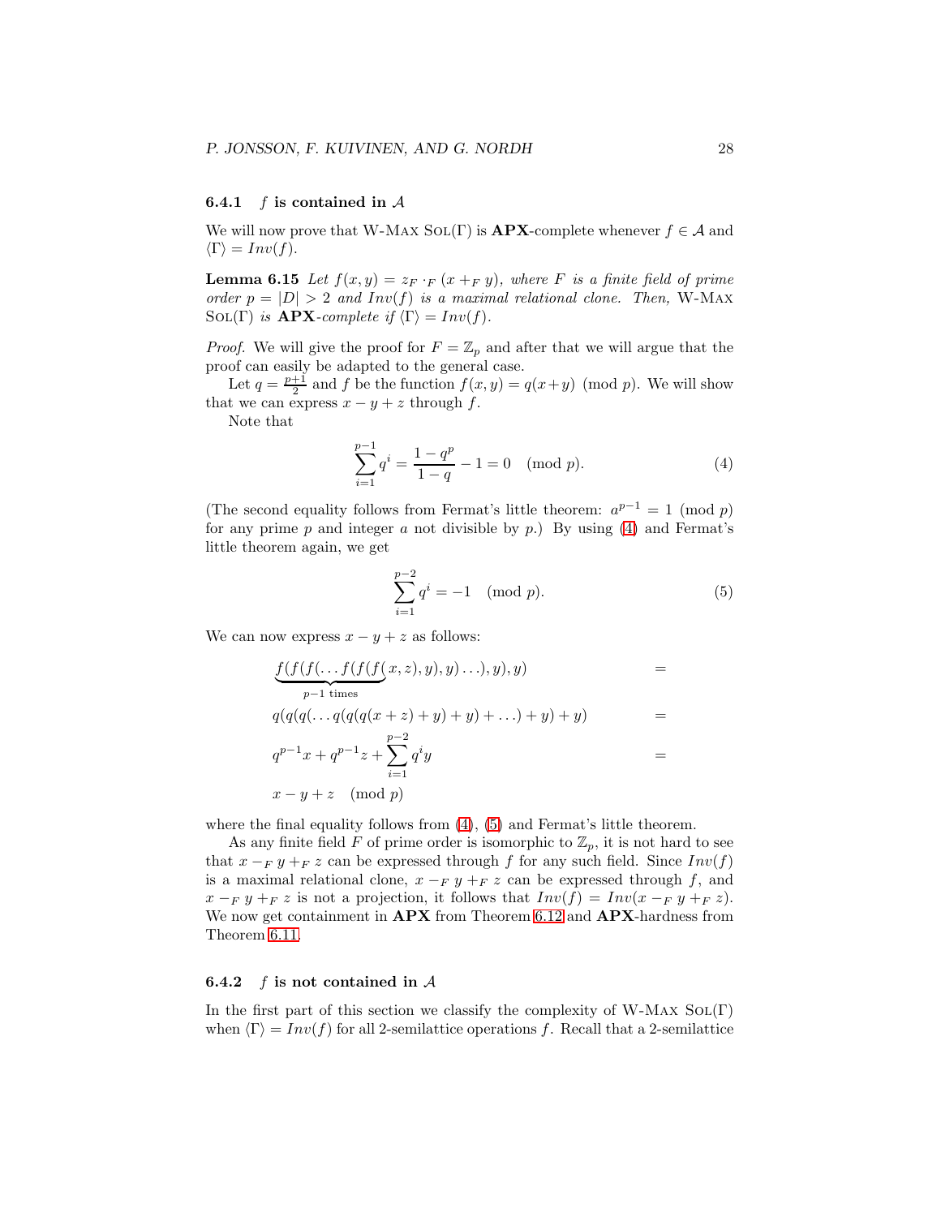#### 6.4.1 $f$ is contained in $\mathcal{A}$

We will now prove that W-Max Sol($\Gamma$) is **APX**-complete whenever $f \in \mathcal{A}$ and $\langle \Gamma \rangle = Inv(f)$.

**Lemma 6.15** *Let $f(x, y) = z_F \cdot_F (x +_F y)$, where $F$ is a finite field of prime order $p = |D| > 2$ and $Inv(f)$ is a maximal relational clone. Then,* W-Max Sol($\Gamma$) *is* **APX**-*complete if $\langle \Gamma \rangle = Inv(f)$.*

*Proof.* We will give the proof for $F = \mathbb{Z}_p$ and after that we will argue that the proof can easily be adapted to the general case.

Let $q = \frac{p+1}{2}$ and $f$ be the function $f(x, y) = q(x+y) \pmod p$. We will show that we can express $x - y + z$ through $f$.

Note that

$$\sum_{i=1}^{p-1} q^i = \frac{1 - q^p}{1 - q} - 1 = 0 \pmod p. \tag{4}$$

(The second equality follows from Fermat's little theorem: $a^{p-1} = 1 \pmod p$ for any prime $p$ and integer $a$ not divisible by $p$.) By using (4) and Fermat's little theorem again, we get

$$\sum_{i=1}^{p-2} q^i = -1 \pmod p. \tag{5}$$

We can now express $x - y + z$ as follows:

$$\begin{aligned}
&\underbrace{f(f(f(\ldots f(f(f(}_{p-1 \text{ times}} x, z), y), y) \ldots), y), y) &=\\
&q(q(q(\ldots q(q(q(x + z) + y) + y) + \ldots) + y) + y) &=\\
&q^{p-1}x + q^{p-1}z + \sum_{i=1}^{p-2} q^i y &=\\
&x - y + z \pmod p
\end{aligned}$$

where the final equality follows from (4), (5) and Fermat's little theorem.

As any finite field $F$ of prime order is isomorphic to $\mathbb{Z}_p$, it is not hard to see that $x -_F y +_F z$ can be expressed through $f$ for any such field. Since $Inv(f)$ is a maximal relational clone, $x -_F y +_F z$ can be expressed through $f$, and $x -_F y +_F z$ is not a projection, it follows that $Inv(f) = Inv(x -_F y +_F z)$. We now get containment in **APX** from Theorem 6.12 and **APX**-hardness from Theorem 6.11.

#### 6.4.2 $f$ is not contained in $\mathcal{A}$

In the first part of this section we classify the complexity of W-Max Sol($\Gamma$) when $\langle \Gamma \rangle = Inv(f)$ for all 2-semilattice operations $f$. Recall that a 2-semilattice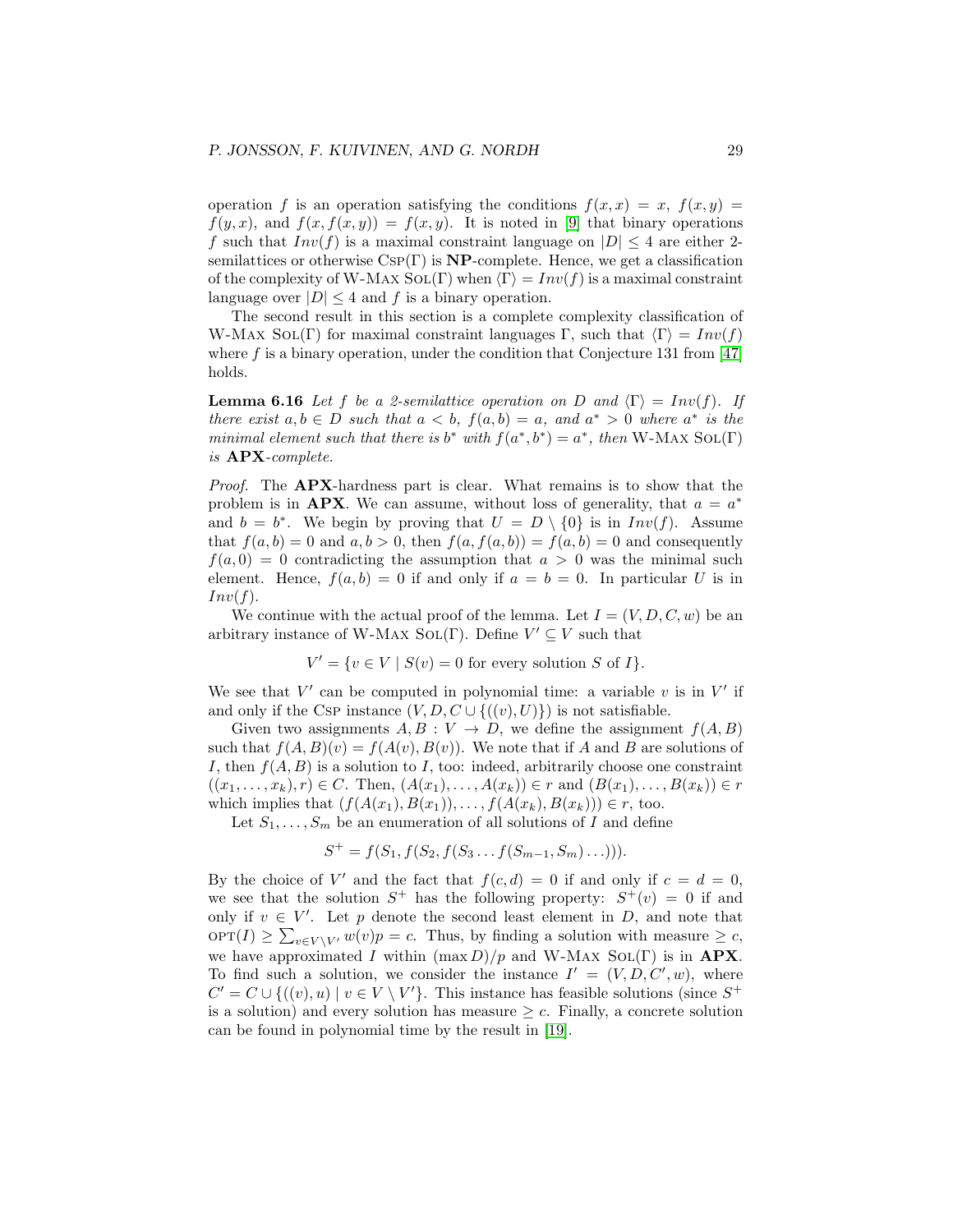operation $f$ is an operation satisfying the conditions $f(x,x) = x$, $f(x,y) = f(y,x)$, and $f(x, f(x,y)) = f(x,y)$. It is noted in [9] that binary operations $f$ such that $Inv(f)$ is a maximal constraint language on $|D| \leq 4$ are either 2-semilattices or otherwise $\text{CSP}(\Gamma)$ is **NP**-complete. Hence, we get a classification of the complexity of W-MAX SOL($\Gamma$) when $\langle\Gamma\rangle = Inv(f)$ is a maximal constraint language over $|D| \leq 4$ and $f$ is a binary operation.

The second result in this section is a complete complexity classification of W-MAX SOL($\Gamma$) for maximal constraint languages $\Gamma$, such that $\langle\Gamma\rangle = Inv(f)$ where $f$ is a binary operation, under the condition that Conjecture 131 from [47] holds.

**Lemma 6.16** *Let $f$ be a 2-semilattice operation on $D$ and $\langle\Gamma\rangle = Inv(f)$. If there exist $a, b \in D$ such that $a < b$, $f(a,b) = a$, and $a^* > 0$ where $a^*$ is the minimal element such that there is $b^*$ with $f(a^*, b^*) = a^*$, then* W-MAX SOL($\Gamma$) *is* **APX**-*complete.*

*Proof*. The **APX**-hardness part is clear. What remains is to show that the problem is in **APX**. We can assume, without loss of generality, that $a = a^*$ and $b = b^*$. We begin by proving that $U = D \setminus \{0\}$ is in $Inv(f)$. Assume that $f(a,b) = 0$ and $a, b > 0$, then $f(a, f(a,b)) = f(a,b) = 0$ and consequently $f(a, 0) = 0$ contradicting the assumption that $a > 0$ was the minimal such element. Hence, $f(a,b) = 0$ if and only if $a = b = 0$. In particular $U$ is in $Inv(f)$.

We continue with the actual proof of the lemma. Let $I = (V, D, C, w)$ be an arbitrary instance of W-MAX SOL($\Gamma$). Define $V' \subseteq V$ such that

$$V' = \{v \in V \mid S(v) = 0 \text{ for every solution } S \text{ of } I\}.$$

We see that $V'$ can be computed in polynomial time: a variable $v$ is in $V'$ if and only if the CSP instance $(V, D, C \cup \{((v), U)\})$ is not satisfiable.

Given two assignments $A, B : V \to D$, we define the assignment $f(A,B)$ such that $f(A,B)(v) = f(A(v), B(v))$. We note that if $A$ and $B$ are solutions of $I$, then $f(A,B)$ is a solution to $I$, too: indeed, arbitrarily choose one constraint $((x_1, \ldots, x_k), r) \in C$. Then, $(A(x_1), \ldots, A(x_k)) \in r$ and $(B(x_1), \ldots, B(x_k)) \in r$ which implies that $(f(A(x_1), B(x_1)), \ldots, f(A(x_k), B(x_k))) \in r$, too.

Let $S_1, \ldots, S_m$ be an enumeration of all solutions of $I$ and define

$$S^+ = f(S_1, f(S_2, f(S_3 \ldots f(S_{m-1}, S_m) \ldots))).$$

By the choice of $V'$ and the fact that $f(c,d) = 0$ if and only if $c = d = 0$, we see that the solution $S^+$ has the following property: $S^+(v) = 0$ if and only if $v \in V'$. Let $p$ denote the second least element in $D$, and note that $\text{OPT}(I) \geq \sum_{v \in V \setminus V'} w(v)p = c$. Thus, by finding a solution with measure $\geq c$, we have approximated $I$ within $(\max D)/p$ and W-MAX SOL($\Gamma$) is in **APX**. To find such a solution, we consider the instance $I' = (V, D, C', w)$, where $C' = C \cup \{((v), u) \mid v \in V \setminus V'\}$. This instance has feasible solutions (since $S^+$ is a solution) and every solution has measure $\geq c$. Finally, a concrete solution can be found in polynomial time by the result in [19].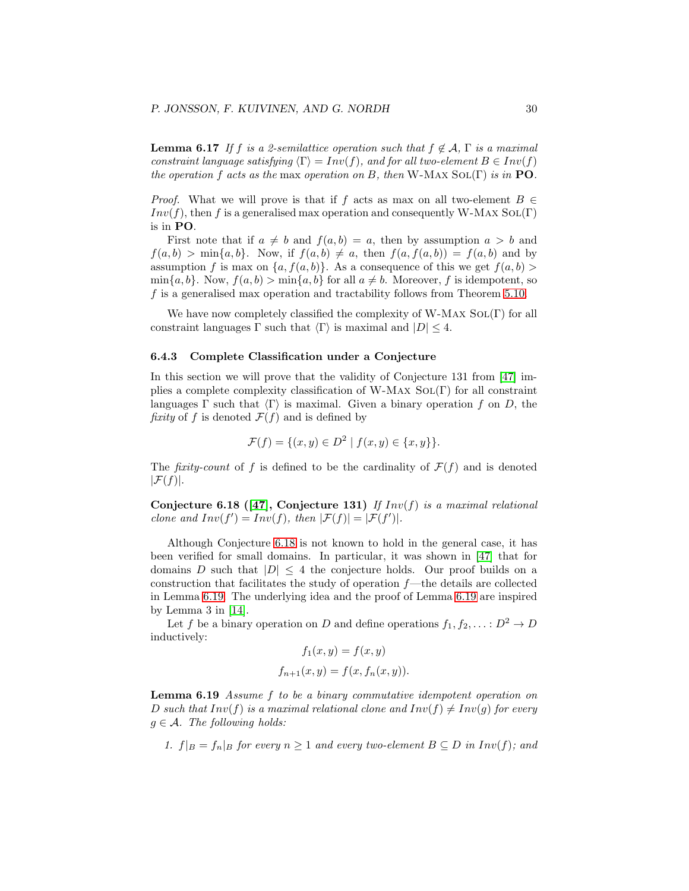**Lemma 6.17** *If $f$ is a 2-semilattice operation such that $f \notin \mathcal{A}$, $\Gamma$ is a maximal constraint language satisfying $\langle \Gamma \rangle = Inv(f)$, and for all two-element $B \in Inv(f)$ the operation $f$ acts as the* max *operation on $B$, then* W-Max Sol($\Gamma$) *is in* **PO**.

*Proof.* What we will prove is that if $f$ acts as max on all two-element $B \in Inv(f)$, then $f$ is a generalised max operation and consequently W-Max Sol($\Gamma$) is in **PO**.

First note that if $a \neq b$ and $f(a,b) = a$, then by assumption $a > b$ and $f(a,b) > \min\{a,b\}$. Now, if $f(a,b) \neq a$, then $f(a, f(a,b)) = f(a,b)$ and by assumption $f$ is max on $\{a, f(a,b)\}$. As a consequence of this we get $f(a,b) > \min\{a,b\}$. Now, $f(a,b) > \min\{a,b\}$ for all $a \neq b$. Moreover, $f$ is idempotent, so $f$ is a generalised max operation and tractability follows from Theorem 5.10.

We have now completely classified the complexity of W-Max Sol($\Gamma$) for all constraint languages $\Gamma$ such that $\langle \Gamma \rangle$ is maximal and $|D| \leq 4$.

### 6.4.3 Complete Classification under a Conjecture

In this section we will prove that the validity of Conjecture 131 from [47] implies a complete complexity classification of W-Max Sol($\Gamma$) for all constraint languages $\Gamma$ such that $\langle \Gamma \rangle$ is maximal. Given a binary operation $f$ on $D$, the *fixity* of $f$ is denoted $\mathcal{F}(f)$ and is defined by

$$\mathcal{F}(f) = \{(x,y) \in D^2 \mid f(x,y) \in \{x,y\}\}.$$

The *fixity-count* of $f$ is defined to be the cardinality of $\mathcal{F}(f)$ and is denoted $|\mathcal{F}(f)|$.

**Conjecture 6.18 ([47], Conjecture 131)** *If $Inv(f)$ is a maximal relational clone and $Inv(f') = Inv(f)$, then $|\mathcal{F}(f)| = |\mathcal{F}(f')|$.*

Although Conjecture 6.18 is not known to hold in the general case, it has been verified for small domains. In particular, it was shown in [47] that for domains $D$ such that $|D| \leq 4$ the conjecture holds. Our proof builds on a construction that facilitates the study of operation $f$—the details are collected in Lemma 6.19. The underlying idea and the proof of Lemma 6.19 are inspired by Lemma 3 in [14].

Let $f$ be a binary operation on $D$ and define operations $f_1, f_2, \ldots : D^2 \to D$ inductively:

$$f_1(x,y) = f(x,y)$$
$$f_{n+1}(x,y) = f(x, f_n(x,y)).$$

**Lemma 6.19** *Assume $f$ to be a binary commutative idempotent operation on $D$ such that $Inv(f)$ is a maximal relational clone and $Inv(f) \neq Inv(g)$ for every $g \in \mathcal{A}$. The following holds:*

1. *$f|_B = f_n|_B$ for every $n \geq 1$ and every two-element $B \subseteq D$ in $Inv(f)$; and*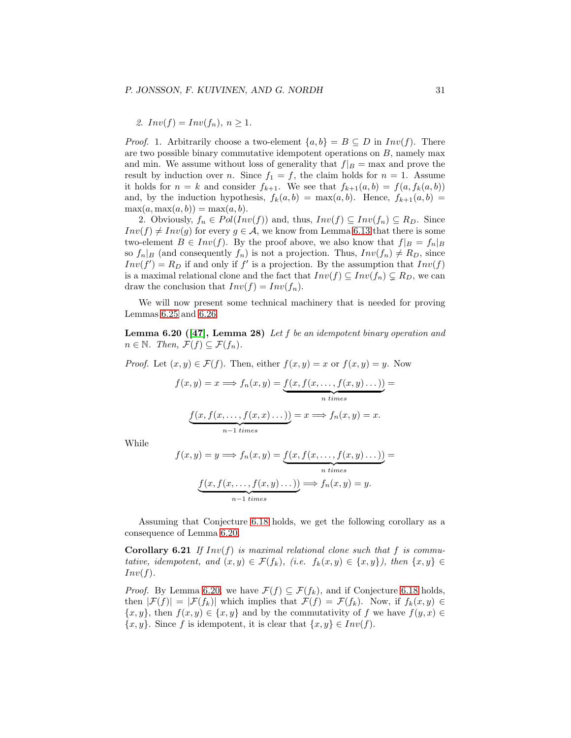2. $Inv(f) = Inv(f_n)$, $n \geq 1$.

*Proof.* 1. Arbitrarily choose a two-element $\{a, b\} = B \subseteq D$ in $Inv(f)$. There are two possible binary commutative idempotent operations on $B$, namely max and min. We assume without loss of generality that $f|_B = \max$ and prove the result by induction over $n$. Since $f_1 = f$, the claim holds for $n = 1$. Assume it holds for $n = k$ and consider $f_{k+1}$. We see that $f_{k+1}(a, b) = f(a, f_k(a, b))$ and, by the induction hypothesis, $f_k(a, b) = \max(a, b)$. Hence, $f_{k+1}(a, b) = \max(a, \max(a, b)) = \max(a, b)$.

2. Obviously, $f_n \in Pol(Inv(f))$ and, thus, $Inv(f) \subseteq Inv(f_n) \subseteq R_D$. Since $Inv(f) \neq Inv(g)$ for every $g \in \mathcal{A}$, we know from Lemma 6.13 that there is some two-element $B \in Inv(f)$. By the proof above, we also know that $f|_B = f_n|_B$ so $f_n|_B$ (and consequently $f_n$) is not a projection. Thus, $Inv(f_n) \neq R_D$, since $Inv(f') = R_D$ if and only if $f'$ is a projection. By the assumption that $Inv(f)$ is a maximal relational clone and the fact that $Inv(f) \subseteq Inv(f_n) \subsetneq R_D$, we can draw the conclusion that $Inv(f) = Inv(f_n)$.

We will now present some technical machinery that is needed for proving Lemmas 6.25 and 6.26.

**Lemma 6.20 ([47], Lemma 28)** *Let $f$ be an idempotent binary operation and $n \in \mathbb{N}$. Then, $\mathcal{F}(f) \subseteq \mathcal{F}(f_n)$.*

*Proof.* Let $(x, y) \in \mathcal{F}(f)$. Then, either $f(x, y) = x$ or $f(x, y) = y$. Now

$$f(x, y) = x \Longrightarrow f_n(x, y) = \underbrace{f(x, f(x, \ldots, f(x, y) \ldots))}_{n \text{ times}} =$$

$$\underbrace{f(x, f(x, \ldots, f(x, x) \ldots))}_{n-1 \text{ times}} = x \Longrightarrow f_n(x, y) = x.$$

While

$$f(x, y) = y \Longrightarrow f_n(x, y) = \underbrace{f(x, f(x, \ldots, f(x, y) \ldots))}_{n \text{ times}} =$$

$$\underbrace{f(x, f(x, \ldots, f(x, y) \ldots))}_{n-1 \text{ times}} \Longrightarrow f_n(x, y) = y.$$

Assuming that Conjecture 6.18 holds, we get the following corollary as a consequence of Lemma 6.20.

**Corollary 6.21** *If $Inv(f)$ is maximal relational clone such that $f$ is commutative, idempotent, and $(x, y) \in \mathcal{F}(f_k)$, (i.e. $f_k(x, y) \in \{x, y\}$), then $\{x, y\} \in Inv(f)$.*

*Proof.* By Lemma 6.20, we have $\mathcal{F}(f) \subseteq \mathcal{F}(f_k)$, and if Conjecture 6.18 holds, then $|\mathcal{F}(f)| = |\mathcal{F}(f_k)|$ which implies that $\mathcal{F}(f) = \mathcal{F}(f_k)$. Now, if $f_k(x, y) \in \{x, y\}$, then $f(x, y) \in \{x, y\}$ and by the commutativity of $f$ we have $f(y, x) \in \{x, y\}$. Since $f$ is idempotent, it is clear that $\{x, y\} \in Inv(f)$.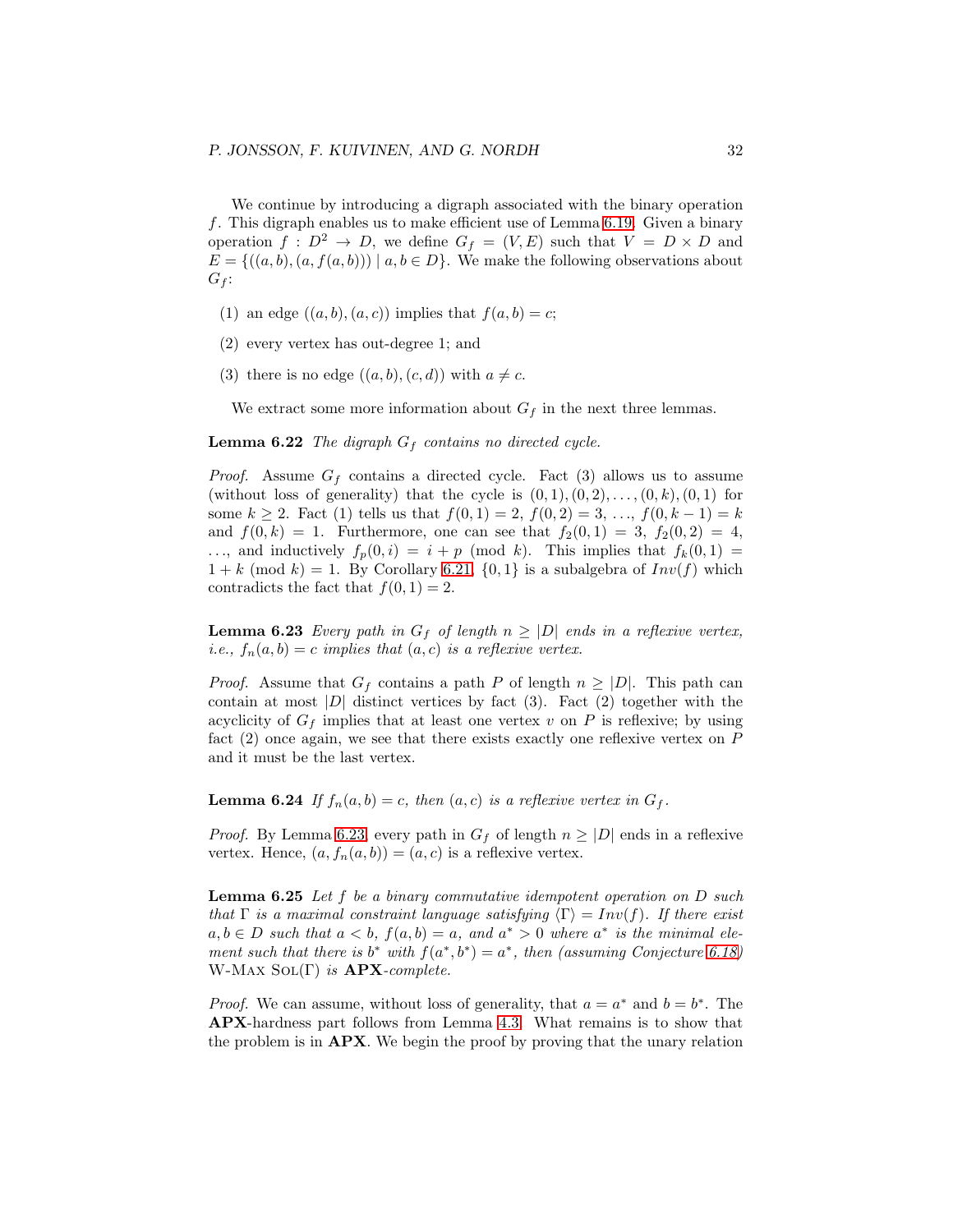We continue by introducing a digraph associated with the binary operation $f$. This digraph enables us to make efficient use of Lemma 6.19. Given a binary operation $f : D^2 \to D$, we define $G_f = (V, E)$ such that $V = D \times D$ and $E = \{((a, b), (a, f(a, b))) \mid a, b \in D\}$. We make the following observations about $G_f$:

1. an edge $((a, b), (a, c))$ implies that $f(a, b) = c$;
2. every vertex has out-degree 1; and
3. there is no edge $((a, b), (c, d))$ with $a \neq c$.

We extract some more information about $G_f$ in the next three lemmas.

**Lemma 6.22** *The digraph $G_f$ contains no directed cycle.*

*Proof.* Assume $G_f$ contains a directed cycle. Fact (3) allows us to assume (without loss of generality) that the cycle is $(0, 1), (0, 2), \ldots, (0, k), (0, 1)$ for some $k \geq 2$. Fact (1) tells us that $f(0, 1) = 2$, $f(0, 2) = 3$, $\ldots$, $f(0, k-1) = k$ and $f(0, k) = 1$. Furthermore, one can see that $f_2(0, 1) = 3$, $f_2(0, 2) = 4$, $\ldots$, and inductively $f_p(0, i) = i + p \pmod{k}$. This implies that $f_k(0, 1) = 1 + k \pmod{k} = 1$. By Corollary 6.21, $\{0, 1\}$ is a subalgebra of $Inv(f)$ which contradicts the fact that $f(0, 1) = 2$.

**Lemma 6.23** *Every path in $G_f$ of length $n \geq |D|$ ends in a reflexive vertex, i.e., $f_n(a, b) = c$ implies that $(a, c)$ is a reflexive vertex.*

*Proof.* Assume that $G_f$ contains a path $P$ of length $n \geq |D|$. This path can contain at most $|D|$ distinct vertices by fact (3). Fact (2) together with the acyclicity of $G_f$ implies that at least one vertex $v$ on $P$ is reflexive; by using fact (2) once again, we see that there exists exactly one reflexive vertex on $P$ and it must be the last vertex.

**Lemma 6.24** *If $f_n(a, b) = c$, then $(a, c)$ is a reflexive vertex in $G_f$.*

*Proof.* By Lemma 6.23, every path in $G_f$ of length $n \geq |D|$ ends in a reflexive vertex. Hence, $(a, f_n(a, b)) = (a, c)$ is a reflexive vertex.

**Lemma 6.25** *Let $f$ be a binary commutative idempotent operation on $D$ such that $\Gamma$ is a maximal constraint language satisfying $\langle \Gamma \rangle = Inv(f)$. If there exist $a, b \in D$ such that $a < b$, $f(a, b) = a$, and $a^* > 0$ where $a^*$ is the minimal element such that there is $b^*$ with $f(a^*, b^*) = a^*$, then (assuming Conjecture 6.18) W-Max Sol($\Gamma$) is **APX**-complete.*

*Proof.* We can assume, without loss of generality, that $a = a^*$ and $b = b^*$. The **APX**-hardness part follows from Lemma 4.3. What remains is to show that the problem is in **APX**. We begin the proof by proving that the unary relation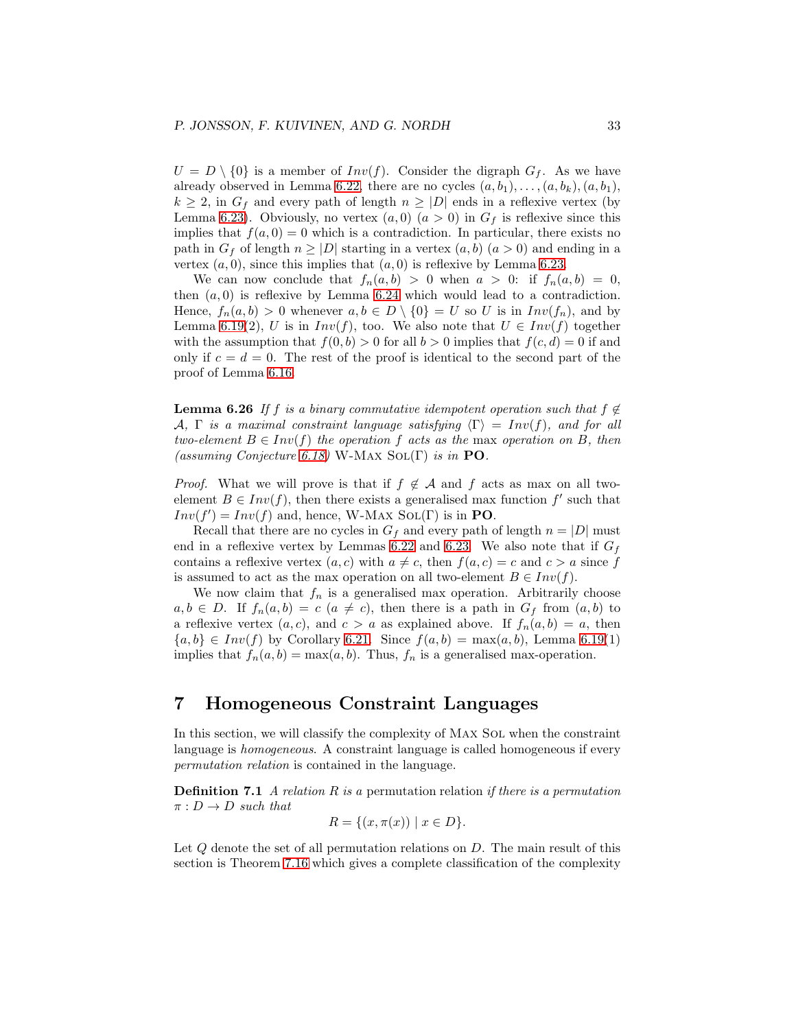$U = D \setminus \{0\}$ is a member of $Inv(f)$. Consider the digraph $G_f$. As we have already observed in Lemma 6.22, there are no cycles $(a, b_1), \ldots, (a, b_k), (a, b_1)$, $k \geq 2$, in $G_f$ and every path of length $n \geq |D|$ ends in a reflexive vertex (by Lemma 6.23). Obviously, no vertex $(a, 0)$ $(a > 0)$ in $G_f$ is reflexive since this implies that $f(a, 0) = 0$ which is a contradiction. In particular, there exists no path in $G_f$ of length $n \geq |D|$ starting in a vertex $(a, b)$ $(a > 0)$ and ending in a vertex $(a, 0)$, since this implies that $(a, 0)$ is reflexive by Lemma 6.23.

We can now conclude that $f_n(a, b) > 0$ when $a > 0$: if $f_n(a, b) = 0$, then $(a, 0)$ is reflexive by Lemma 6.24 which would lead to a contradiction. Hence, $f_n(a, b) > 0$ whenever $a, b \in D \setminus \{0\} = U$ so $U$ is in $Inv(f_n)$, and by Lemma 6.19(2), $U$ is in $Inv(f)$, too. We also note that $U \in Inv(f)$ together with the assumption that $f(0, b) > 0$ for all $b > 0$ implies that $f(c, d) = 0$ if and only if $c = d = 0$. The rest of the proof is identical to the second part of the proof of Lemma 6.16.

**Lemma 6.26** *If $f$ is a binary commutative idempotent operation such that $f \notin \mathcal{A}$, $\Gamma$ is a maximal constraint language satisfying $\langle \Gamma \rangle = Inv(f)$, and for all two-element $B \in Inv(f)$ the operation $f$ acts as the* max *operation on $B$, then (assuming Conjecture 6.18)* W-Max Sol$(\Gamma)$ *is in* **PO**.

*Proof.* What we will prove is that if $f \notin \mathcal{A}$ and $f$ acts as max on all two-element $B \in Inv(f)$, then there exists a generalised max function $f'$ such that $Inv(f') = Inv(f)$ and, hence, W-Max Sol$(\Gamma)$ is in **PO**.

Recall that there are no cycles in $G_f$ and every path of length $n = |D|$ must end in a reflexive vertex by Lemmas 6.22 and 6.23. We also note that if $G_f$ contains a reflexive vertex $(a, c)$ with $a \neq c$, then $f(a, c) = c$ and $c > a$ since $f$ is assumed to act as the max operation on all two-element $B \in Inv(f)$.

We now claim that $f_n$ is a generalised max operation. Arbitrarily choose $a, b \in D$. If $f_n(a, b) = c$ $(a \neq c)$, then there is a path in $G_f$ from $(a, b)$ to a reflexive vertex $(a, c)$, and $c > a$ as explained above. If $f_n(a, b) = a$, then $\{a, b\} \in Inv(f)$ by Corollary 6.21. Since $f(a, b) = \max(a, b)$, Lemma 6.19(1) implies that $f_n(a, b) = \max(a, b)$. Thus, $f_n$ is a generalised max-operation.

# 7 Homogeneous Constraint Languages

In this section, we will classify the complexity of Max Sol when the constraint language is *homogeneous*. A constraint language is called homogeneous if every *permutation relation* is contained in the language.

**Definition 7.1** *A relation $R$ is a* permutation relation *if there is a permutation $\pi : D \to D$ such that*

$$R = \{(x, \pi(x)) \mid x \in D\}.$$

Let $Q$ denote the set of all permutation relations on $D$. The main result of this section is Theorem 7.16 which gives a complete classification of the complexity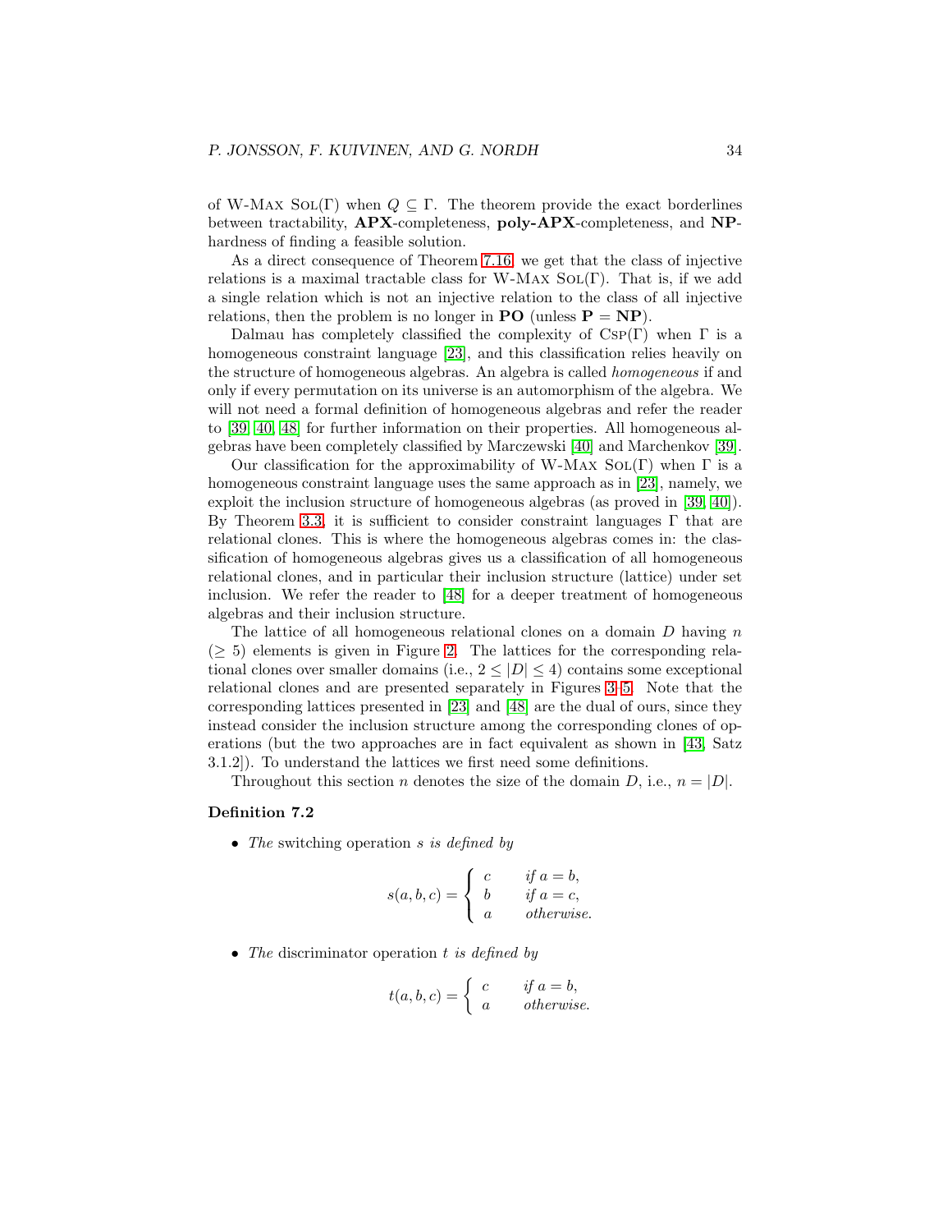of W-Max Sol($\Gamma$) when $Q \subseteq \Gamma$. The theorem provide the exact borderlines between tractability, **APX**-completeness, **poly-APX**-completeness, and **NP**-hardness of finding a feasible solution.

As a direct consequence of Theorem 7.16, we get that the class of injective relations is a maximal tractable class for W-Max Sol($\Gamma$). That is, if we add a single relation which is not an injective relation to the class of all injective relations, then the problem is no longer in **PO** (unless **P** = **NP**).

Dalmau has completely classified the complexity of Csp($\Gamma$) when $\Gamma$ is a homogeneous constraint language [23], and this classification relies heavily on the structure of homogeneous algebras. An algebra is called *homogeneous* if and only if every permutation on its universe is an automorphism of the algebra. We will not need a formal definition of homogeneous algebras and refer the reader to [39, 40, 48] for further information on their properties. All homogeneous algebras have been completely classified by Marczewski [40] and Marchenkov [39].

Our classification for the approximability of W-Max Sol($\Gamma$) when $\Gamma$ is a homogeneous constraint language uses the same approach as in [23], namely, we exploit the inclusion structure of homogeneous algebras (as proved in [39, 40]). By Theorem 3.3, it is sufficient to consider constraint languages $\Gamma$ that are relational clones. This is where the homogeneous algebras comes in: the classification of homogeneous algebras gives us a classification of all homogeneous relational clones, and in particular their inclusion structure (lattice) under set inclusion. We refer the reader to [48] for a deeper treatment of homogeneous algebras and their inclusion structure.

The lattice of all homogeneous relational clones on a domain $D$ having $n$ ($\geq 5$) elements is given in Figure 2. The lattices for the corresponding relational clones over smaller domains (i.e., $2 \leq |D| \leq 4$) contains some exceptional relational clones and are presented separately in Figures 3–5. Note that the corresponding lattices presented in [23] and [48] are the dual of ours, since they instead consider the inclusion structure among the corresponding clones of operations (but the two approaches are in fact equivalent as shown in [43, Satz 3.1.2]). To understand the lattices we first need some definitions.

Throughout this section $n$ denotes the size of the domain $D$, i.e., $n = |D|$.

**Definition 7.2**

- *The* switching operation $s$ *is defined by*

$$s(a,b,c) = \begin{cases} c & \text{if } a = b, \\ b & \text{if } a = c, \\ a & \text{otherwise.} \end{cases}$$

- *The* discriminator operation $t$ *is defined by*

$$t(a,b,c) = \begin{cases} c & \text{if } a = b, \\ a & \text{otherwise.} \end{cases}$$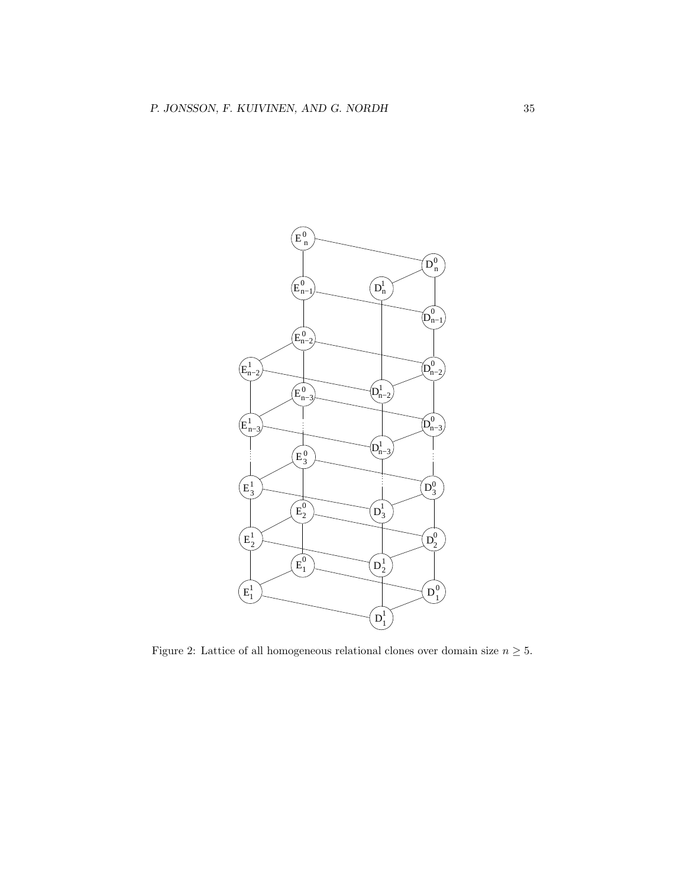$E^0_n$

$D^0_n$

$E^0_{n-1}$

$D^1_n$

$D^0_{n-1}$

$E^0_{n-2}$

$E^1_{n-2}$

$D^0_{n-2}$

$E^0_{n-3}$

$D^1_{n-2}$

$E^1_{n-3}$

$D^0_{n-3}$

$D^1_{n-3}$

$E^0_3$

$E^1_3$

$D^0_3$

$E^0_2$

$D^1_3$

$E^1_2$

$D^0_2$

$E^0_1$

$D^1_2$

$E^1_1$

$D^0_1$

$D^1_1$

Figure 2: Lattice of all homogeneous relational clones over domain size $n \geq 5$.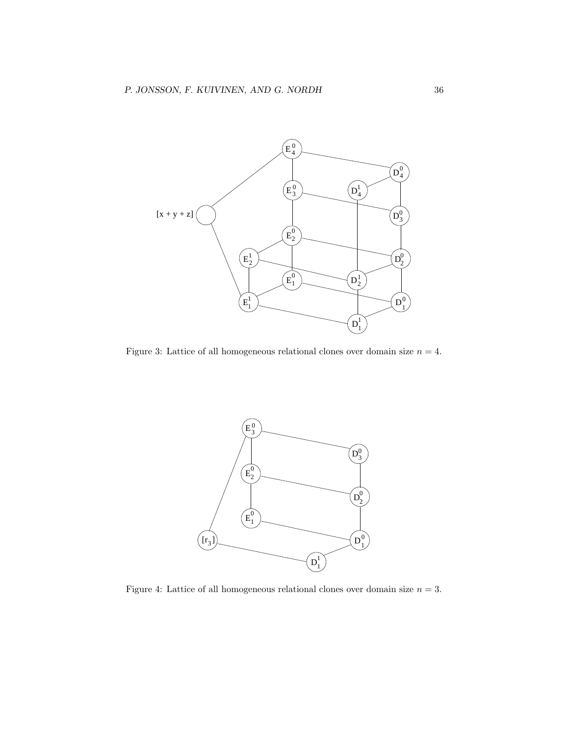$[x + y + z]$

$E_4^0$

$D_4^0$

$E_3^0$

$D_4^1$

$D_3^0$

$E_2^0$

$E_2^1$

$D_2^0$

$E_1^0$

$D_2^1$

$E_1^1$

$D_1^0$

$D_1^1$

Figure 3: Lattice of all homogeneous relational clones over domain size $n = 4$.

$E_3^0$

$D_3^0$

$E_2^0$

$D_2^0$

$E_1^0$

$[r_3]$

$D_1^0$

$D_1^1$

Figure 4: Lattice of all homogeneous relational clones over domain size $n = 3$.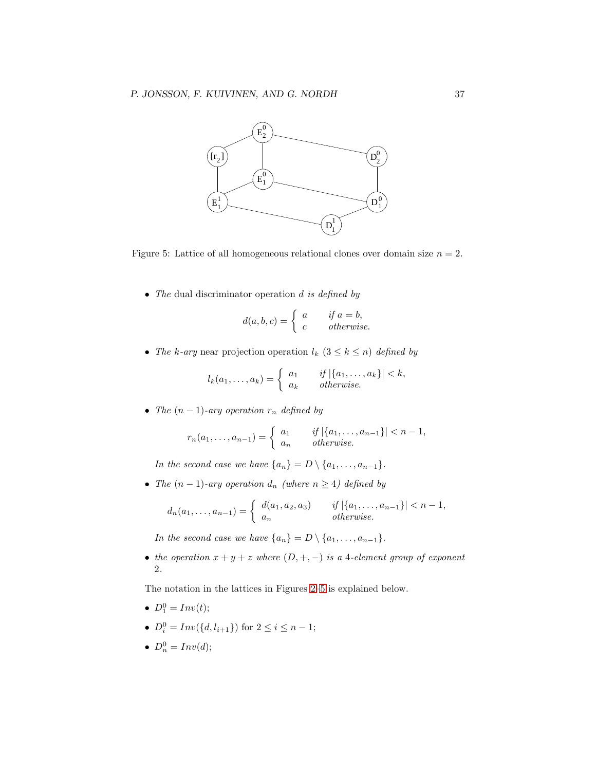E$_2^0$

[r$_2$]

D$_2^0$

E$_1^0$

E$_1^1$

D$_1^0$

D$_1^1$

Figure 5: Lattice of all homogeneous relational clones over domain size $n = 2$.

- *The* dual discriminator operation $d$ *is defined by*

$$d(a,b,c) = \begin{cases} a & \text{if } a = b, \\ c & \text{otherwise.} \end{cases}$$

- *The $k$-ary* near projection operation $l_k$ $(3 \le k \le n)$ *defined by*

$$l_k(a_1,\ldots,a_k) = \begin{cases} a_1 & \text{if } |\{a_1,\ldots,a_k\}| < k, \\ a_k & \text{otherwise.} \end{cases}$$

- *The $(n-1)$-ary operation $r_n$ defined by*

$$r_n(a_1,\ldots,a_{n-1}) = \begin{cases} a_1 & \text{if } |\{a_1,\ldots,a_{n-1}\}| < n-1, \\ a_n & \text{otherwise.} \end{cases}$$

  *In the second case we have $\{a_n\} = D \setminus \{a_1,\ldots,a_{n-1}\}$.*

- *The $(n-1)$-ary operation $d_n$ (where $n \ge 4$) defined by*

$$d_n(a_1,\ldots,a_{n-1}) = \begin{cases} d(a_1,a_2,a_3) & \text{if } |\{a_1,\ldots,a_{n-1}\}| < n-1, \\ a_n & \text{otherwise.} \end{cases}$$

  *In the second case we have $\{a_n\} = D \setminus \{a_1,\ldots,a_{n-1}\}$.*

- *the operation $x+y+z$ where $(D,+,-)$ is a 4-element group of exponent 2.*

The notation in the lattices in Figures 2–5 is explained below.

- $D_1^0 = Inv(t)$;
- $D_i^0 = Inv(\{d, l_{i+1}\})$ for $2 \le i \le n-1$;
- $D_n^0 = Inv(d)$;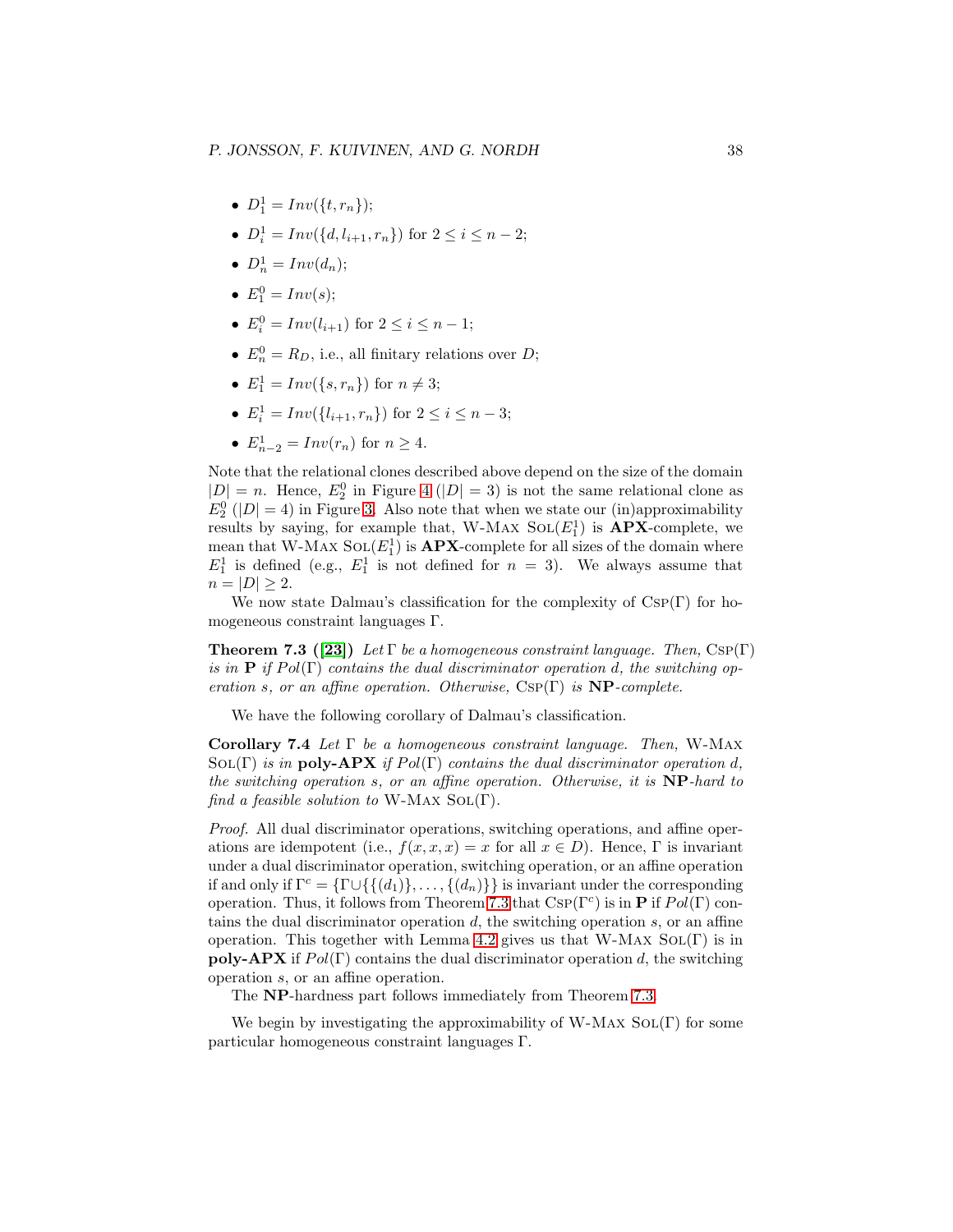- $D_1^1 = Inv(\{t, r_n\})$;
- $D_i^1 = Inv(\{d, l_{i+1}, r_n\})$ for $2 \leq i \leq n-2$;
- $D_n^1 = Inv(d_n)$;
- $E_1^0 = Inv(s)$;
- $E_i^0 = Inv(l_{i+1})$ for $2 \leq i \leq n-1$;
- $E_n^0 = R_D$, i.e., all finitary relations over $D$;
- $E_1^1 = Inv(\{s, r_n\})$ for $n \neq 3$;
- $E_i^1 = Inv(\{l_{i+1}, r_n\})$ for $2 \leq i \leq n-3$;
- $E_{n-2}^1 = Inv(r_n)$ for $n \geq 4$.

Note that the relational clones described above depend on the size of the domain $|D| = n$. Hence, $E_2^0$ in Figure 4 ($|D| = 3$) is not the same relational clone as $E_2^0$ ($|D| = 4$) in Figure 3. Also note that when we state our (in)approximability results by saying, for example that, W-Max Sol($E_1^1$) is **APX**-complete, we mean that W-Max Sol($E_1^1$) is **APX**-complete for all sizes of the domain where $E_1^1$ is defined (e.g., $E_1^1$ is not defined for $n = 3$). We always assume that $n = |D| \geq 2$.

We now state Dalmau's classification for the complexity of Csp($\Gamma$) for homogeneous constraint languages $\Gamma$.

**Theorem 7.3 ([23])** *Let $\Gamma$ be a homogeneous constraint language. Then,* Csp($\Gamma$) *is in* **P** *if $Pol(\Gamma)$ contains the dual discriminator operation $d$, the switching operation $s$, or an affine operation. Otherwise,* Csp($\Gamma$) *is* **NP***-complete.*

We have the following corollary of Dalmau's classification.

**Corollary 7.4** *Let $\Gamma$ be a homogeneous constraint language. Then,* W-Max Sol($\Gamma$) *is in* **poly-APX** *if $Pol(\Gamma)$ contains the dual discriminator operation $d$, the switching operation $s$, or an affine operation. Otherwise, it is* **NP***-hard to find a feasible solution to* W-Max Sol($\Gamma$).

*Proof.* All dual discriminator operations, switching operations, and affine operations are idempotent (i.e., $f(x, x, x) = x$ for all $x \in D$). Hence, $\Gamma$ is invariant under a dual discriminator operation, switching operation, or an affine operation if and only if $\Gamma^c = \{\Gamma \cup \{\{(d_1)\}, \ldots, \{(d_n)\}\}$ is invariant under the corresponding operation. Thus, it follows from Theorem 7.3 that Csp($\Gamma^c$) is in **P** if $Pol(\Gamma)$ contains the dual discriminator operation $d$, the switching operation $s$, or an affine operation. This together with Lemma 4.2 gives us that W-Max Sol($\Gamma$) is in **poly-APX** if $Pol(\Gamma)$ contains the dual discriminator operation $d$, the switching operation $s$, or an affine operation.

The **NP**-hardness part follows immediately from Theorem 7.3.

We begin by investigating the approximability of W-Max Sol($\Gamma$) for some particular homogeneous constraint languages $\Gamma$.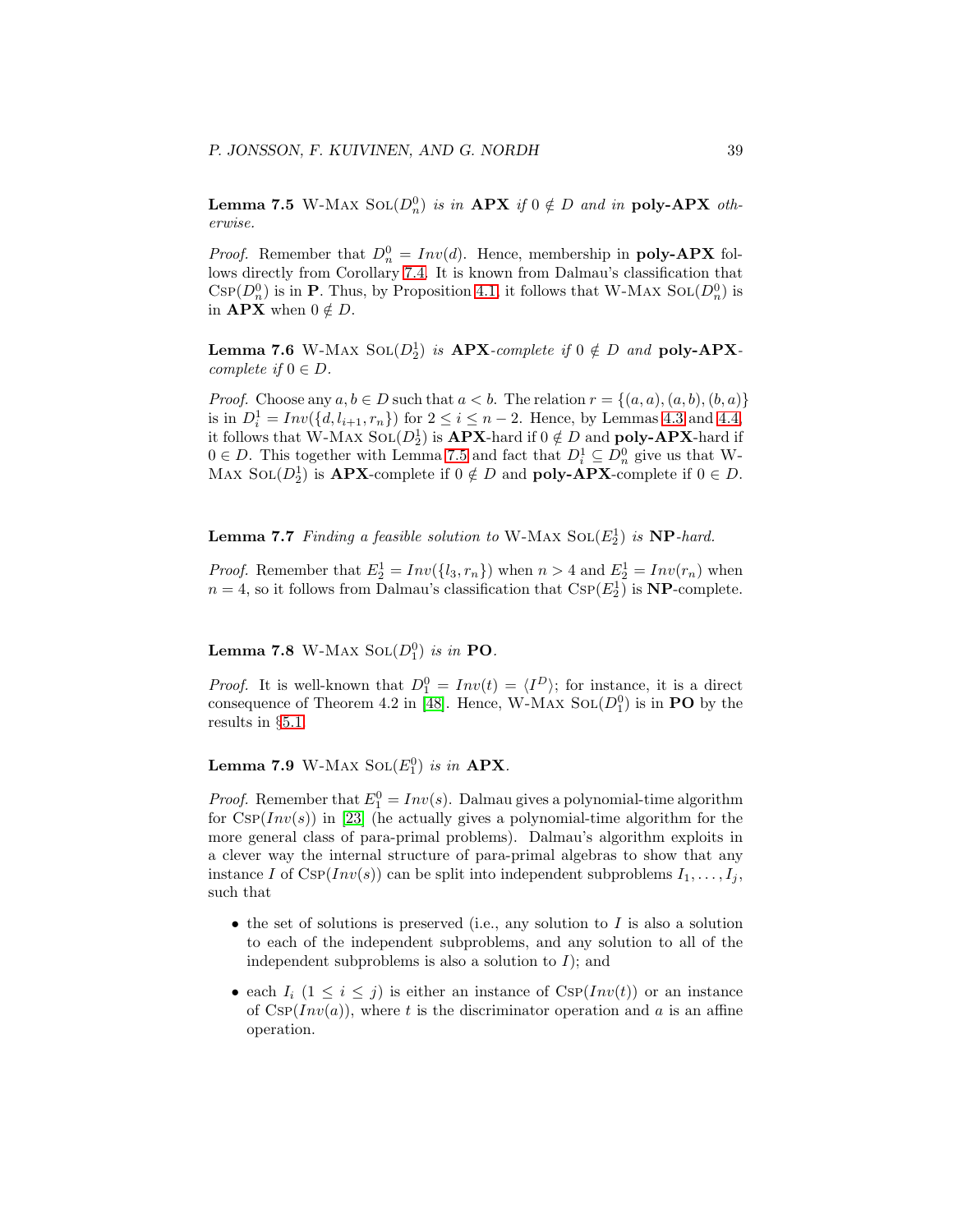**Lemma 7.5** W-Max Sol($D_n^0$) *is in* **APX** *if* $0 \notin D$ *and in* **poly-APX** *otherwise.*

*Proof.* Remember that $D_n^0 = Inv(d)$. Hence, membership in **poly-APX** follows directly from Corollary 7.4. It is known from Dalmau's classification that Csp($D_n^0$) is in **P**. Thus, by Proposition 4.1, it follows that W-Max Sol($D_n^0$) is in **APX** when $0 \notin D$.

**Lemma 7.6** W-Max Sol($D_2^1$) *is* **APX**-*complete if* $0 \notin D$ *and* **poly-APX**-*complete if* $0 \in D$.

*Proof.* Choose any $a, b \in D$ such that $a < b$. The relation $r = \{(a, a), (a, b), (b, a)\}$ is in $D_i^1 = Inv(\{d, l_{i+1}, r_n\})$ for $2 \leq i \leq n - 2$. Hence, by Lemmas 4.3 and 4.4, it follows that W-Max Sol($D_2^1$) is **APX**-hard if $0 \notin D$ and **poly-APX**-hard if $0 \in D$. This together with Lemma 7.5 and fact that $D_i^1 \subseteq D_n^0$ give us that W-Max Sol($D_2^1$) is **APX**-complete if $0 \notin D$ and **poly-APX**-complete if $0 \in D$.

**Lemma 7.7** *Finding a feasible solution to* W-Max Sol($E_2^1$) *is* **NP**-*hard.*

*Proof.* Remember that $E_2^1 = Inv(\{l_3, r_n\})$ when $n > 4$ and $E_2^1 = Inv(r_n)$ when $n = 4$, so it follows from Dalmau's classification that Csp($E_2^1$) is **NP**-complete.

**Lemma 7.8** W-Max Sol($D_1^0$) *is in* **PO**.

*Proof.* It is well-known that $D_1^0 = Inv(t) = \langle I^D \rangle$; for instance, it is a direct consequence of Theorem 4.2 in [48]. Hence, W-Max Sol($D_1^0$) is in **PO** by the results in §5.1.

**Lemma 7.9** W-Max Sol($E_1^0$) *is in* **APX**.

*Proof.* Remember that $E_1^0 = Inv(s)$. Dalmau gives a polynomial-time algorithm for Csp($Inv(s)$) in [23] (he actually gives a polynomial-time algorithm for the more general class of para-primal problems). Dalmau's algorithm exploits in a clever way the internal structure of para-primal algebras to show that any instance $I$ of Csp($Inv(s)$) can be split into independent subproblems $I_1, \ldots, I_j$, such that

- the set of solutions is preserved (i.e., any solution to $I$ is also a solution to each of the independent subproblems, and any solution to all of the independent subproblems is also a solution to $I$); and
- each $I_i$ ($1 \leq i \leq j$) is either an instance of Csp($Inv(t)$) or an instance of Csp($Inv(a)$), where $t$ is the discriminator operation and $a$ is an affine operation.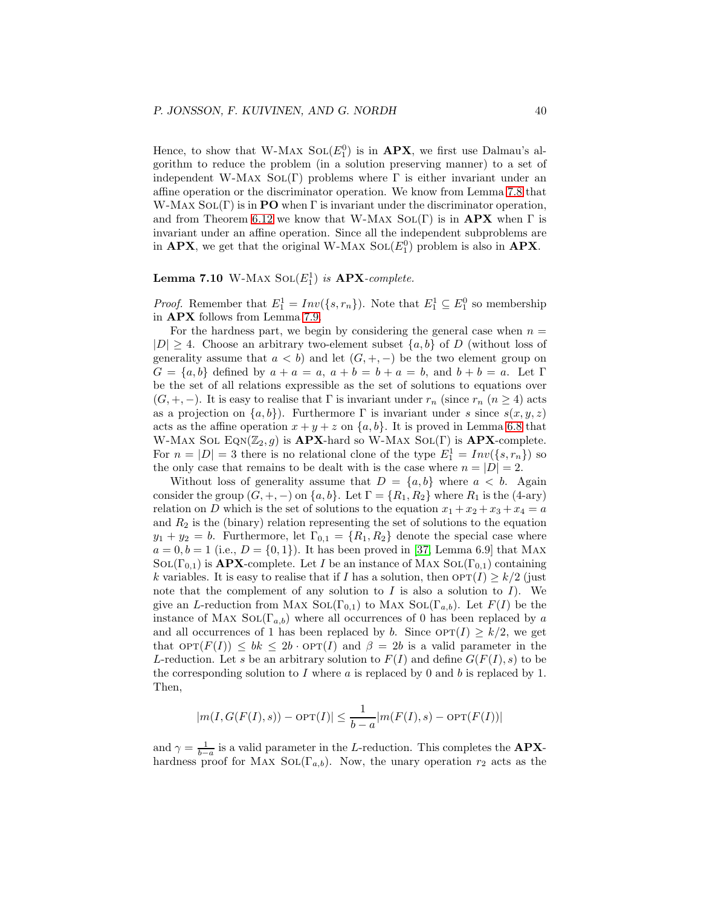Hence, to show that W-Max Sol($E_1^0$) is in **APX**, we first use Dalmau's algorithm to reduce the problem (in a solution preserving manner) to a set of independent W-Max Sol($\Gamma$) problems where $\Gamma$ is either invariant under an affine operation or the discriminator operation. We know from Lemma 7.8 that W-Max Sol($\Gamma$) is in **PO** when $\Gamma$ is invariant under the discriminator operation, and from Theorem 6.12 we know that W-Max Sol($\Gamma$) is in **APX** when $\Gamma$ is invariant under an affine operation. Since all the independent subproblems are in **APX**, we get that the original W-Max Sol($E_1^0$) problem is also in **APX**.

**Lemma 7.10** *W-Max Sol($E_1^1$) is* **APX***-complete.*

*Proof.* Remember that $E_1^1 = Inv(\{s, r_n\})$. Note that $E_1^1 \subseteq E_1^0$ so membership in **APX** follows from Lemma 7.9.

For the hardness part, we begin by considering the general case when $n = |D| \geq 4$. Choose an arbitrary two-element subset $\{a, b\}$ of $D$ (without loss of generality assume that $a < b$) and let $(G, +, -)$ be the two element group on $G = \{a, b\}$ defined by $a + a = a$, $a + b = b + a = b$, and $b + b = a$. Let $\Gamma$ be the set of all relations expressible as the set of solutions to equations over $(G, +, -)$. It is easy to realise that $\Gamma$ is invariant under $r_n$ (since $r_n$ ($n \geq 4$) acts as a projection on $\{a, b\}$). Furthermore $\Gamma$ is invariant under $s$ since $s(x, y, z)$ acts as the affine operation $x + y + z$ on $\{a, b\}$. It is proved in Lemma 6.8 that W-Max Sol Eqn($\mathbb{Z}_2, g$) is **APX**-hard so W-Max Sol($\Gamma$) is **APX**-complete. For $n = |D| = 3$ there is no relational clone of the type $E_1^1 = Inv(\{s, r_n\})$ so the only case that remains to be dealt with is the case where $n = |D| = 2$.

Without loss of generality assume that $D = \{a, b\}$ where $a < b$. Again consider the group $(G, +, -)$ on $\{a, b\}$. Let $\Gamma = \{R_1, R_2\}$ where $R_1$ is the (4-ary) relation on $D$ which is the set of solutions to the equation $x_1 + x_2 + x_3 + x_4 = a$ and $R_2$ is the (binary) relation representing the set of solutions to the equation $y_1 + y_2 = b$. Furthermore, let $\Gamma_{0,1} = \{R_1, R_2\}$ denote the special case where $a = 0, b = 1$ (i.e., $D = \{0, 1\}$). It has been proved in [37, Lemma 6.9] that Max Sol($\Gamma_{0,1}$) is **APX**-complete. Let $I$ be an instance of Max Sol($\Gamma_{0,1}$) containing $k$ variables. It is easy to realise that if $I$ has a solution, then $\text{OPT}(I) \geq k/2$ (just note that the complement of any solution to $I$ is also a solution to $I$). We give an $L$-reduction from Max Sol($\Gamma_{0,1}$) to Max Sol($\Gamma_{a,b}$). Let $F(I)$ be the instance of Max Sol($\Gamma_{a,b}$) where all occurrences of 0 has been replaced by $a$ and all occurrences of 1 has been replaced by $b$. Since $\text{OPT}(I) \geq k/2$, we get that $\text{OPT}(F(I)) \leq bk \leq 2b \cdot \text{OPT}(I)$ and $\beta = 2b$ is a valid parameter in the $L$-reduction. Let $s$ be an arbitrary solution to $F(I)$ and define $G(F(I), s)$ to be the corresponding solution to $I$ where $a$ is replaced by 0 and $b$ is replaced by 1. Then,

$$|m(I, G(F(I), s)) - \text{OPT}(I)| \leq \frac{1}{b-a} |m(F(I), s) - \text{OPT}(F(I))|$$

and $\gamma = \frac{1}{b-a}$ is a valid parameter in the $L$-reduction. This completes the **APX**-hardness proof for Max Sol($\Gamma_{a,b}$). Now, the unary operation $r_2$ acts as the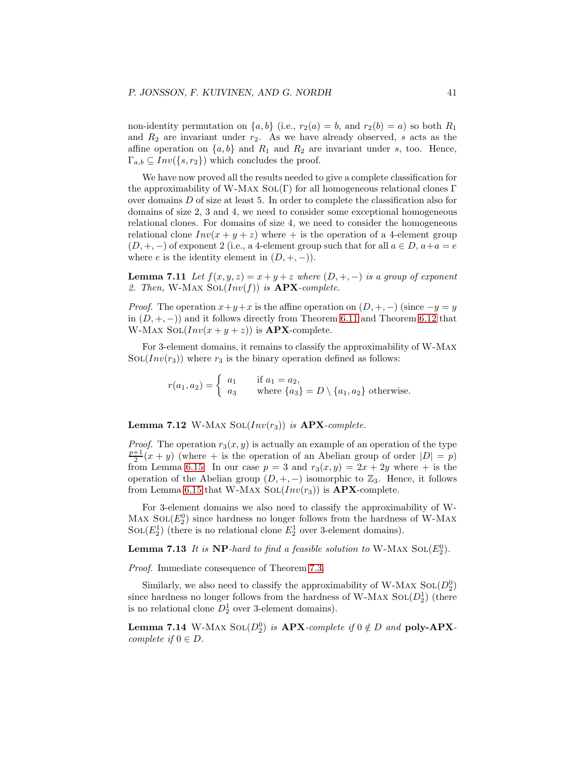non-identity permutation on $\{a, b\}$ (i.e., $r_2(a) = b$, and $r_2(b) = a$) so both $R_1$ and $R_2$ are invariant under $r_2$. As we have already observed, $s$ acts as the affine operation on $\{a, b\}$ and $R_1$ and $R_2$ are invariant under $s$, too. Hence, $\Gamma_{a,b} \subseteq Inv(\{s, r_2\})$ which concludes the proof.

We have now proved all the results needed to give a complete classification for the approximability of W-Max Sol($\Gamma$) for all homogeneous relational clones $\Gamma$ over domains $D$ of size at least 5. In order to complete the classification also for domains of size 2, 3 and 4, we need to consider some exceptional homogeneous relational clones. For domains of size 4, we need to consider the homogeneous relational clone $Inv(x + y + z)$ where $+$ is the operation of a 4-element group $(D, +, -)$ of exponent 2 (i.e., a 4-element group such that for all $a \in D$, $a+a = e$ where $e$ is the identity element in $(D, +, -)$).

**Lemma 7.11** *Let $f(x, y, z) = x + y + z$ where $(D, +, -)$ is a group of exponent 2. Then,* W-Max Sol($Inv(f)$) *is* **APX**-*complete.*

*Proof.* The operation $x+y+x$ is the affine operation on $(D, +, -)$ (since $-y = y$ in $(D, +, -)$) and it follows directly from Theorem 6.11 and Theorem 6.12 that W-Max Sol($Inv(x + y + z)$) is **APX**-complete.

For 3-element domains, it remains to classify the approximability of W-Max Sol($Inv(r_3)$) where $r_3$ is the binary operation defined as follows:

$$r(a_1, a_2) = \begin{cases} a_1 & \text{if } a_1 = a_2, \\ a_3 & \text{where } \{a_3\} = D \setminus \{a_1, a_2\} \text{ otherwise.} \end{cases}$$

**Lemma 7.12** W-Max Sol($Inv(r_3)$) *is* **APX**-*complete.*

*Proof.* The operation $r_3(x, y)$ is actually an example of an operation of the type $\frac{p+1}{2}(x + y)$ (where $+$ is the operation of an Abelian group of order $|D| = p$) from Lemma 6.15. In our case $p = 3$ and $r_3(x, y) = 2x + 2y$ where $+$ is the operation of the Abelian group $(D, +, -)$ isomorphic to $\mathbb{Z}_3$. Hence, it follows from Lemma 6.15 that W-Max Sol($Inv(r_3)$) is **APX**-complete.

For 3-element domains we also need to classify the approximability of W-Max Sol($E_2^0$) since hardness no longer follows from the hardness of W-Max Sol($E_2^1$) (there is no relational clone $E_2^1$ over 3-element domains).

**Lemma 7.13** *It is* **NP**-*hard to find a feasible solution to* W-Max Sol($E_2^0$).

*Proof.* Immediate consequence of Theorem 7.3.

Similarly, we also need to classify the approximability of W-Max Sol($D_2^0$) since hardness no longer follows from the hardness of W-Max Sol($D_2^1$) (there is no relational clone $D_2^1$ over 3-element domains).

**Lemma 7.14** W-Max Sol($D_2^0$) *is* **APX**-*complete if $0 \notin D$ and* **poly-APX**-*complete if $0 \in D$.*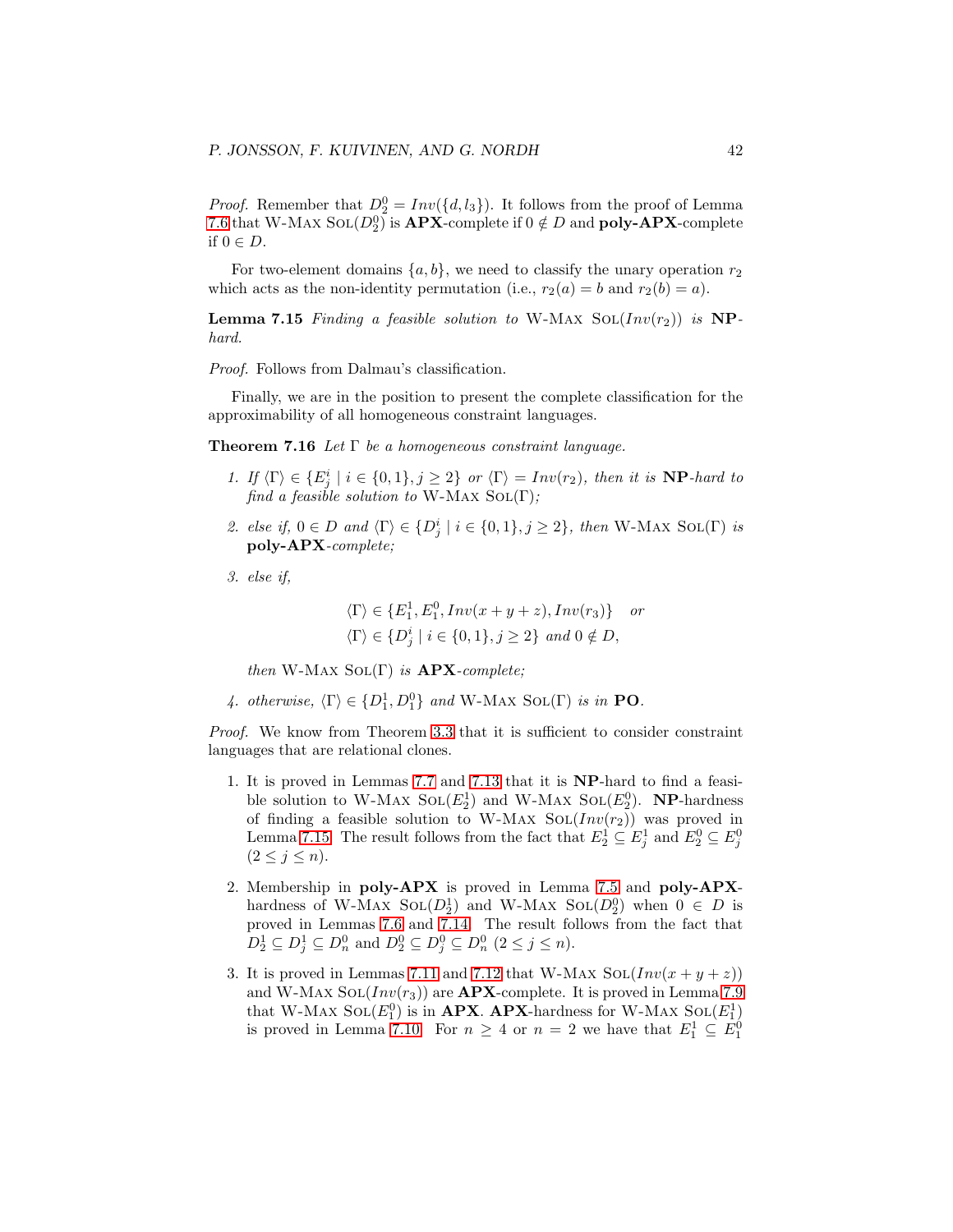*Proof.* Remember that $D_2^0 = Inv(\{d, l_3\})$. It follows from the proof of Lemma 7.6 that W-MAX SOL($D_2^0$) is **APX**-complete if $0 \notin D$ and **poly-APX**-complete if $0 \in D$.

For two-element domains $\{a, b\}$, we need to classify the unary operation $r_2$ which acts as the non-identity permutation (i.e., $r_2(a) = b$ and $r_2(b) = a$).

**Lemma 7.15** *Finding a feasible solution to* W-MAX SOL($Inv(r_2)$) *is* **NP**-*hard.*

*Proof.* Follows from Dalmau's classification.

Finally, we are in the position to present the complete classification for the approximability of all homogeneous constraint languages.

**Theorem 7.16** *Let $\Gamma$ be a homogeneous constraint language.*

1. *If $\langle \Gamma \rangle \in \{E_j^i \mid i \in \{0, 1\}, j \geq 2\}$ or $\langle \Gamma \rangle = Inv(r_2)$, then it is* **NP**-*hard to find a feasible solution to* W-MAX SOL($\Gamma$)*;*
2. *else if, $0 \in D$ and $\langle \Gamma \rangle \in \{D_j^i \mid i \in \{0, 1\}, j \geq 2\}$, then* W-MAX SOL($\Gamma$) *is* **poly-APX**-*complete;*
3. *else if,*
$$\langle \Gamma \rangle \in \{E_1^1, E_1^0, Inv(x + y + z), Inv(r_3)\} \quad or$$
$$\langle \Gamma \rangle \in \{D_j^i \mid i \in \{0, 1\}, j \geq 2\} \text{ and } 0 \notin D,$$
*then* W-MAX SOL($\Gamma$) *is* **APX**-*complete;*
4. *otherwise, $\langle \Gamma \rangle \in \{D_1^1, D_1^0\}$ and* W-MAX SOL($\Gamma$) *is in* **PO**.

*Proof.* We know from Theorem 3.3 that it is sufficient to consider constraint languages that are relational clones.

1. It is proved in Lemmas 7.7 and 7.13 that it is **NP**-hard to find a feasible solution to W-MAX SOL($E_2^1$) and W-MAX SOL($E_2^0$). **NP**-hardness of finding a feasible solution to W-MAX SOL($Inv(r_2)$) was proved in Lemma 7.15. The result follows from the fact that $E_2^1 \subseteq E_j^1$ and $E_2^0 \subseteq E_j^0$ $(2 \leq j \leq n)$.
2. Membership in **poly-APX** is proved in Lemma 7.5 and **poly-APX**-hardness of W-MAX SOL($D_2^1$) and W-MAX SOL($D_2^0$) when $0 \in D$ is proved in Lemmas 7.6 and 7.14. The result follows from the fact that $D_2^1 \subseteq D_j^1 \subseteq D_n^0$ and $D_2^0 \subseteq D_j^0 \subseteq D_n^0$ $(2 \leq j \leq n)$.
3. It is proved in Lemmas 7.11 and 7.12 that W-MAX SOL($Inv(x + y + z)$) and W-MAX SOL($Inv(r_3)$) are **APX**-complete. It is proved in Lemma 7.9 that W-MAX SOL($E_1^0$) is in **APX**. **APX**-hardness for W-MAX SOL($E_1^1$) is proved in Lemma 7.10. For $n \geq 4$ or $n = 2$ we have that $E_1^1 \subseteq E_1^0$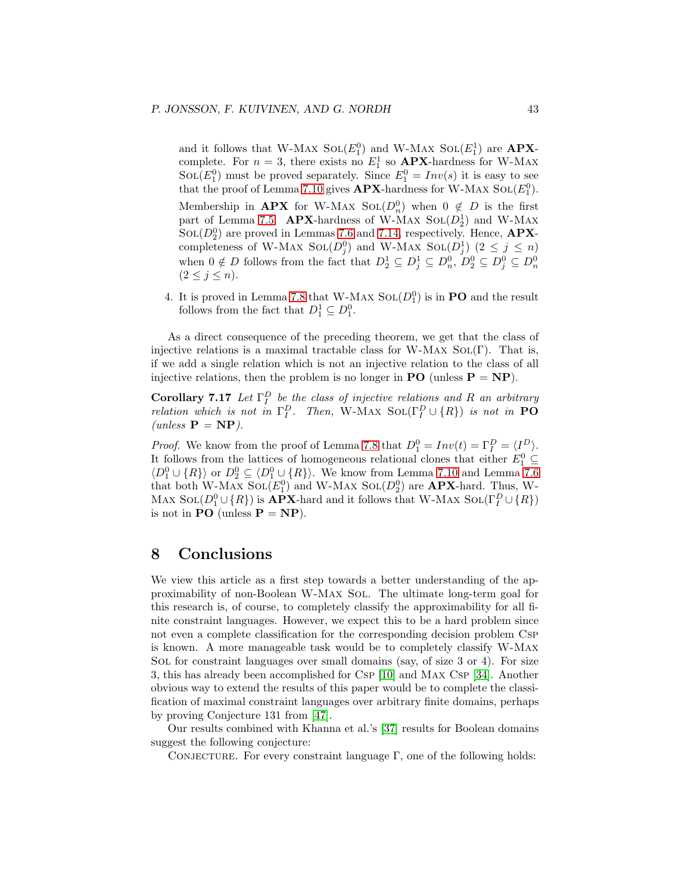and it follows that W-Max Sol($E_1^0$) and W-Max Sol($E_1^1$) are **APX**-complete. For $n = 3$, there exists no $E_1^1$ so **APX**-hardness for W-Max Sol($E_1^0$) must be proved separately. Since $E_1^0 = Inv(s)$ it is easy to see that the proof of Lemma 7.10 gives **APX**-hardness for W-Max Sol($E_1^0$).

Membership in **APX** for W-Max Sol($D_n^0$) when $0 \notin D$ is the first part of Lemma 7.5. **APX**-hardness of W-Max Sol($D_2^1$) and W-Max Sol($D_2^0$) are proved in Lemmas 7.6 and 7.14, respectively. Hence, **APX**-completeness of W-Max Sol($D_j^0$) and W-Max Sol($D_j^1$) ($2 \leq j \leq n$) when $0 \notin D$ follows from the fact that $D_2^1 \subseteq D_j^1 \subseteq D_n^0$, $D_2^0 \subseteq D_j^0 \subseteq D_n^0$ ($2 \leq j \leq n$).

4. It is proved in Lemma 7.8 that W-Max Sol($D_1^0$) is in **PO** and the result follows from the fact that $D_1^1 \subseteq D_1^0$.

As a direct consequence of the preceding theorem, we get that the class of injective relations is a maximal tractable class for W-Max Sol($\Gamma$). That is, if we add a single relation which is not an injective relation to the class of all injective relations, then the problem is no longer in **PO** (unless **P** = **NP**).

**Corollary 7.17** *Let $\Gamma_I^D$ be the class of injective relations and $R$ an arbitrary relation which is not in $\Gamma_I^D$. Then,* W-Max Sol($\Gamma_I^D \cup \{R\}$) *is not in* **PO** *(unless* **P** = **NP***).*

*Proof.* We know from the proof of Lemma 7.8 that $D_1^0 = Inv(t) = \Gamma_I^D = \langle I^D \rangle$. It follows from the lattices of homogeneous relational clones that either $E_1^0 \subseteq \langle D_1^0 \cup \{R\} \rangle$ or $D_2^0 \subseteq \langle D_1^0 \cup \{R\} \rangle$. We know from Lemma 7.10 and Lemma 7.6 that both W-Max Sol($E_1^0$) and W-Max Sol($D_2^0$) are **APX**-hard. Thus, W-Max Sol($D_1^0 \cup \{R\}$) is **APX**-hard and it follows that W-Max Sol($\Gamma_I^D \cup \{R\}$) is not in **PO** (unless **P** = **NP**).

# 8 Conclusions

We view this article as a first step towards a better understanding of the approximability of non-Boolean W-Max Sol. The ultimate long-term goal for this research is, of course, to completely classify the approximability for all finite constraint languages. However, we expect this to be a hard problem since not even a complete classification for the corresponding decision problem Csp is known. A more manageable task would be to completely classify W-Max Sol for constraint languages over small domains (say, of size 3 or 4). For size 3, this has already been accomplished for Csp [10] and Max Csp [34]. Another obvious way to extend the results of this paper would be to complete the classification of maximal constraint languages over arbitrary finite domains, perhaps by proving Conjecture 131 from [47].

Our results combined with Khanna et al.'s [37] results for Boolean domains suggest the following conjecture:

Conjecture. For every constraint language $\Gamma$, one of the following holds: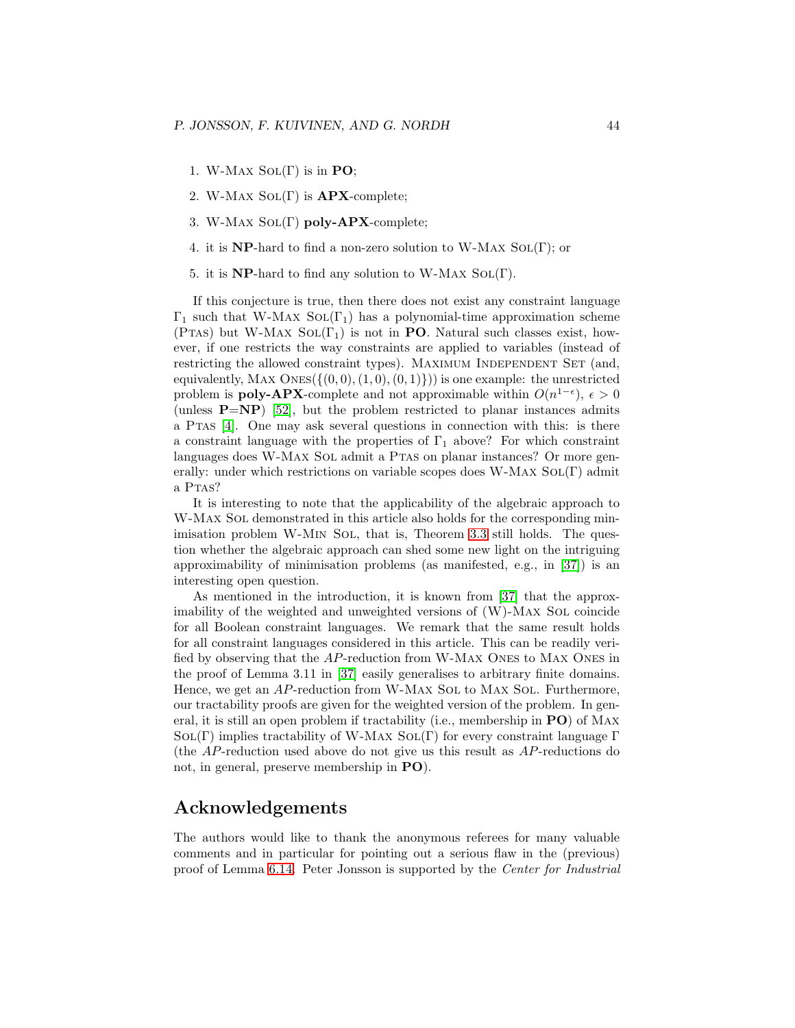1. W-Max Sol(Γ) is in **PO**;
2. W-Max Sol(Γ) is **APX**-complete;
3. W-Max Sol(Γ) **poly-APX**-complete;
4. it is **NP**-hard to find a non-zero solution to W-Max Sol(Γ); or
5. it is **NP**-hard to find any solution to W-Max Sol(Γ).

If this conjecture is true, then there does not exist any constraint language $\Gamma_1$ such that W-Max Sol($\Gamma_1$) has a polynomial-time approximation scheme (Ptas) but W-Max Sol($\Gamma_1$) is not in **PO**. Natural such classes exist, however, if one restricts the way constraints are applied to variables (instead of restricting the allowed constraint types). Maximum Independent Set (and, equivalently, Max Ones($\{(0,0),(1,0),(0,1)\}$)) is one example: the unrestricted problem is **poly-APX**-complete and not approximable within $O(n^{1-\epsilon})$, $\epsilon > 0$ (unless **P**=**NP**) [52], but the problem restricted to planar instances admits a Ptas [4]. One may ask several questions in connection with this: is there a constraint language with the properties of $\Gamma_1$ above? For which constraint languages does W-Max Sol admit a Ptas on planar instances? Or more generally: under which restrictions on variable scopes does W-Max Sol(Γ) admit a Ptas?

It is interesting to note that the applicability of the algebraic approach to W-Max Sol demonstrated in this article also holds for the corresponding minimisation problem W-Min Sol, that is, Theorem 3.3 still holds. The question whether the algebraic approach can shed some new light on the intriguing approximability of minimisation problems (as manifested, e.g., in [37]) is an interesting open question.

As mentioned in the introduction, it is known from [37] that the approximability of the weighted and unweighted versions of (W)-Max Sol coincide for all Boolean constraint languages. We remark that the same result holds for all constraint languages considered in this article. This can be readily verified by observing that the *AP*-reduction from W-Max Ones to Max Ones in the proof of Lemma 3.11 in [37] easily generalises to arbitrary finite domains. Hence, we get an *AP*-reduction from W-Max Sol to Max Sol. Furthermore, our tractability proofs are given for the weighted version of the problem. In general, it is still an open problem if tractability (i.e., membership in **PO**) of Max Sol(Γ) implies tractability of W-Max Sol(Γ) for every constraint language Γ (the *AP*-reduction used above do not give us this result as *AP*-reductions do not, in general, preserve membership in **PO**).

## Acknowledgements

The authors would like to thank the anonymous referees for many valuable comments and in particular for pointing out a serious flaw in the (previous) proof of Lemma 6.14. Peter Jonsson is supported by the *Center for Industrial*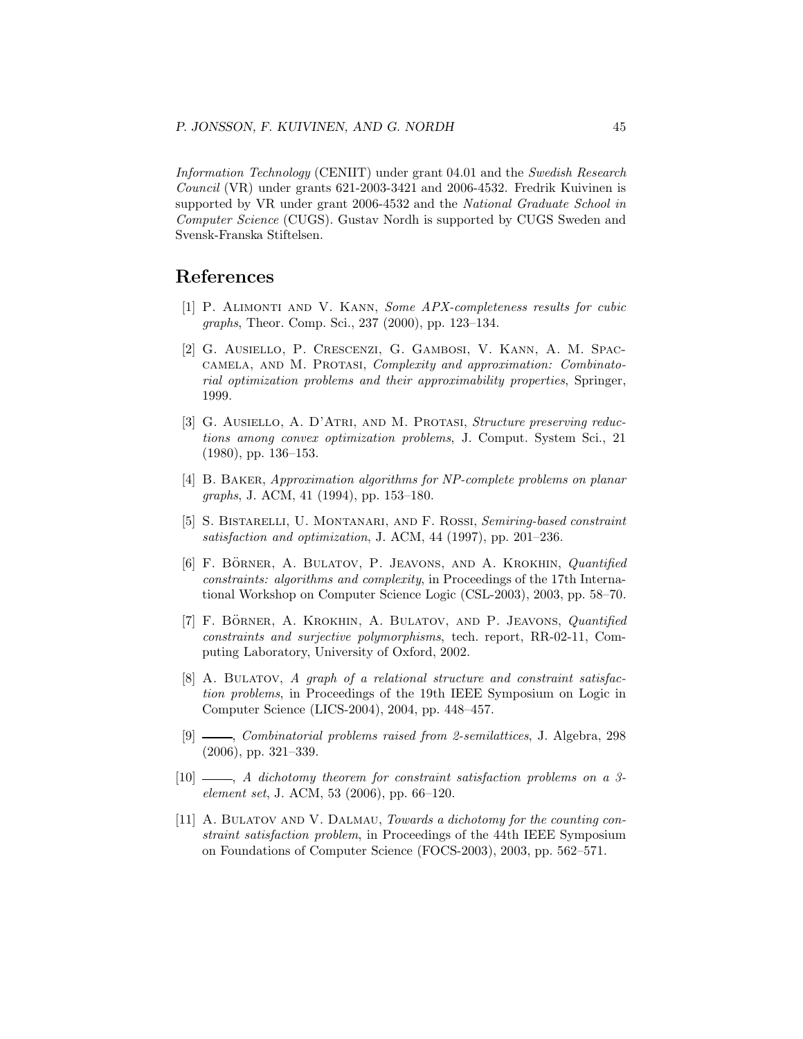*Information Technology* (CENIIT) under grant 04.01 and the *Swedish Research Council* (VR) under grants 621-2003-3421 and 2006-4532. Fredrik Kuivinen is supported by VR under grant 2006-4532 and the *National Graduate School in Computer Science* (CUGS). Gustav Nordh is supported by CUGS Sweden and Svensk-Franska Stiftelsen.

## References

[1] P. Alimonti and V. Kann, *Some APX-completeness results for cubic graphs*, Theor. Comp. Sci., 237 (2000), pp. 123–134.

[2] G. Ausiello, P. Crescenzi, G. Gambosi, V. Kann, A. M. Spaccamela, and M. Protasi, *Complexity and approximation: Combinatorial optimization problems and their approximability properties*, Springer, 1999.

[3] G. Ausiello, A. D'Atri, and M. Protasi, *Structure preserving reductions among convex optimization problems*, J. Comput. System Sci., 21 (1980), pp. 136–153.

[4] B. Baker, *Approximation algorithms for NP-complete problems on planar graphs*, J. ACM, 41 (1994), pp. 153–180.

[5] S. Bistarelli, U. Montanari, and F. Rossi, *Semiring-based constraint satisfaction and optimization*, J. ACM, 44 (1997), pp. 201–236.

[6] F. Börner, A. Bulatov, P. Jeavons, and A. Krokhin, *Quantified constraints: algorithms and complexity*, in Proceedings of the 17th International Workshop on Computer Science Logic (CSL-2003), 2003, pp. 58–70.

[7] F. Börner, A. Krokhin, A. Bulatov, and P. Jeavons, *Quantified constraints and surjective polymorphisms*, tech. report, RR-02-11, Computing Laboratory, University of Oxford, 2002.

[8] A. Bulatov, *A graph of a relational structure and constraint satisfaction problems*, in Proceedings of the 19th IEEE Symposium on Logic in Computer Science (LICS-2004), 2004, pp. 448–457.

[9] ——, *Combinatorial problems raised from 2-semilattices*, J. Algebra, 298 (2006), pp. 321–339.

[10] ——, *A dichotomy theorem for constraint satisfaction problems on a 3-element set*, J. ACM, 53 (2006), pp. 66–120.

[11] A. Bulatov and V. Dalmau, *Towards a dichotomy for the counting constraint satisfaction problem*, in Proceedings of the 44th IEEE Symposium on Foundations of Computer Science (FOCS-2003), 2003, pp. 562–571.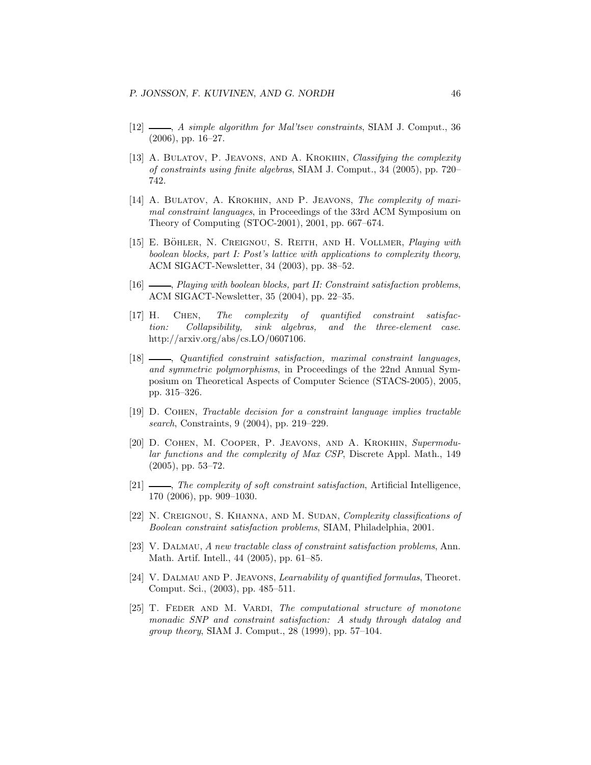[12] ———, *A simple algorithm for Mal'tsev constraints*, SIAM J. Comput., 36 (2006), pp. 16–27.

[13] A. Bulatov, P. Jeavons, and A. Krokhin, *Classifying the complexity of constraints using finite algebras*, SIAM J. Comput., 34 (2005), pp. 720–742.

[14] A. Bulatov, A. Krokhin, and P. Jeavons, *The complexity of maximal constraint languages*, in Proceedings of the 33rd ACM Symposium on Theory of Computing (STOC-2001), 2001, pp. 667–674.

[15] E. Böhler, N. Creignou, S. Reith, and H. Vollmer, *Playing with boolean blocks, part I: Post's lattice with applications to complexity theory*, ACM SIGACT-Newsletter, 34 (2003), pp. 38–52.

[16] ———, *Playing with boolean blocks, part II: Constraint satisfaction problems*, ACM SIGACT-Newsletter, 35 (2004), pp. 22–35.

[17] H. Chen, *The complexity of quantified constraint satisfaction: Collapsibility, sink algebras, and the three-element case*. http://arxiv.org/abs/cs.LO/0607106.

[18] ———, *Quantified constraint satisfaction, maximal constraint languages, and symmetric polymorphisms*, in Proceedings of the 22nd Annual Symposium on Theoretical Aspects of Computer Science (STACS-2005), 2005, pp. 315–326.

[19] D. Cohen, *Tractable decision for a constraint language implies tractable search*, Constraints, 9 (2004), pp. 219–229.

[20] D. Cohen, M. Cooper, P. Jeavons, and A. Krokhin, *Supermodular functions and the complexity of Max CSP*, Discrete Appl. Math., 149 (2005), pp. 53–72.

[21] ———, *The complexity of soft constraint satisfaction*, Artificial Intelligence, 170 (2006), pp. 909–1030.

[22] N. Creignou, S. Khanna, and M. Sudan, *Complexity classifications of Boolean constraint satisfaction problems*, SIAM, Philadelphia, 2001.

[23] V. Dalmau, *A new tractable class of constraint satisfaction problems*, Ann. Math. Artif. Intell., 44 (2005), pp. 61–85.

[24] V. Dalmau and P. Jeavons, *Learnability of quantified formulas*, Theoret. Comput. Sci., (2003), pp. 485–511.

[25] T. Feder and M. Vardi, *The computational structure of monotone monadic SNP and constraint satisfaction: A study through datalog and group theory*, SIAM J. Comput., 28 (1999), pp. 57–104.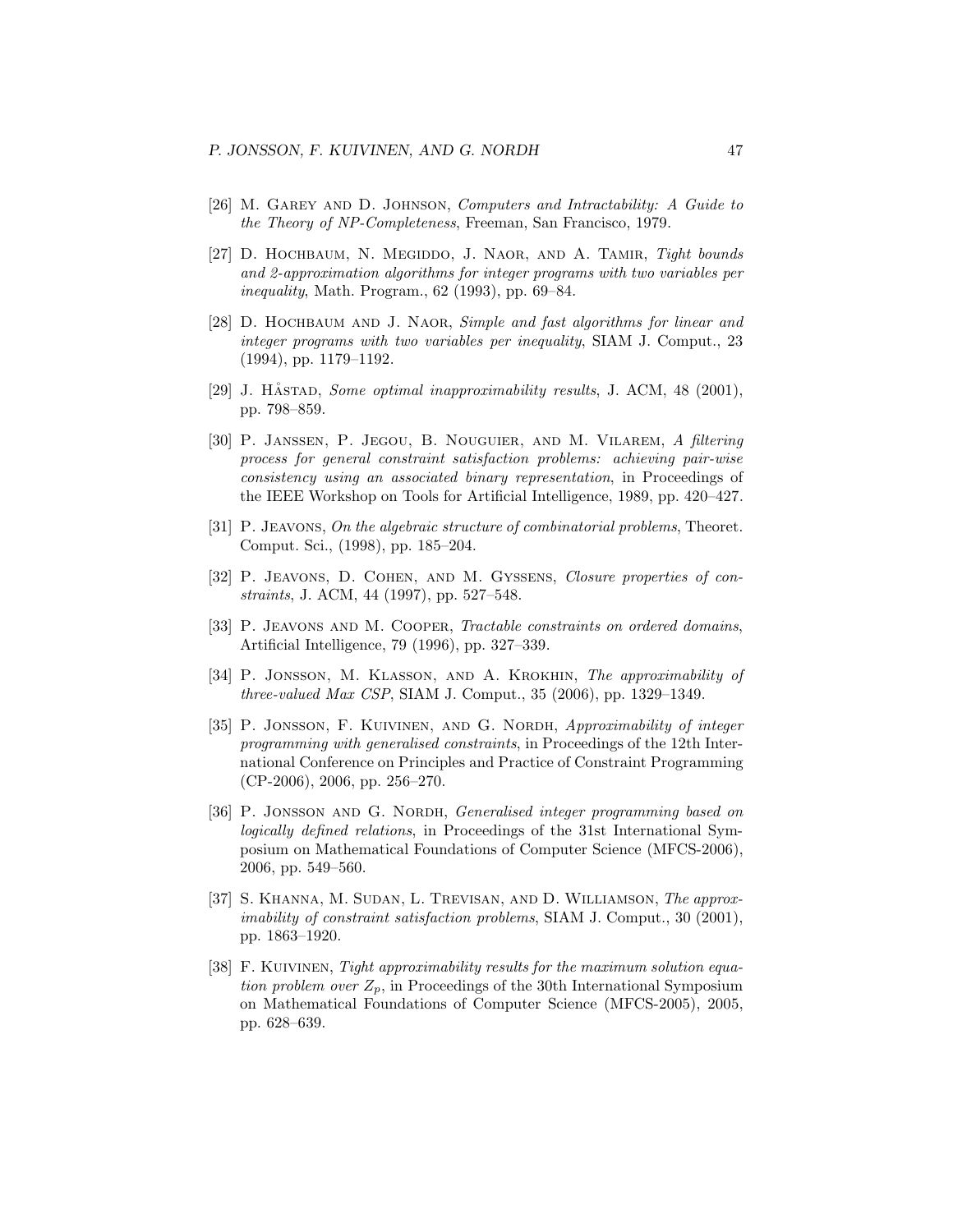[26] M. Garey and D. Johnson, *Computers and Intractability: A Guide to the Theory of NP-Completeness*, Freeman, San Francisco, 1979.

[27] D. Hochbaum, N. Megiddo, J. Naor, and A. Tamir, *Tight bounds and 2-approximation algorithms for integer programs with two variables per inequality*, Math. Program., 62 (1993), pp. 69–84.

[28] D. Hochbaum and J. Naor, *Simple and fast algorithms for linear and integer programs with two variables per inequality*, SIAM J. Comput., 23 (1994), pp. 1179–1192.

[29] J. Håstad, *Some optimal inapproximability results*, J. ACM, 48 (2001), pp. 798–859.

[30] P. Janssen, P. Jegou, B. Nouguier, and M. Vilarem, *A filtering process for general constraint satisfaction problems: achieving pair-wise consistency using an associated binary representation*, in Proceedings of the IEEE Workshop on Tools for Artificial Intelligence, 1989, pp. 420–427.

[31] P. Jeavons, *On the algebraic structure of combinatorial problems*, Theoret. Comput. Sci., (1998), pp. 185–204.

[32] P. Jeavons, D. Cohen, and M. Gyssens, *Closure properties of constraints*, J. ACM, 44 (1997), pp. 527–548.

[33] P. Jeavons and M. Cooper, *Tractable constraints on ordered domains*, Artificial Intelligence, 79 (1996), pp. 327–339.

[34] P. Jonsson, M. Klasson, and A. Krokhin, *The approximability of three-valued Max CSP*, SIAM J. Comput., 35 (2006), pp. 1329–1349.

[35] P. Jonsson, F. Kuivinen, and G. Nordh, *Approximability of integer programming with generalised constraints*, in Proceedings of the 12th International Conference on Principles and Practice of Constraint Programming (CP-2006), 2006, pp. 256–270.

[36] P. Jonsson and G. Nordh, *Generalised integer programming based on logically defined relations*, in Proceedings of the 31st International Symposium on Mathematical Foundations of Computer Science (MFCS-2006), 2006, pp. 549–560.

[37] S. Khanna, M. Sudan, L. Trevisan, and D. Williamson, *The approximability of constraint satisfaction problems*, SIAM J. Comput., 30 (2001), pp. 1863–1920.

[38] F. Kuivinen, *Tight approximability results for the maximum solution equation problem over $Z_p$*, in Proceedings of the 30th International Symposium on Mathematical Foundations of Computer Science (MFCS-2005), 2005, pp. 628–639.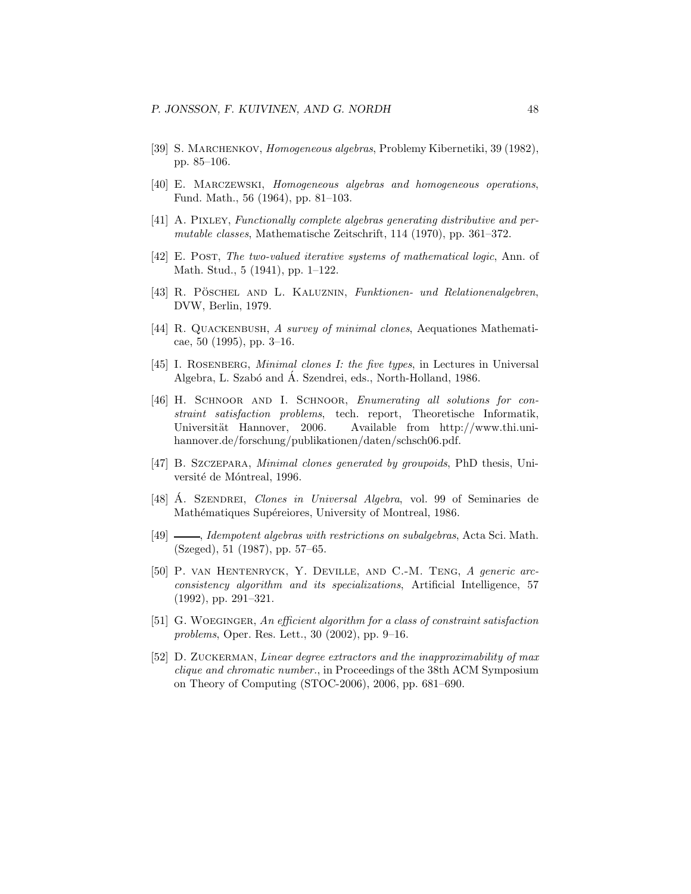[39] S. Marchenkov, *Homogeneous algebras*, Problemy Kibernetiki, 39 (1982), pp. 85–106.

[40] E. Marczewski, *Homogeneous algebras and homogeneous operations*, Fund. Math., 56 (1964), pp. 81–103.

[41] A. Pixley, *Functionally complete algebras generating distributive and permutable classes*, Mathematische Zeitschrift, 114 (1970), pp. 361–372.

[42] E. Post, *The two-valued iterative systems of mathematical logic*, Ann. of Math. Stud., 5 (1941), pp. 1–122.

[43] R. Pöschel and L. Kaluznin, *Funktionen- und Relationenalgebren*, DVW, Berlin, 1979.

[44] R. Quackenbush, *A survey of minimal clones*, Aequationes Mathematicae, 50 (1995), pp. 3–16.

[45] I. Rosenberg, *Minimal clones I: the five types*, in Lectures in Universal Algebra, L. Szabó and Á. Szendrei, eds., North-Holland, 1986.

[46] H. Schnoor and I. Schnoor, *Enumerating all solutions for constraint satisfaction problems*, tech. report, Theoretische Informatik, Universität Hannover, 2006. Available from http://www.thi.uni-hannover.de/forschung/publikationen/daten/schsch06.pdf.

[47] B. Szczepara, *Minimal clones generated by groupoids*, PhD thesis, Université de Móntreal, 1996.

[48] Á. Szendrei, *Clones in Universal Algebra*, vol. 99 of Seminaries de Mathématiques Supéreiores, University of Montreal, 1986.

[49] ———, *Idempotent algebras with restrictions on subalgebras*, Acta Sci. Math. (Szeged), 51 (1987), pp. 57–65.

[50] P. van Hentenryck, Y. Deville, and C.-M. Teng, *A generic arc-consistency algorithm and its specializations*, Artificial Intelligence, 57 (1992), pp. 291–321.

[51] G. Woeginger, *An efficient algorithm for a class of constraint satisfaction problems*, Oper. Res. Lett., 30 (2002), pp. 9–16.

[52] D. Zuckerman, *Linear degree extractors and the inapproximability of max clique and chromatic number.*, in Proceedings of the 38th ACM Symposium on Theory of Computing (STOC-2006), 2006, pp. 681–690.